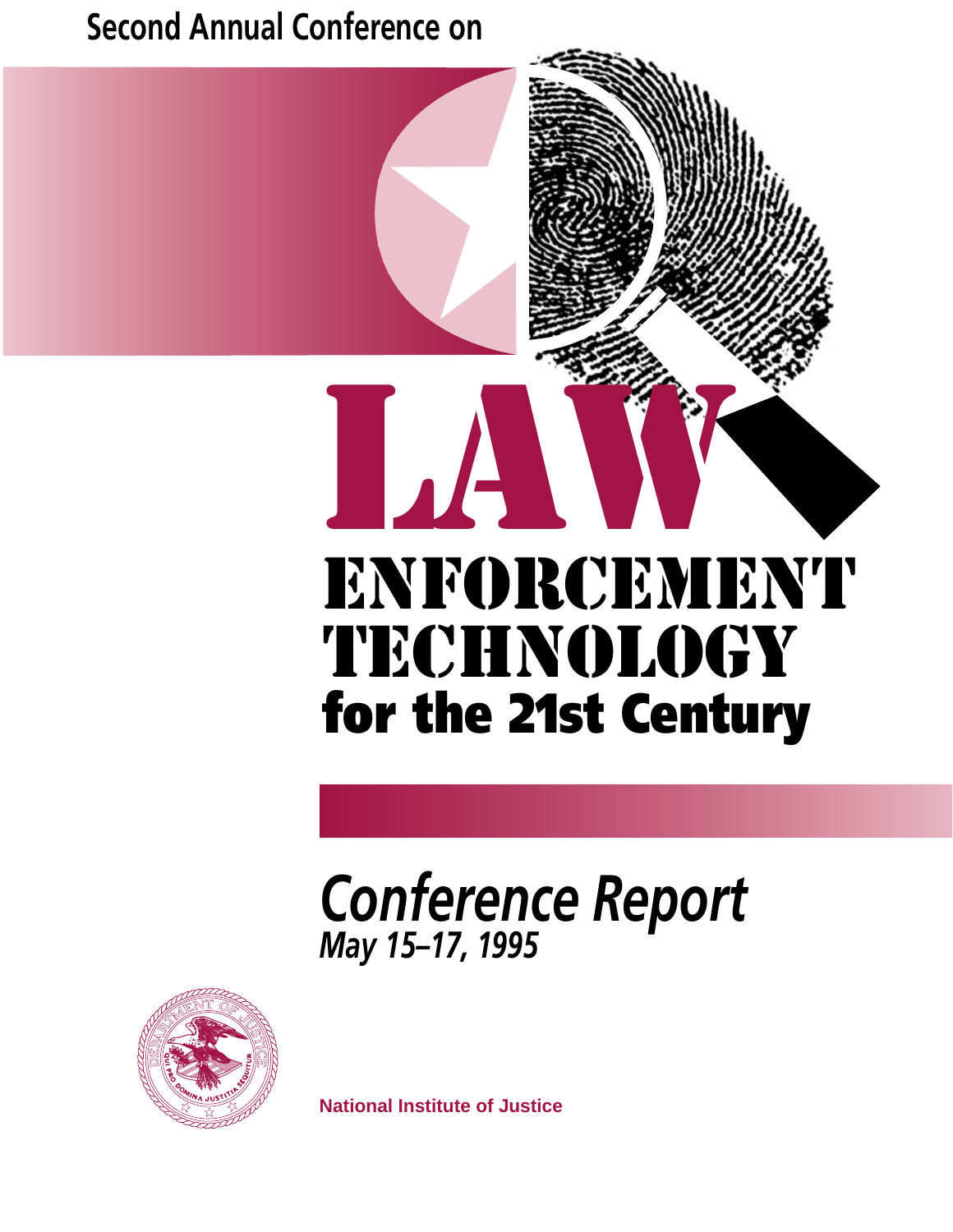Second Annual Conference on

# LAW ENFORCEMENT TECHNOLOGY for the 21st Century

## *Conference Report*

***May 15–17, 1995***

**National Institute of Justice**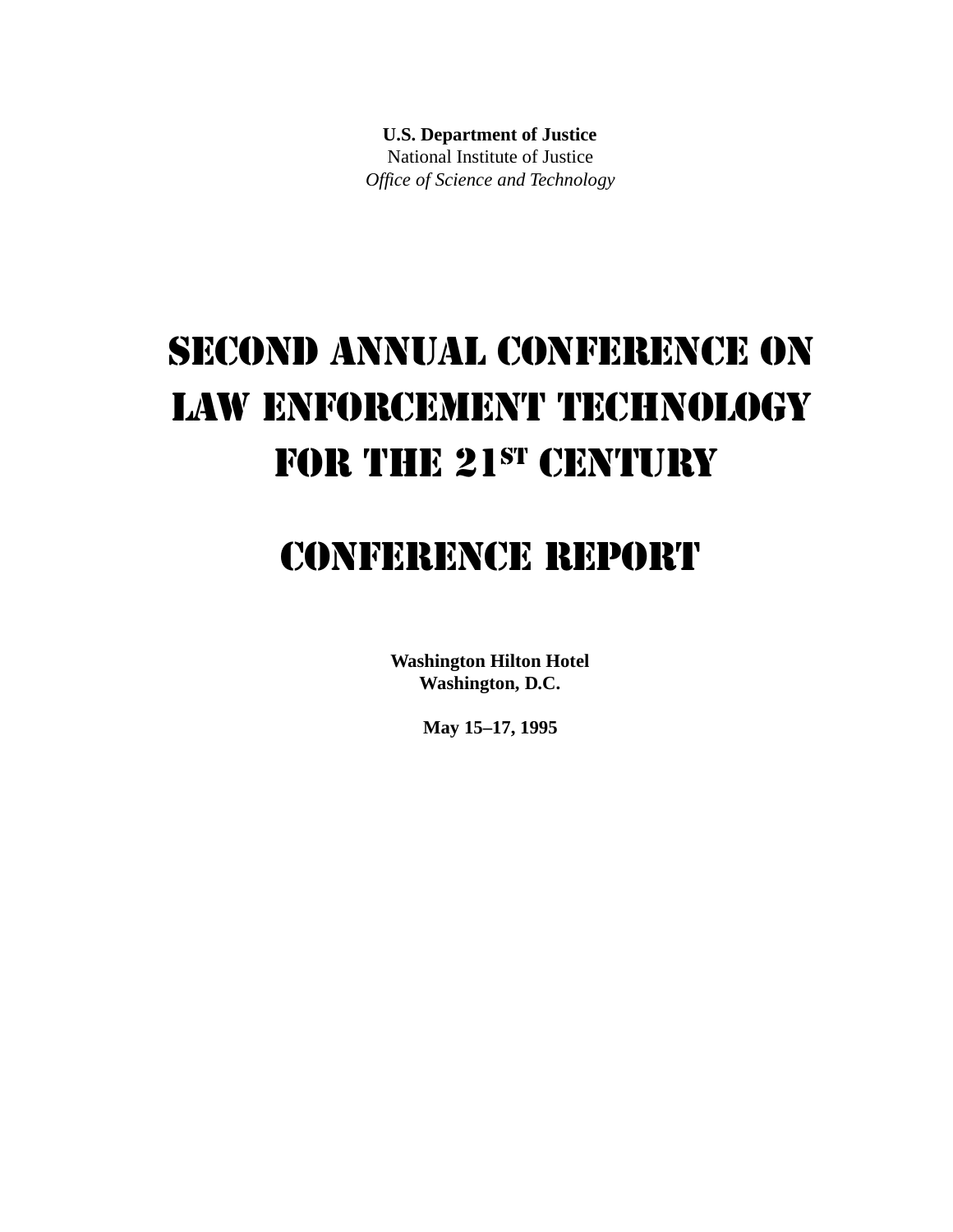**U.S. Department of Justice**
National Institute of Justice
*Office of Science and Technology*

# SECOND ANNUAL CONFERENCE ON LAW ENFORCEMENT TECHNOLOGY FOR THE 21ST CENTURY

# CONFERENCE REPORT

**Washington Hilton Hotel**
**Washington, D.C.**

**May 15–17, 1995**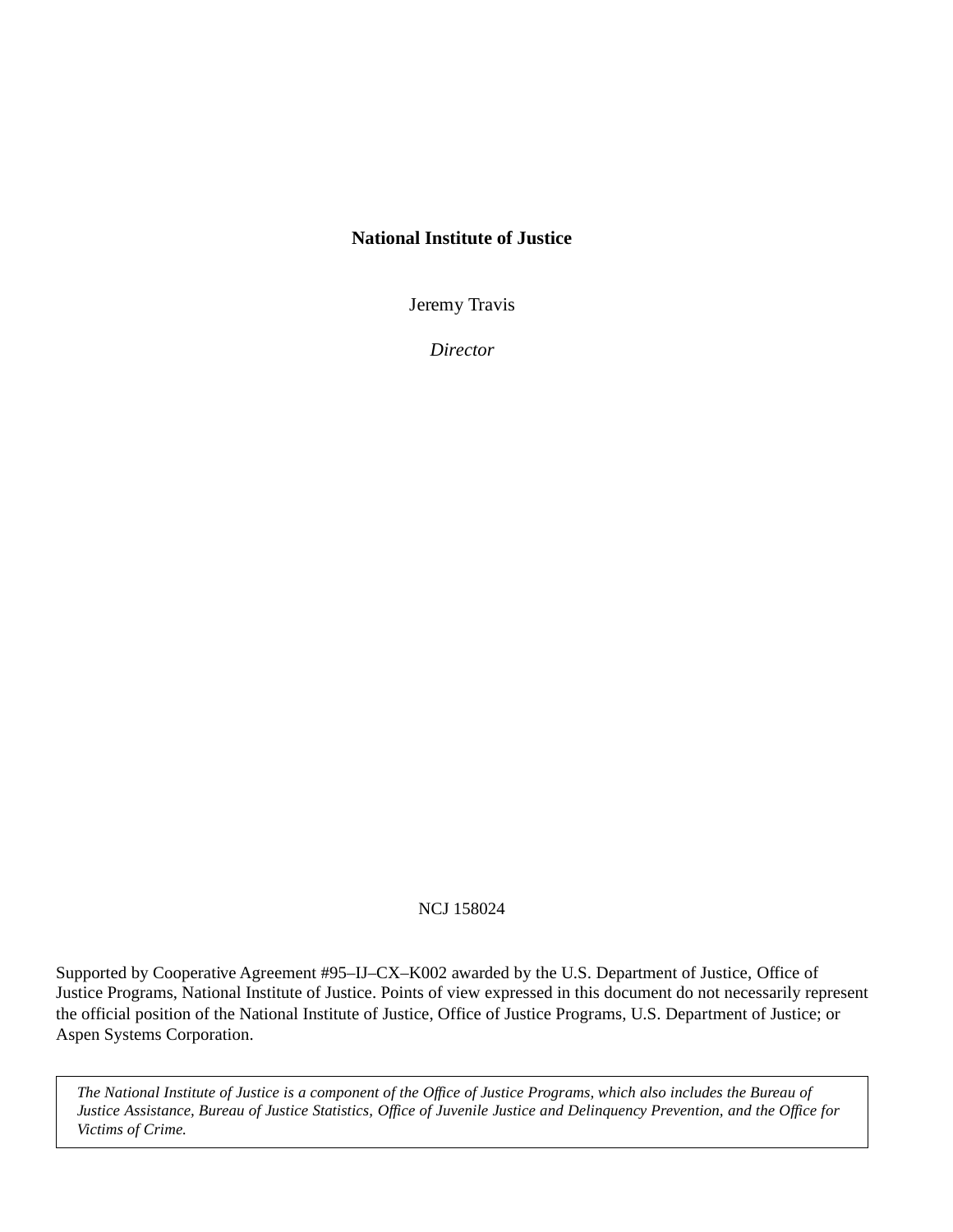**National Institute of Justice**

Jeremy Travis

*Director*

NCJ 158024

Supported by Cooperative Agreement #95–IJ–CX–K002 awarded by the U.S. Department of Justice, Office of Justice Programs, National Institute of Justice. Points of view expressed in this document do not necessarily represent the official position of the National Institute of Justice, Office of Justice Programs, U.S. Department of Justice; or Aspen Systems Corporation.

*The National Institute of Justice is a component of the Office of Justice Programs, which also includes the Bureau of Justice Assistance, Bureau of Justice Statistics, Office of Juvenile Justice and Delinquency Prevention, and the Office for Victims of Crime.*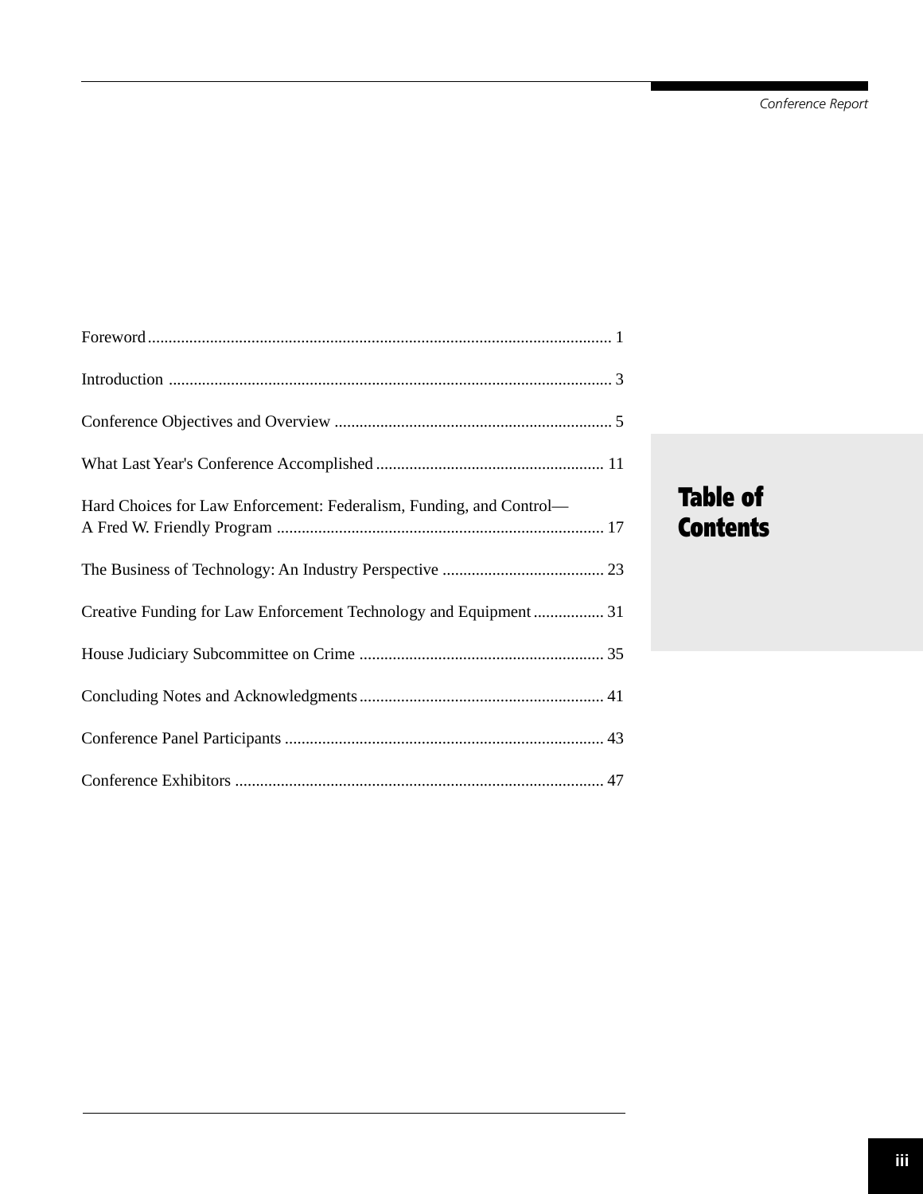# Table of Contents

| | |
|---|---|
| Foreword | 1 |
| Introduction | 3 |
| Conference Objectives and Overview | 5 |
| What Last Year's Conference Accomplished | 11 |
| Hard Choices for Law Enforcement: Federalism, Funding, and Control—A Fred W. Friendly Program | 17 |
| The Business of Technology: An Industry Perspective | 23 |
| Creative Funding for Law Enforcement Technology and Equipment | 31 |
| House Judiciary Subcommittee on Crime | 35 |
| Concluding Notes and Acknowledgments | 41 |
| Conference Panel Participants | 43 |
| Conference Exhibitors | 47 |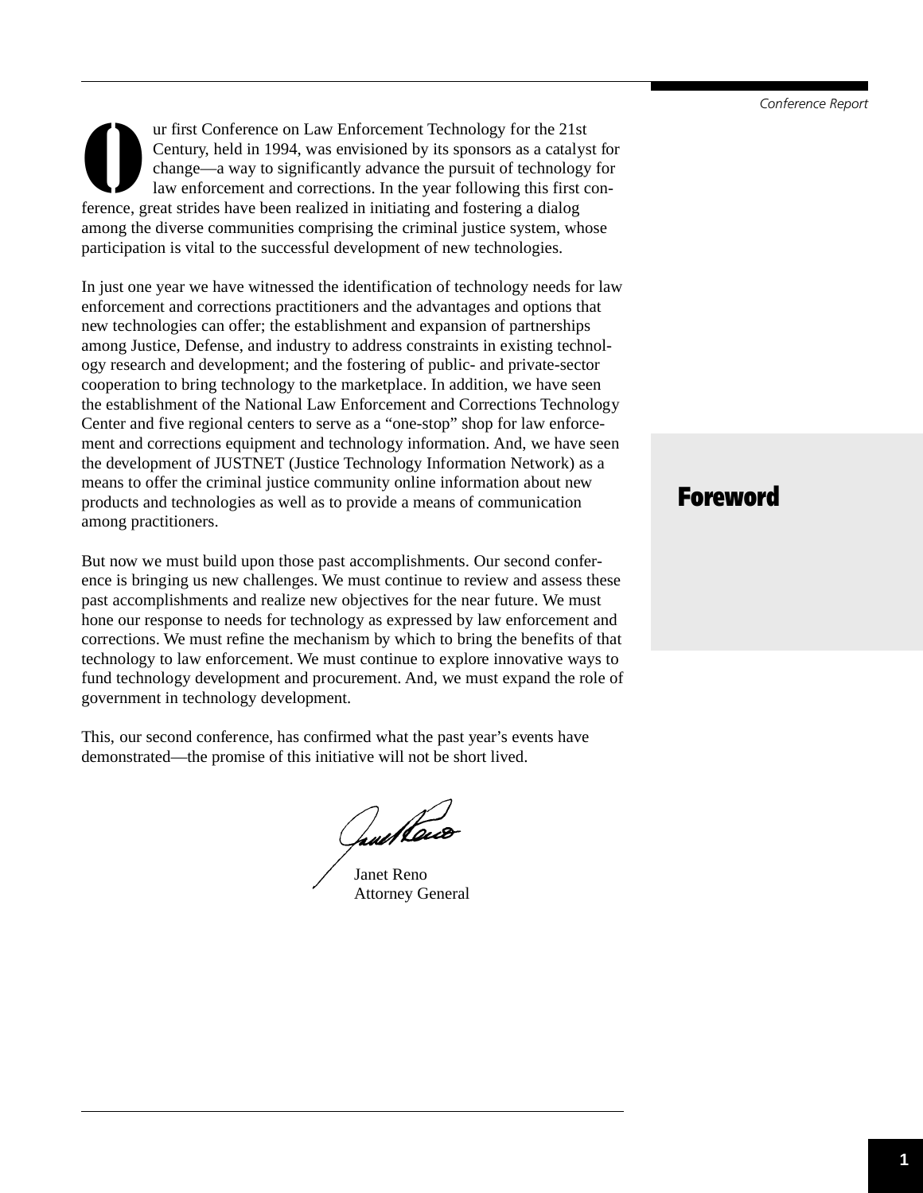# Foreword

Our first Conference on Law Enforcement Technology for the 21st Century, held in 1994, was envisioned by its sponsors as a catalyst for change—a way to significantly advance the pursuit of technology for law enforcement and corrections. In the year following this first conference, great strides have been realized in initiating and fostering a dialog among the diverse communities comprising the criminal justice system, whose participation is vital to the successful development of new technologies.

In just one year we have witnessed the identification of technology needs for law enforcement and corrections practitioners and the advantages and options that new technologies can offer; the establishment and expansion of partnerships among Justice, Defense, and industry to address constraints in existing technology research and development; and the fostering of public- and private-sector cooperation to bring technology to the marketplace. In addition, we have seen the establishment of the National Law Enforcement and Corrections Technology Center and five regional centers to serve as a "one-stop" shop for law enforcement and corrections equipment and technology information. And, we have seen the development of JUSTNET (Justice Technology Information Network) as a means to offer the criminal justice community online information about new products and technologies as well as to provide a means of communication among practitioners.

But now we must build upon those past accomplishments. Our second conference is bringing us new challenges. We must continue to review and assess these past accomplishments and realize new objectives for the near future. We must hone our response to needs for technology as expressed by law enforcement and corrections. We must refine the mechanism by which to bring the benefits of that technology to law enforcement. We must continue to explore innovative ways to fund technology development and procurement. And, we must expand the role of government in technology development.

This, our second conference, has confirmed what the past year's events have demonstrated—the promise of this initiative will not be short lived.

Janet Reno
Attorney General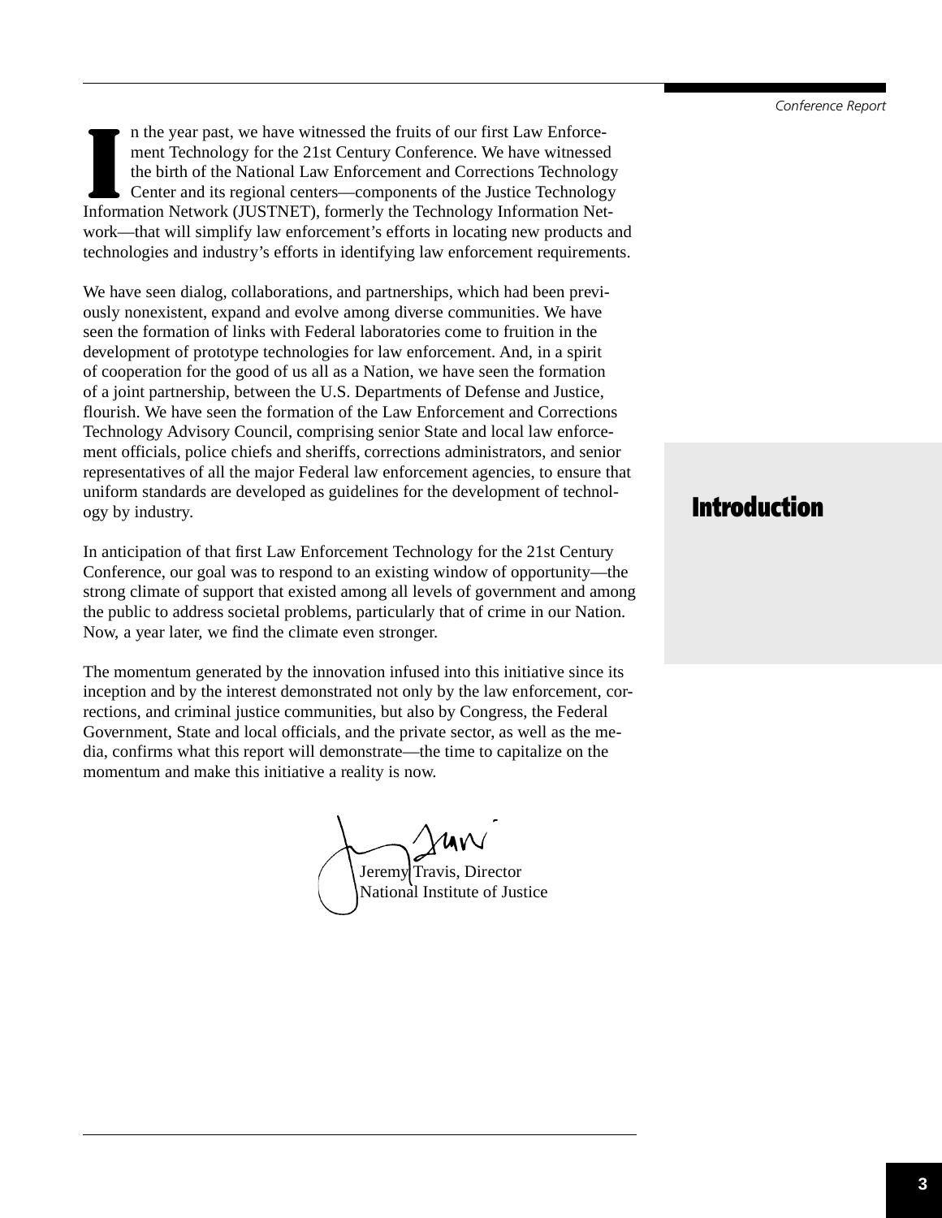# Introduction

In the year past, we have witnessed the fruits of our first Law Enforcement Technology for the 21st Century Conference. We have witnessed the birth of the National Law Enforcement and Corrections Technology Center and its regional centers—components of the Justice Technology Information Network (JUSTNET), formerly the Technology Information Network—that will simplify law enforcement's efforts in locating new products and technologies and industry's efforts in identifying law enforcement requirements.

We have seen dialog, collaborations, and partnerships, which had been previously nonexistent, expand and evolve among diverse communities. We have seen the formation of links with Federal laboratories come to fruition in the development of prototype technologies for law enforcement. And, in a spirit of cooperation for the good of us all as a Nation, we have seen the formation of a joint partnership, between the U.S. Departments of Defense and Justice, flourish. We have seen the formation of the Law Enforcement and Corrections Technology Advisory Council, comprising senior State and local law enforcement officials, police chiefs and sheriffs, corrections administrators, and senior representatives of all the major Federal law enforcement agencies, to ensure that uniform standards are developed as guidelines for the development of technology by industry.

In anticipation of that first Law Enforcement Technology for the 21st Century Conference, our goal was to respond to an existing window of opportunity—the strong climate of support that existed among all levels of government and among the public to address societal problems, particularly that of crime in our Nation. Now, a year later, we find the climate even stronger.

The momentum generated by the innovation infused into this initiative since its inception and by the interest demonstrated not only by the law enforcement, corrections, and criminal justice communities, but also by Congress, the Federal Government, State and local officials, and the private sector, as well as the media, confirms what this report will demonstrate—the time to capitalize on the momentum and make this initiative a reality is now.

Jeremy Travis, Director
National Institute of Justice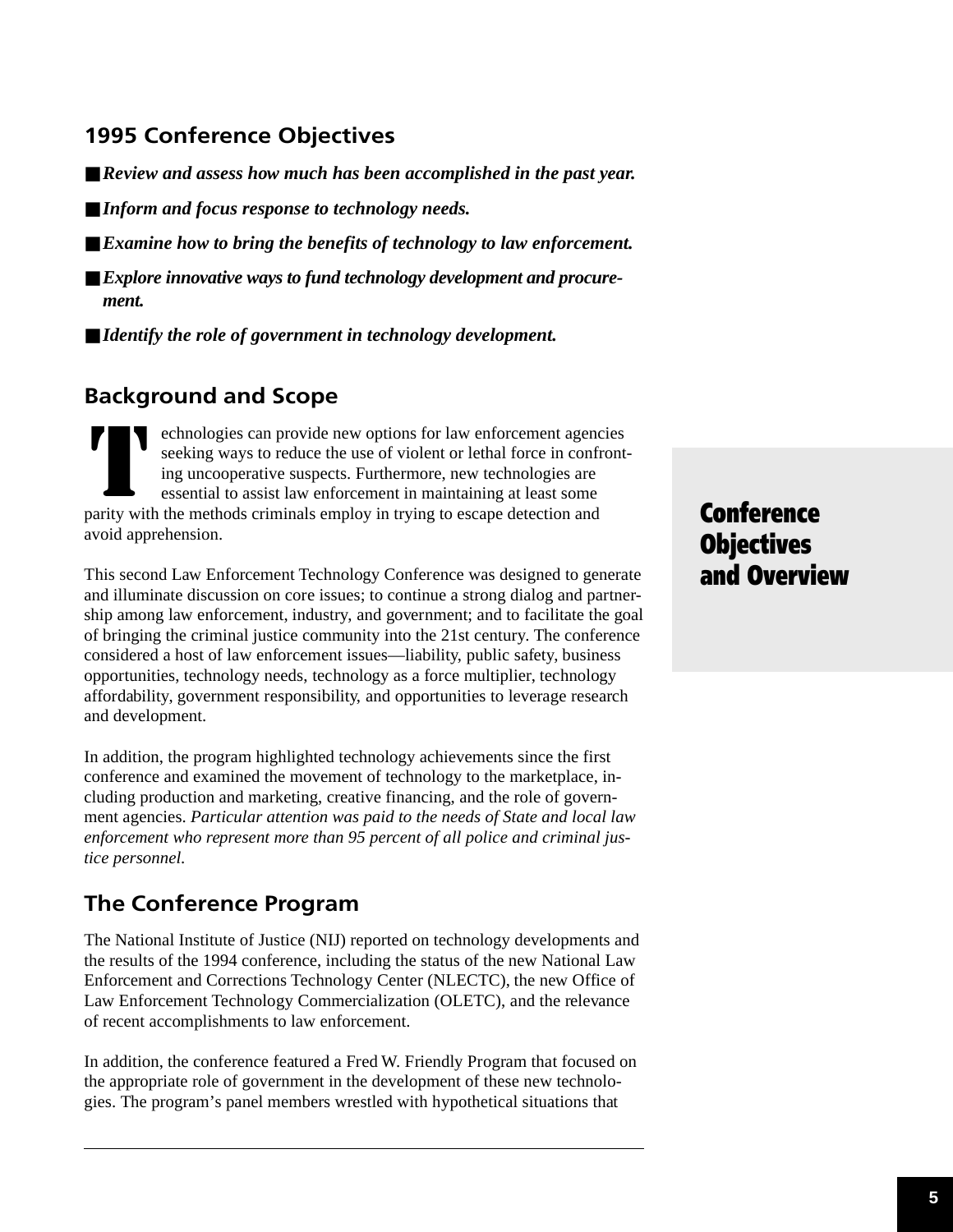# Conference Objectives and Overview

## 1995 Conference Objectives

- ***Review and assess how much has been accomplished in the past year.***
- ***Inform and focus response to technology needs.***
- ***Examine how to bring the benefits of technology to law enforcement.***
- ***Explore innovative ways to fund technology development and procurement.***
- ***Identify the role of government in technology development.***

## Background and Scope

Technologies can provide new options for law enforcement agencies seeking ways to reduce the use of violent or lethal force in confronting uncooperative suspects. Furthermore, new technologies are essential to assist law enforcement in maintaining at least some parity with the methods criminals employ in trying to escape detection and avoid apprehension.

This second Law Enforcement Technology Conference was designed to generate and illuminate discussion on core issues; to continue a strong dialog and partnership among law enforcement, industry, and government; and to facilitate the goal of bringing the criminal justice community into the 21st century. The conference considered a host of law enforcement issues—liability, public safety, business opportunities, technology needs, technology as a force multiplier, technology affordability, government responsibility, and opportunities to leverage research and development.

In addition, the program highlighted technology achievements since the first conference and examined the movement of technology to the marketplace, including production and marketing, creative financing, and the role of government agencies. *Particular attention was paid to the needs of State and local law enforcement who represent more than 95 percent of all police and criminal justice personnel.*

## The Conference Program

The National Institute of Justice (NIJ) reported on technology developments and the results of the 1994 conference, including the status of the new National Law Enforcement and Corrections Technology Center (NLECTC), the new Office of Law Enforcement Technology Commercialization (OLETC), and the relevance of recent accomplishments to law enforcement.

In addition, the conference featured a Fred W. Friendly Program that focused on the appropriate role of government in the development of these new technologies. The program's panel members wrestled with hypothetical situations that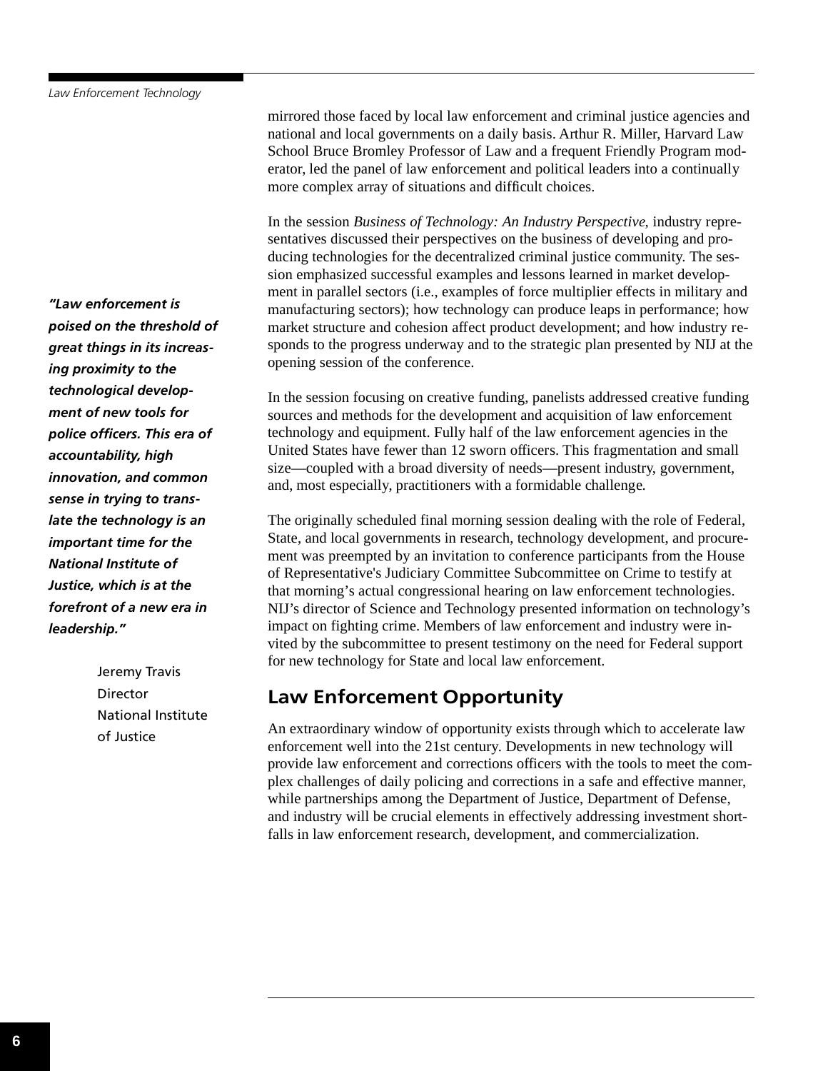mirrored those faced by local law enforcement and criminal justice agencies and national and local governments on a daily basis. Arthur R. Miller, Harvard Law School Bruce Bromley Professor of Law and a frequent Friendly Program moderator, led the panel of law enforcement and political leaders into a continually more complex array of situations and difficult choices.

In the session *Business of Technology: An Industry Perspective*, industry representatives discussed their perspectives on the business of developing and producing technologies for the decentralized criminal justice community. The session emphasized successful examples and lessons learned in market development in parallel sectors (i.e., examples of force multiplier effects in military and manufacturing sectors); how technology can produce leaps in performance; how market structure and cohesion affect product development; and how industry responds to the progress underway and to the strategic plan presented by NIJ at the opening session of the conference.

***"Law enforcement is poised on the threshold of great things in its increasing proximity to the technological development of new tools for police officers. This era of accountability, high innovation, and common sense in trying to translate the technology is an important time for the National Institute of Justice, which is at the forefront of a new era in leadership."***

Jeremy Travis
Director
National Institute of Justice

In the session focusing on creative funding, panelists addressed creative funding sources and methods for the development and acquisition of law enforcement technology and equipment. Fully half of the law enforcement agencies in the United States have fewer than 12 sworn officers. This fragmentation and small size—coupled with a broad diversity of needs—present industry, government, and, most especially, practitioners with a formidable challenge.

The originally scheduled final morning session dealing with the role of Federal, State, and local governments in research, technology development, and procurement was preempted by an invitation to conference participants from the House of Representative's Judiciary Committee Subcommittee on Crime to testify at that morning's actual congressional hearing on law enforcement technologies. NIJ's director of Science and Technology presented information on technology's impact on fighting crime. Members of law enforcement and industry were invited by the subcommittee to present testimony on the need for Federal support for new technology for State and local law enforcement.

## Law Enforcement Opportunity

An extraordinary window of opportunity exists through which to accelerate law enforcement well into the 21st century. Developments in new technology will provide law enforcement and corrections officers with the tools to meet the complex challenges of daily policing and corrections in a safe and effective manner, while partnerships among the Department of Justice, Department of Defense, and industry will be crucial elements in effectively addressing investment shortfalls in law enforcement research, development, and commercialization.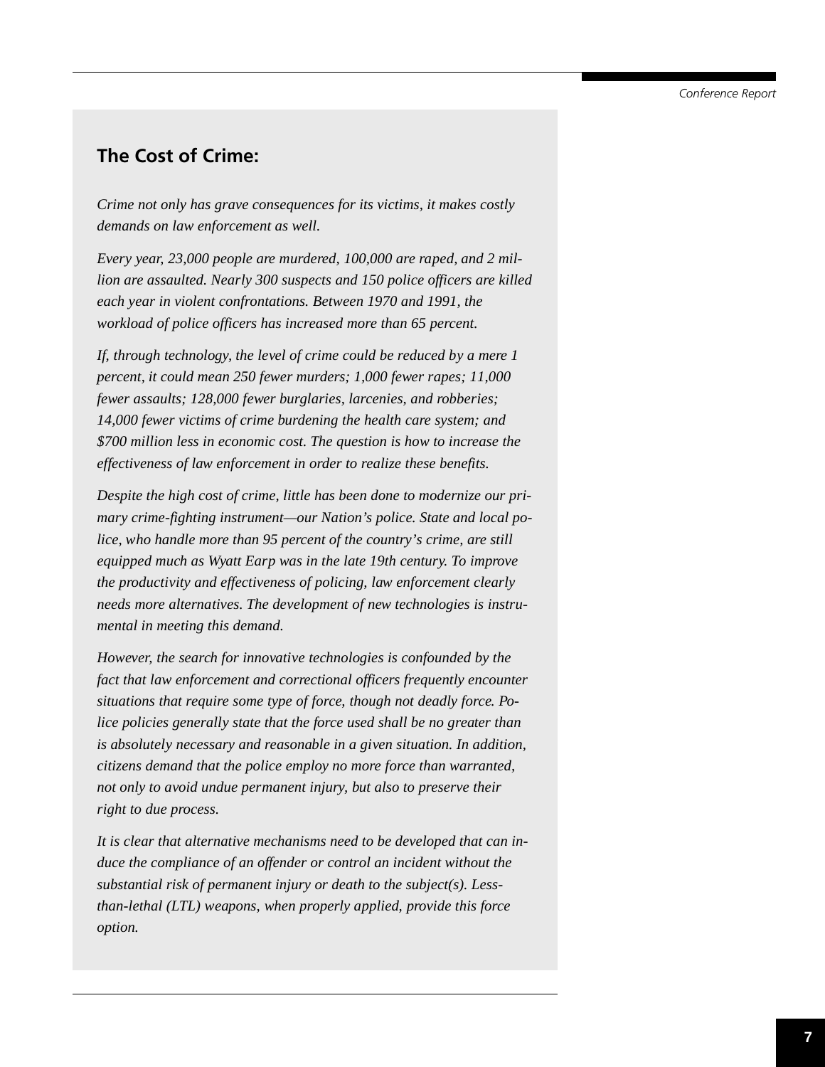## The Cost of Crime:

*Crime not only has grave consequences for its victims, it makes costly demands on law enforcement as well.*

*Every year, 23,000 people are murdered, 100,000 are raped, and 2 million are assaulted. Nearly 300 suspects and 150 police officers are killed each year in violent confrontations. Between 1970 and 1991, the workload of police officers has increased more than 65 percent.*

*If, through technology, the level of crime could be reduced by a mere 1 percent, it could mean 250 fewer murders; 1,000 fewer rapes; 11,000 fewer assaults; 128,000 fewer burglaries, larcenies, and robberies; 14,000 fewer victims of crime burdening the health care system; and $700 million less in economic cost. The question is how to increase the effectiveness of law enforcement in order to realize these benefits.*

*Despite the high cost of crime, little has been done to modernize our primary crime-fighting instrument—our Nation's police. State and local police, who handle more than 95 percent of the country's crime, are still equipped much as Wyatt Earp was in the late 19th century. To improve the productivity and effectiveness of policing, law enforcement clearly needs more alternatives. The development of new technologies is instrumental in meeting this demand.*

*However, the search for innovative technologies is confounded by the fact that law enforcement and correctional officers frequently encounter situations that require some type of force, though not deadly force. Police policies generally state that the force used shall be no greater than is absolutely necessary and reasonable in a given situation. In addition, citizens demand that the police employ no more force than warranted, not only to avoid undue permanent injury, but also to preserve their right to due process.*

*It is clear that alternative mechanisms need to be developed that can induce the compliance of an offender or control an incident without the substantial risk of permanent injury or death to the subject(s). Less-than-lethal (LTL) weapons, when properly applied, provide this force option.*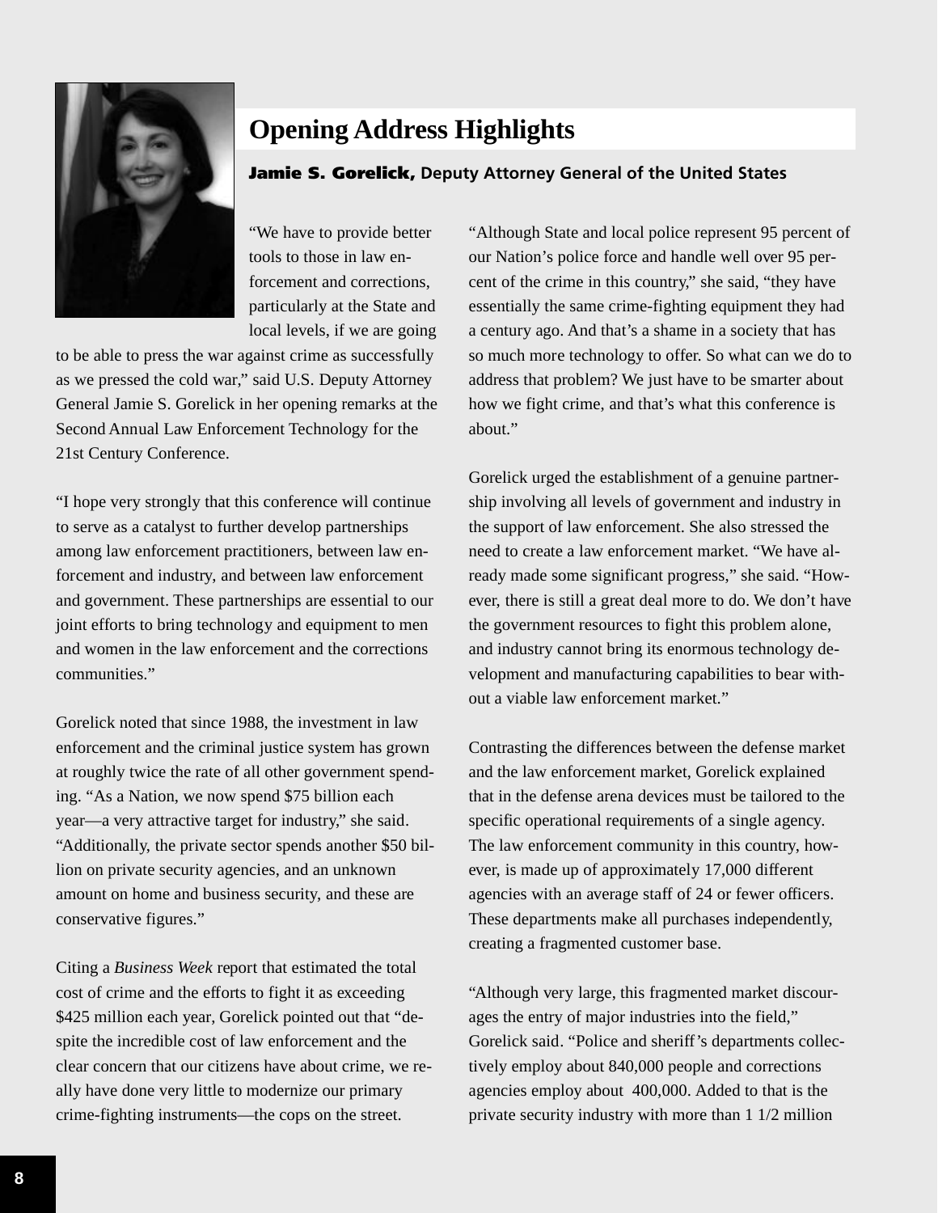# Opening Address Highlights

**Jamie S. Gorelick, Deputy Attorney General of the United States**

"We have to provide better tools to those in law enforcement and corrections, particularly at the State and local levels, if we are going to be able to press the war against crime as successfully as we pressed the cold war," said U.S. Deputy Attorney General Jamie S. Gorelick in her opening remarks at the Second Annual Law Enforcement Technology for the 21st Century Conference.

"I hope very strongly that this conference will continue to serve as a catalyst to further develop partnerships among law enforcement practitioners, between law enforcement and industry, and between law enforcement and government. These partnerships are essential to our joint efforts to bring technology and equipment to men and women in the law enforcement and the corrections communities."

Gorelick noted that since 1988, the investment in law enforcement and the criminal justice system has grown at roughly twice the rate of all other government spending. "As a Nation, we now spend $75 billion each year—a very attractive target for industry," she said. "Additionally, the private sector spends another $50 billion on private security agencies, and an unknown amount on home and business security, and these are conservative figures."

Citing a *Business Week* report that estimated the total cost of crime and the efforts to fight it as exceeding $425 million each year, Gorelick pointed out that "despite the incredible cost of law enforcement and the clear concern that our citizens have about crime, we really have done very little to modernize our primary crime-fighting instruments—the cops on the street.

"Although State and local police represent 95 percent of our Nation's police force and handle well over 95 percent of the crime in this country," she said, "they have essentially the same crime-fighting equipment they had a century ago. And that's a shame in a society that has so much more technology to offer. So what can we do to address that problem? We just have to be smarter about how we fight crime, and that's what this conference is about."

Gorelick urged the establishment of a genuine partnership involving all levels of government and industry in the support of law enforcement. She also stressed the need to create a law enforcement market. "We have already made some significant progress," she said. "However, there is still a great deal more to do. We don't have the government resources to fight this problem alone, and industry cannot bring its enormous technology development and manufacturing capabilities to bear without a viable law enforcement market."

Contrasting the differences between the defense market and the law enforcement market, Gorelick explained that in the defense arena devices must be tailored to the specific operational requirements of a single agency. The law enforcement community in this country, however, is made up of approximately 17,000 different agencies with an average staff of 24 or fewer officers. These departments make all purchases independently, creating a fragmented customer base.

"Although very large, this fragmented market discourages the entry of major industries into the field," Gorelick said. "Police and sheriff's departments collectively employ about 840,000 people and corrections agencies employ about 400,000. Added to that is the private security industry with more than 1 1/2 million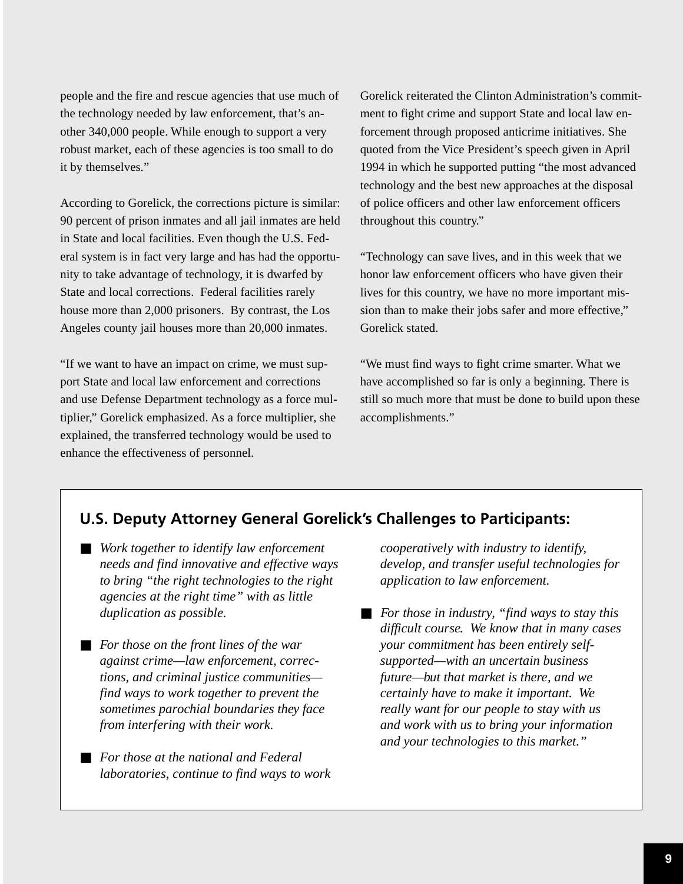people and the fire and rescue agencies that use much of the technology needed by law enforcement, that's another 340,000 people. While enough to support a very robust market, each of these agencies is too small to do it by themselves."

According to Gorelick, the corrections picture is similar: 90 percent of prison inmates and all jail inmates are held in State and local facilities. Even though the U.S. Federal system is in fact very large and has had the opportunity to take advantage of technology, it is dwarfed by State and local corrections. Federal facilities rarely house more than 2,000 prisoners. By contrast, the Los Angeles county jail houses more than 20,000 inmates.

"If we want to have an impact on crime, we must support State and local law enforcement and corrections and use Defense Department technology as a force multiplier," Gorelick emphasized. As a force multiplier, she explained, the transferred technology would be used to enhance the effectiveness of personnel.

Gorelick reiterated the Clinton Administration's commitment to fight crime and support State and local law enforcement through proposed anticrime initiatives. She quoted from the Vice President's speech given in April 1994 in which he supported putting "the most advanced technology and the best new approaches at the disposal of police officers and other law enforcement officers throughout this country."

"Technology can save lives, and in this week that we honor law enforcement officers who have given their lives for this country, we have no more important mission than to make their jobs safer and more effective," Gorelick stated.

"We must find ways to fight crime smarter. What we have accomplished so far is only a beginning. There is still so much more that must be done to build upon these accomplishments."

## U.S. Deputy Attorney General Gorelick's Challenges to Participants:

- *Work together to identify law enforcement needs and find innovative and effective ways to bring "the right technologies to the right agencies at the right time" with as little duplication as possible.*
- *For those on the front lines of the war against crime—law enforcement, corrections, and criminal justice communities—find ways to work together to prevent the sometimes parochial boundaries they face from interfering with their work.*
- *For those at the national and Federal laboratories, continue to find ways to work cooperatively with industry to identify, develop, and transfer useful technologies for application to law enforcement.*
- *For those in industry, "find ways to stay this difficult course. We know that in many cases your commitment has been entirely self-supported—with an uncertain business future—but that market is there, and we certainly have to make it important. We really want for our people to stay with us and work with us to bring your information and your technologies to this market."*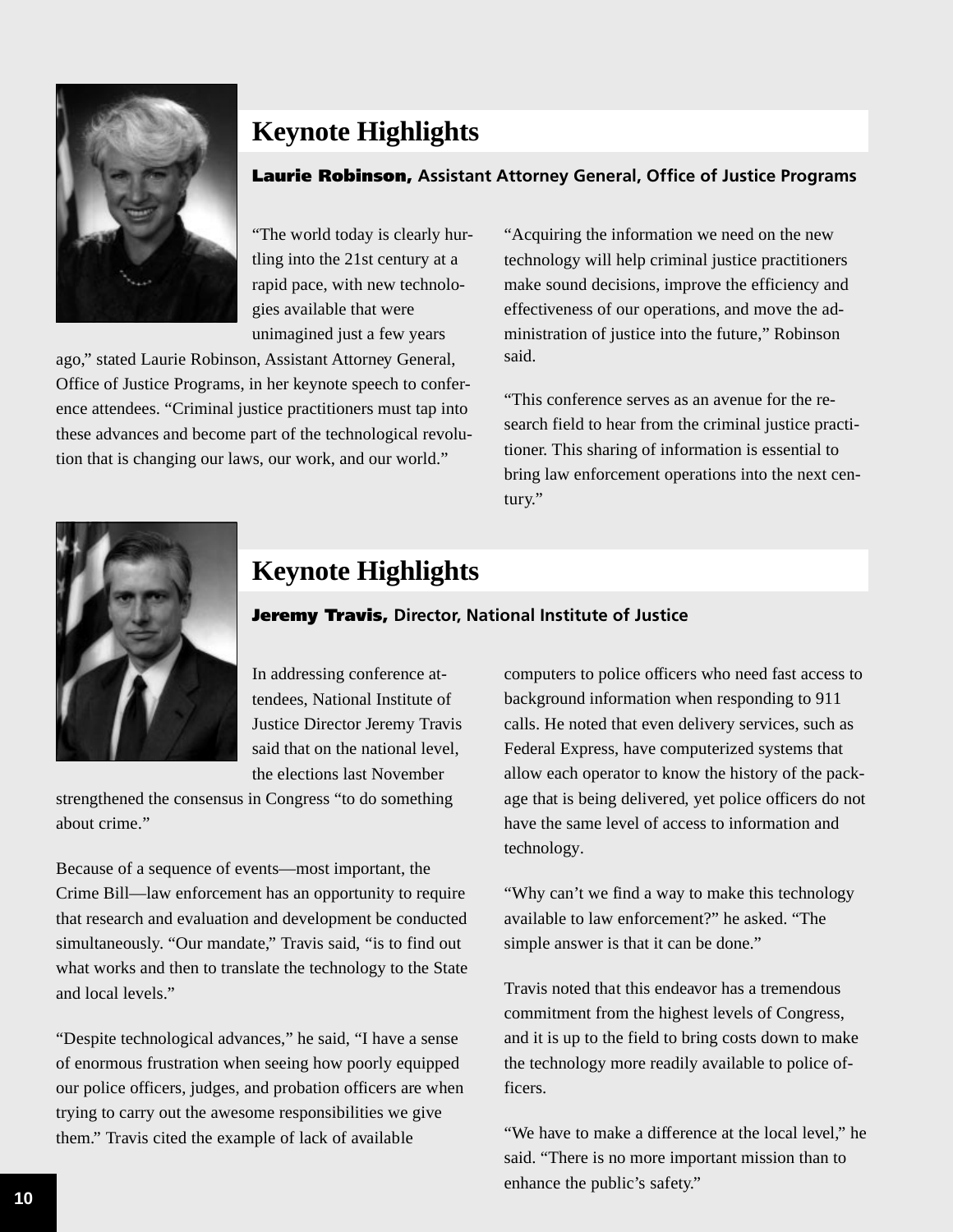## Keynote Highlights

**Laurie Robinson,** **Assistant Attorney General, Office of Justice Programs**

"The world today is clearly hurtling into the 21st century at a rapid pace, with new technologies available that were unimagined just a few years ago," stated Laurie Robinson, Assistant Attorney General, Office of Justice Programs, in her keynote speech to conference attendees. "Criminal justice practitioners must tap into these advances and become part of the technological revolution that is changing our laws, our work, and our world."

"Acquiring the information we need on the new technology will help criminal justice practitioners make sound decisions, improve the efficiency and effectiveness of our operations, and move the administration of justice into the future," Robinson said.

"This conference serves as an avenue for the research field to hear from the criminal justice practitioner. This sharing of information is essential to bring law enforcement operations into the next century."

## Keynote Highlights

**Jeremy Travis,** **Director, National Institute of Justice**

In addressing conference attendees, National Institute of Justice Director Jeremy Travis said that on the national level, the elections last November strengthened the consensus in Congress "to do something about crime."

Because of a sequence of events—most important, the Crime Bill—law enforcement has an opportunity to require that research and evaluation and development be conducted simultaneously. "Our mandate," Travis said, "is to find out what works and then to translate the technology to the State and local levels."

"Despite technological advances," he said, "I have a sense of enormous frustration when seeing how poorly equipped our police officers, judges, and probation officers are when trying to carry out the awesome responsibilities we give them." Travis cited the example of lack of available computers to police officers who need fast access to background information when responding to 911 calls. He noted that even delivery services, such as Federal Express, have computerized systems that allow each operator to know the history of the package that is being delivered, yet police officers do not have the same level of access to information and technology.

"Why can't we find a way to make this technology available to law enforcement?" he asked. "The simple answer is that it can be done."

Travis noted that this endeavor has a tremendous commitment from the highest levels of Congress, and it is up to the field to bring costs down to make the technology more readily available to police officers.

"We have to make a difference at the local level," he said. "There is no more important mission than to enhance the public's safety."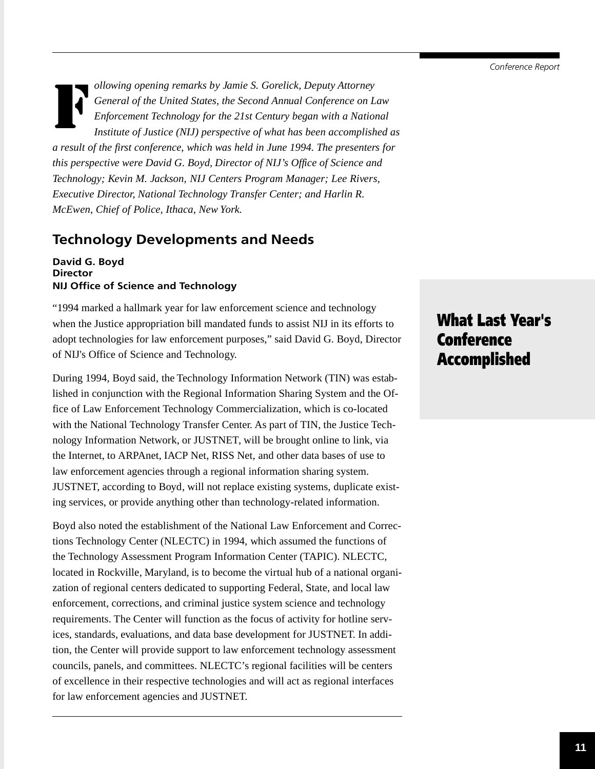## What Last Year's Conference Accomplished

*Following opening remarks by Jamie S. Gorelick, Deputy Attorney General of the United States, the Second Annual Conference on Law Enforcement Technology for the 21st Century began with a National Institute of Justice (NIJ) perspective of what has been accomplished as a result of the first conference, which was held in June 1994. The presenters for this perspective were David G. Boyd, Director of NIJ's Office of Science and Technology; Kevin M. Jackson, NIJ Centers Program Manager; Lee Rivers, Executive Director, National Technology Transfer Center; and Harlin R. McEwen, Chief of Police, Ithaca, New York.*

## Technology Developments and Needs

**David G. Boyd**
**Director**
**NIJ Office of Science and Technology**

"1994 marked a hallmark year for law enforcement science and technology when the Justice appropriation bill mandated funds to assist NIJ in its efforts to adopt technologies for law enforcement purposes," said David G. Boyd, Director of NIJ's Office of Science and Technology.

During 1994, Boyd said, the Technology Information Network (TIN) was established in conjunction with the Regional Information Sharing System and the Office of Law Enforcement Technology Commercialization, which is co-located with the National Technology Transfer Center. As part of TIN, the Justice Technology Information Network, or JUSTNET, will be brought online to link, via the Internet, to ARPAnet, IACP Net, RISS Net, and other data bases of use to law enforcement agencies through a regional information sharing system. JUSTNET, according to Boyd, will not replace existing systems, duplicate existing services, or provide anything other than technology-related information.

Boyd also noted the establishment of the National Law Enforcement and Corrections Technology Center (NLECTC) in 1994, which assumed the functions of the Technology Assessment Program Information Center (TAPIC). NLECTC, located in Rockville, Maryland, is to become the virtual hub of a national organization of regional centers dedicated to supporting Federal, State, and local law enforcement, corrections, and criminal justice system science and technology requirements. The Center will function as the focus of activity for hotline services, standards, evaluations, and data base development for JUSTNET. In addition, the Center will provide support to law enforcement technology assessment councils, panels, and committees. NLECTC's regional facilities will be centers of excellence in their respective technologies and will act as regional interfaces for law enforcement agencies and JUSTNET.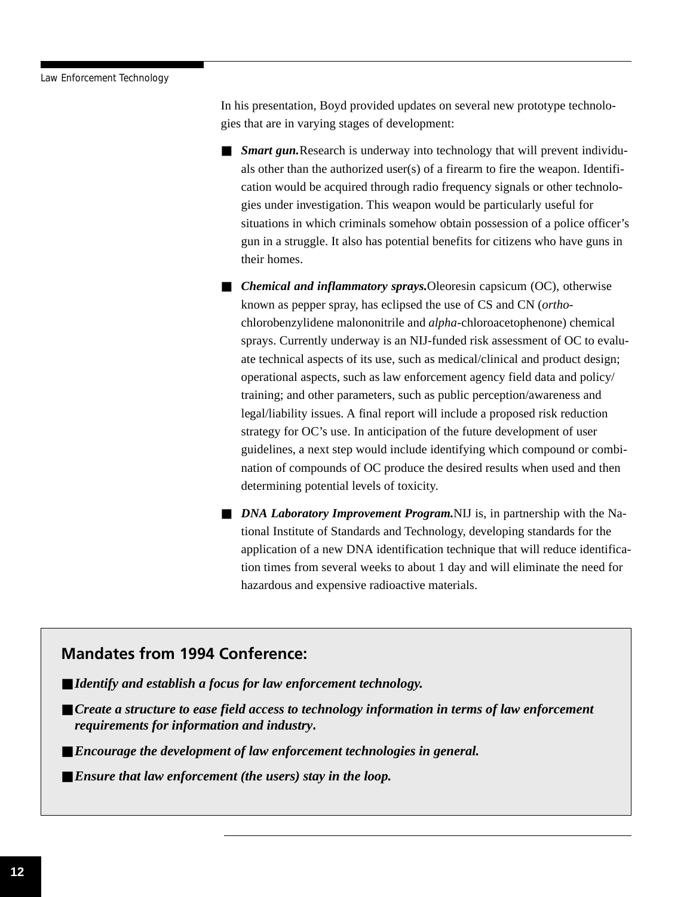In his presentation, Boyd provided updates on several new prototype technologies that are in varying stages of development:

- ***Smart gun.*** Research is underway into technology that will prevent individuals other than the authorized user(s) of a firearm to fire the weapon. Identification would be acquired through radio frequency signals or other technologies under investigation. This weapon would be particularly useful for situations in which criminals somehow obtain possession of a police officer's gun in a struggle. It also has potential benefits for citizens who have guns in their homes.

- ***Chemical and inflammatory sprays.*** Oleoresin capsicum (OC), otherwise known as pepper spray, has eclipsed the use of CS and CN (*ortho*-chlorobenzylidene malononitrile and *alpha*-chloroacetophenone) chemical sprays. Currently underway is an NIJ-funded risk assessment of OC to evaluate technical aspects of its use, such as medical/clinical and product design; operational aspects, such as law enforcement agency field data and policy/training; and other parameters, such as public perception/awareness and legal/liability issues. A final report will include a proposed risk reduction strategy for OC's use. In anticipation of the future development of user guidelines, a next step would include identifying which compound or combination of compounds of OC produce the desired results when used and then determining potential levels of toxicity.

- ***DNA Laboratory Improvement Program.*** NIJ is, in partnership with the National Institute of Standards and Technology, developing standards for the application of a new DNA identification technique that will reduce identification times from several weeks to about 1 day and will eliminate the need for hazardous and expensive radioactive materials.

## Mandates from 1994 Conference:

- ***Identify and establish a focus for law enforcement technology.***
- ***Create a structure to ease field access to technology information in terms of law enforcement requirements for information and industry.***
- ***Encourage the development of law enforcement technologies in general.***
- ***Ensure that law enforcement (the users) stay in the loop.***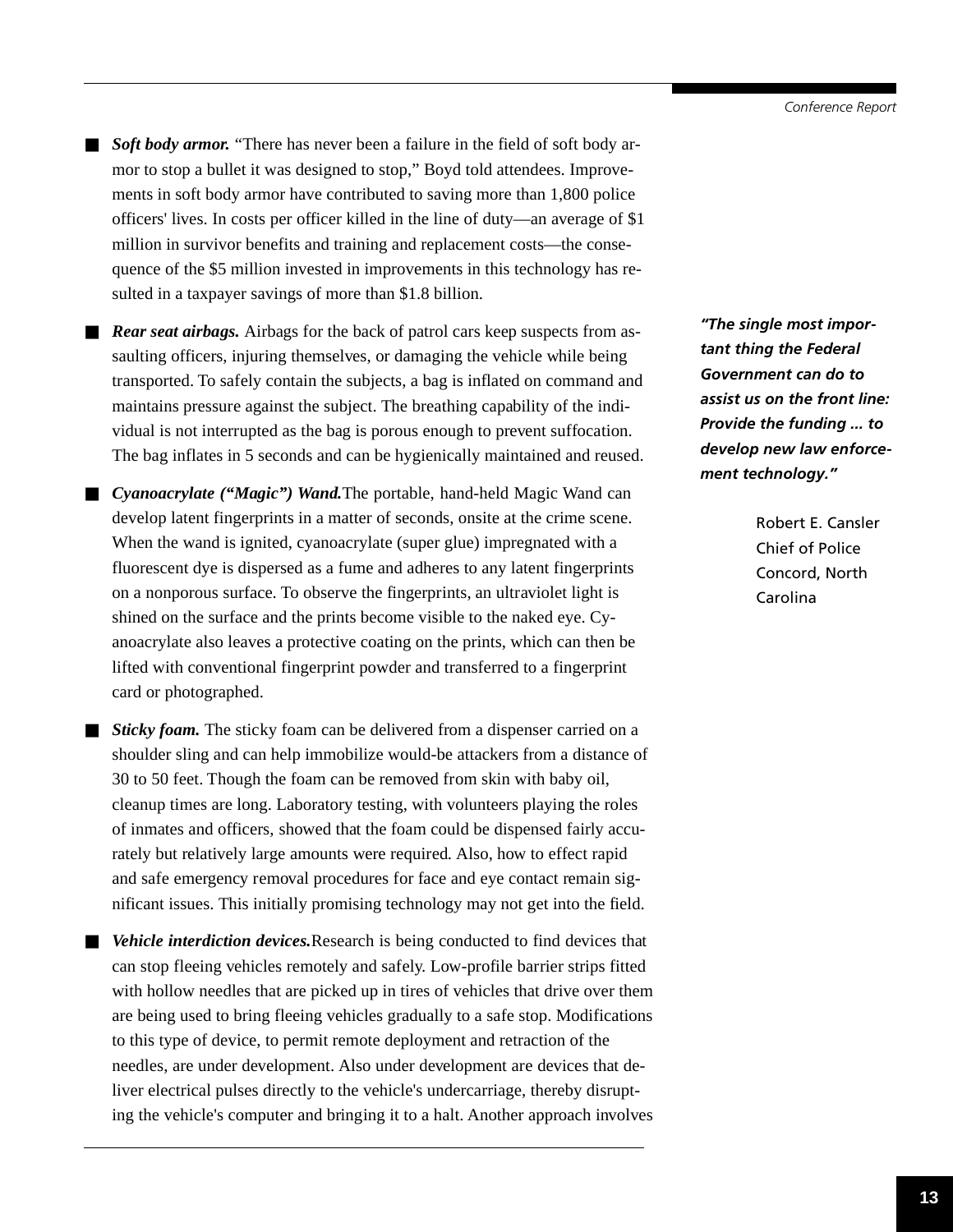- ***Soft body armor.*** "There has never been a failure in the field of soft body armor to stop a bullet it was designed to stop," Boyd told attendees. Improvements in soft body armor have contributed to saving more than 1,800 police officers' lives. In costs per officer killed in the line of duty—an average of $1 million in survivor benefits and training and replacement costs—the consequence of the $5 million invested in improvements in this technology has resulted in a taxpayer savings of more than $1.8 billion.

- ***Rear seat airbags.*** Airbags for the back of patrol cars keep suspects from assaulting officers, injuring themselves, or damaging the vehicle while being transported. To safely contain the subjects, a bag is inflated on command and maintains pressure against the subject. The breathing capability of the individual is not interrupted as the bag is porous enough to prevent suffocation. The bag inflates in 5 seconds and can be hygienically maintained and reused.

- ***Cyanoacrylate ("Magic") Wand.*** The portable, hand-held Magic Wand can develop latent fingerprints in a matter of seconds, onsite at the crime scene. When the wand is ignited, cyanoacrylate (super glue) impregnated with a fluorescent dye is dispersed as a fume and adheres to any latent fingerprints on a nonporous surface. To observe the fingerprints, an ultraviolet light is shined on the surface and the prints become visible to the naked eye. Cyanoacrylate also leaves a protective coating on the prints, which can then be lifted with conventional fingerprint powder and transferred to a fingerprint card or photographed.

- ***Sticky foam.*** The sticky foam can be delivered from a dispenser carried on a shoulder sling and can help immobilize would-be attackers from a distance of 30 to 50 feet. Though the foam can be removed from skin with baby oil, cleanup times are long. Laboratory testing, with volunteers playing the roles of inmates and officers, showed that the foam could be dispensed fairly accurately but relatively large amounts were required. Also, how to effect rapid and safe emergency removal procedures for face and eye contact remain significant issues. This initially promising technology may not get into the field.

- ***Vehicle interdiction devices.*** Research is being conducted to find devices that can stop fleeing vehicles remotely and safely. Low-profile barrier strips fitted with hollow needles that are picked up in tires of vehicles that drive over them are being used to bring fleeing vehicles gradually to a safe stop. Modifications to this type of device, to permit remote deployment and retraction of the needles, are under development. Also under development are devices that deliver electrical pulses directly to the vehicle's undercarriage, thereby disrupting the vehicle's computer and bringing it to a halt. Another approach involves

> ***"The single most important thing the Federal Government can do to assist us on the front line: Provide the funding ... to develop new law enforcement technology."***
>
> Robert E. Cansler
> Chief of Police
> Concord, North Carolina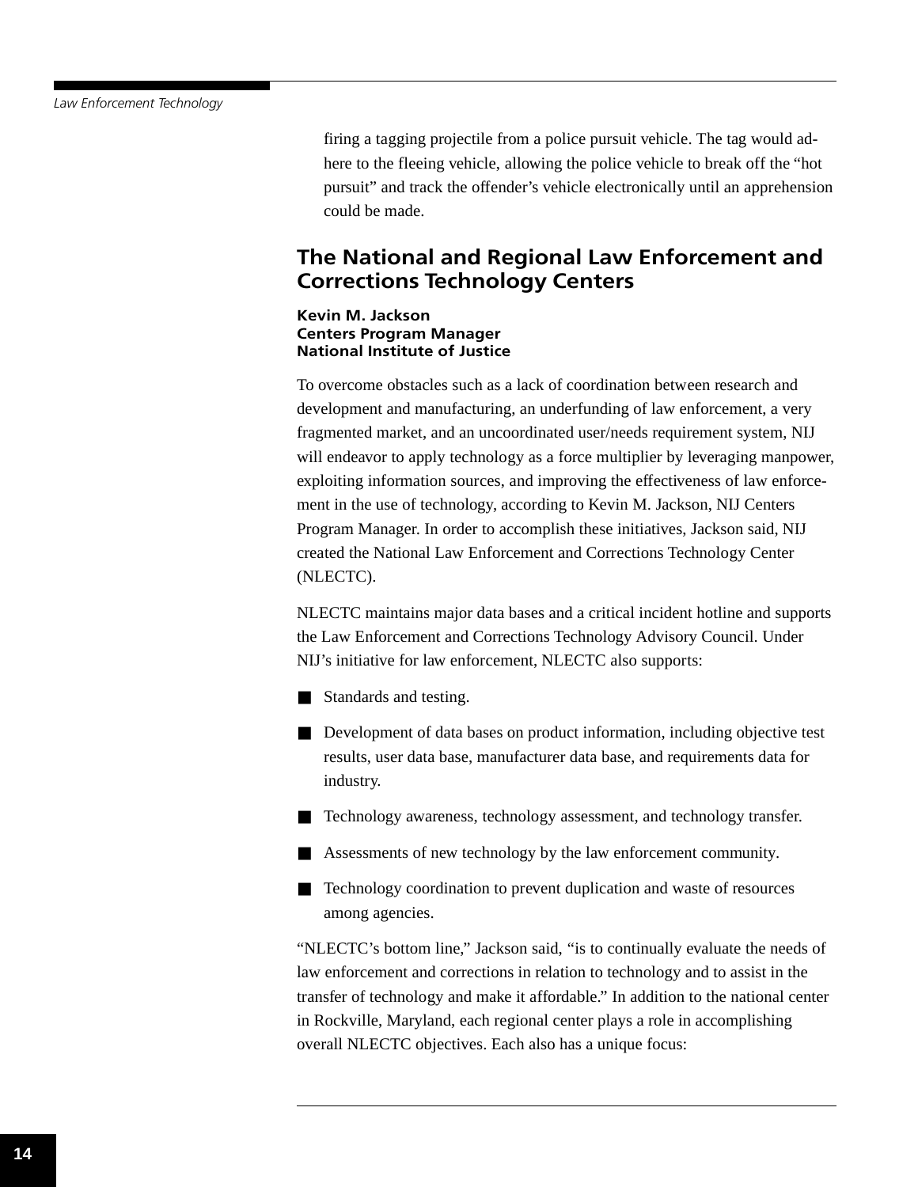firing a tagging projectile from a police pursuit vehicle. The tag would adhere to the fleeing vehicle, allowing the police vehicle to break off the "hot pursuit" and track the offender's vehicle electronically until an apprehension could be made.

## The National and Regional Law Enforcement and Corrections Technology Centers

**Kevin M. Jackson**
**Centers Program Manager**
**National Institute of Justice**

To overcome obstacles such as a lack of coordination between research and development and manufacturing, an underfunding of law enforcement, a very fragmented market, and an uncoordinated user/needs requirement system, NIJ will endeavor to apply technology as a force multiplier by leveraging manpower, exploiting information sources, and improving the effectiveness of law enforcement in the use of technology, according to Kevin M. Jackson, NIJ Centers Program Manager. In order to accomplish these initiatives, Jackson said, NIJ created the National Law Enforcement and Corrections Technology Center (NLECTC).

NLECTC maintains major data bases and a critical incident hotline and supports the Law Enforcement and Corrections Technology Advisory Council. Under NIJ's initiative for law enforcement, NLECTC also supports:

- Standards and testing.
- Development of data bases on product information, including objective test results, user data base, manufacturer data base, and requirements data for industry.
- Technology awareness, technology assessment, and technology transfer.
- Assessments of new technology by the law enforcement community.
- Technology coordination to prevent duplication and waste of resources among agencies.

"NLECTC's bottom line," Jackson said, "is to continually evaluate the needs of law enforcement and corrections in relation to technology and to assist in the transfer of technology and make it affordable." In addition to the national center in Rockville, Maryland, each regional center plays a role in accomplishing overall NLECTC objectives. Each also has a unique focus: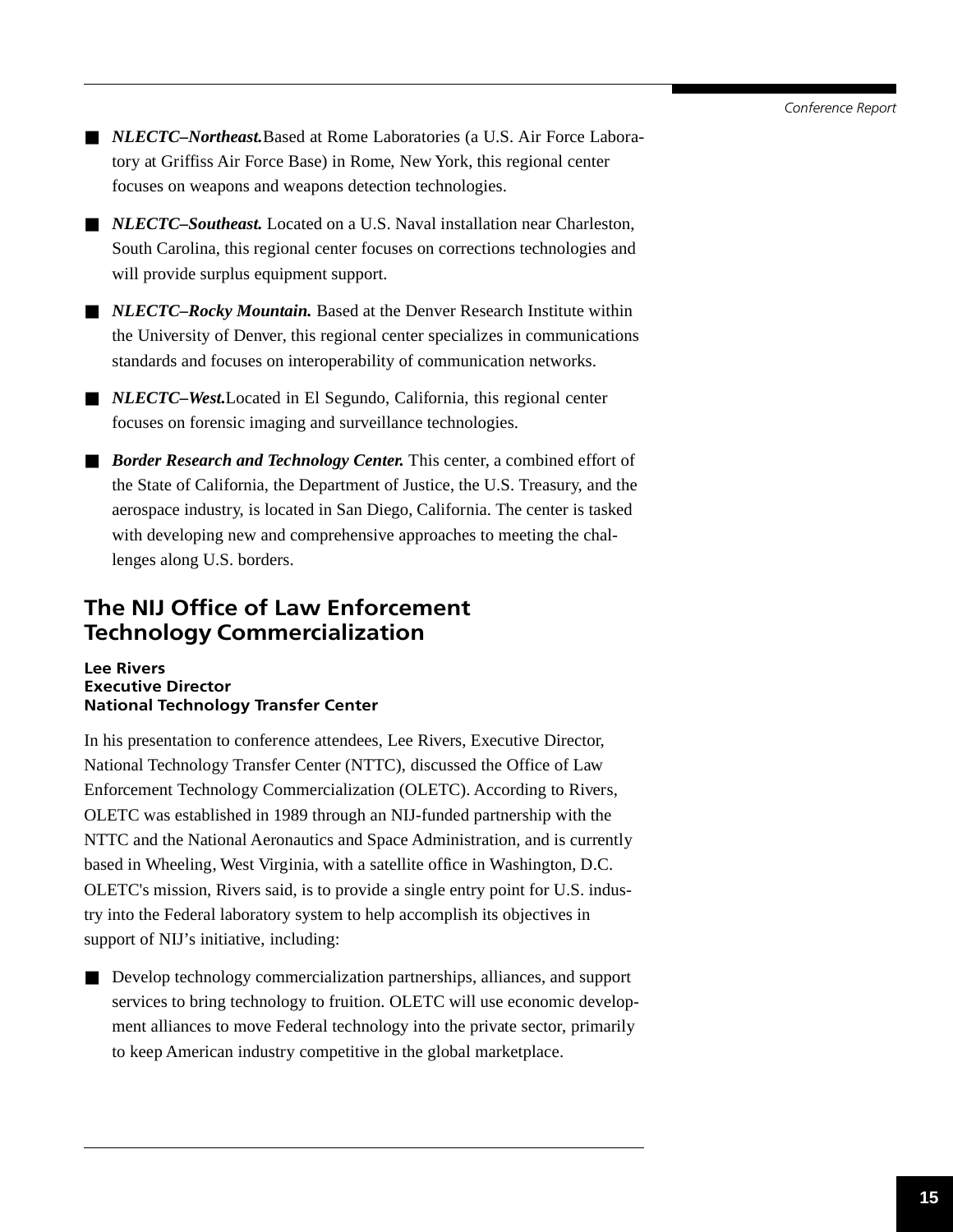- ***NLECTC–Northeast.*** Based at Rome Laboratories (a U.S. Air Force Laboratory at Griffiss Air Force Base) in Rome, New York, this regional center focuses on weapons and weapons detection technologies.

- ***NLECTC–Southeast.*** Located on a U.S. Naval installation near Charleston, South Carolina, this regional center focuses on corrections technologies and will provide surplus equipment support.

- ***NLECTC–Rocky Mountain.*** Based at the Denver Research Institute within the University of Denver, this regional center specializes in communications standards and focuses on interoperability of communication networks.

- ***NLECTC–West.*** Located in El Segundo, California, this regional center focuses on forensic imaging and surveillance technologies.

- ***Border Research and Technology Center.*** This center, a combined effort of the State of California, the Department of Justice, the U.S. Treasury, and the aerospace industry, is located in San Diego, California. The center is tasked with developing new and comprehensive approaches to meeting the challenges along U.S. borders.

## The NIJ Office of Law Enforcement Technology Commercialization

**Lee Rivers**
**Executive Director**
**National Technology Transfer Center**

In his presentation to conference attendees, Lee Rivers, Executive Director, National Technology Transfer Center (NTTC), discussed the Office of Law Enforcement Technology Commercialization (OLETC). According to Rivers, OLETC was established in 1989 through an NIJ-funded partnership with the NTTC and the National Aeronautics and Space Administration, and is currently based in Wheeling, West Virginia, with a satellite office in Washington, D.C. OLETC's mission, Rivers said, is to provide a single entry point for U.S. industry into the Federal laboratory system to help accomplish its objectives in support of NIJ's initiative, including:

- Develop technology commercialization partnerships, alliances, and support services to bring technology to fruition. OLETC will use economic development alliances to move Federal technology into the private sector, primarily to keep American industry competitive in the global marketplace.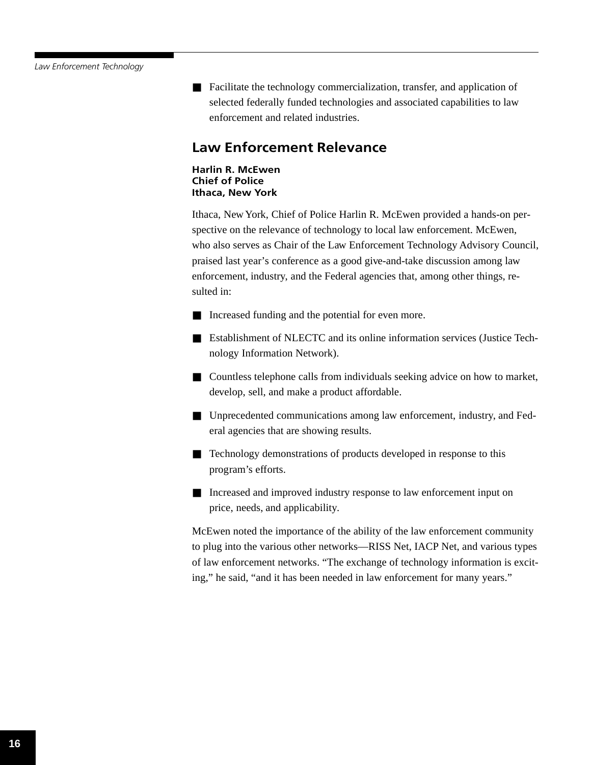- Facilitate the technology commercialization, transfer, and application of selected federally funded technologies and associated capabilities to law enforcement and related industries.

## Law Enforcement Relevance

**Harlin R. McEwen**
**Chief of Police**
**Ithaca, New York**

Ithaca, New York, Chief of Police Harlin R. McEwen provided a hands-on perspective on the relevance of technology to local law enforcement. McEwen, who also serves as Chair of the Law Enforcement Technology Advisory Council, praised last year's conference as a good give-and-take discussion among law enforcement, industry, and the Federal agencies that, among other things, resulted in:

- Increased funding and the potential for even more.
- Establishment of NLECTC and its online information services (Justice Technology Information Network).
- Countless telephone calls from individuals seeking advice on how to market, develop, sell, and make a product affordable.
- Unprecedented communications among law enforcement, industry, and Federal agencies that are showing results.
- Technology demonstrations of products developed in response to this program's efforts.
- Increased and improved industry response to law enforcement input on price, needs, and applicability.

McEwen noted the importance of the ability of the law enforcement community to plug into the various other networks—RISS Net, IACP Net, and various types of law enforcement networks. "The exchange of technology information is exciting," he said, "and it has been needed in law enforcement for many years."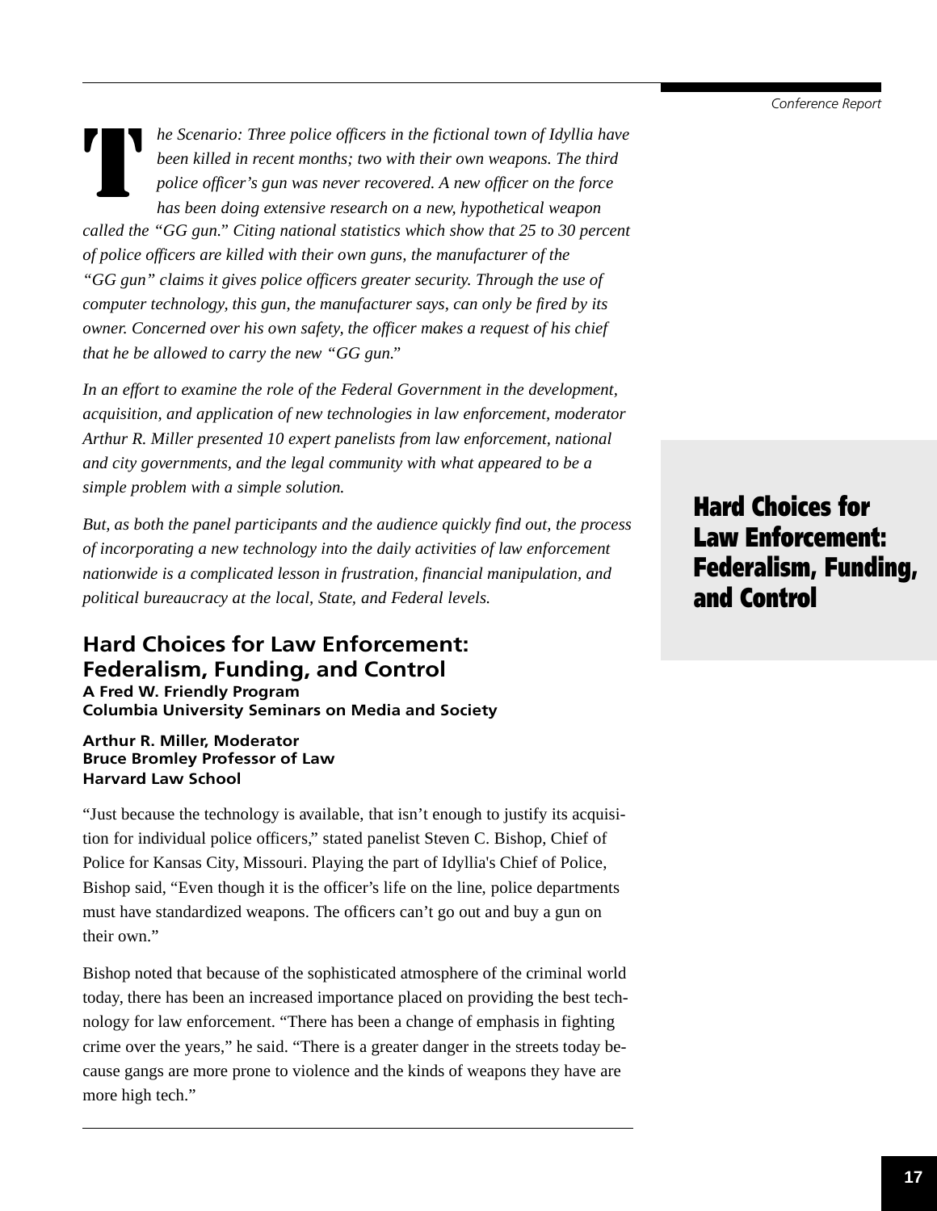*The Scenario: Three police officers in the fictional town of Idyllia have been killed in recent months; two with their own weapons. The third police officer's gun was never recovered. A new officer on the force has been doing extensive research on a new, hypothetical weapon called the "GG gun." Citing national statistics which show that 25 to 30 percent of police officers are killed with their own guns, the manufacturer of the "GG gun" claims it gives police officers greater security. Through the use of computer technology, this gun, the manufacturer says, can only be fired by its owner. Concerned over his own safety, the officer makes a request of his chief that he be allowed to carry the new "GG gun."*

*In an effort to examine the role of the Federal Government in the development, acquisition, and application of new technologies in law enforcement, moderator Arthur R. Miller presented 10 expert panelists from law enforcement, national and city governments, and the legal community with what appeared to be a simple problem with a simple solution.*

*But, as both the panel participants and the audience quickly find out, the process of incorporating a new technology into the daily activities of law enforcement nationwide is a complicated lesson in frustration, financial manipulation, and political bureaucracy at the local, State, and Federal levels.*

## Hard Choices for Law Enforcement: Federalism, Funding, and Control

**A Fred W. Friendly Program**
**Columbia University Seminars on Media and Society**

**Arthur R. Miller, Moderator**
**Bruce Bromley Professor of Law**
**Harvard Law School**

"Just because the technology is available, that isn't enough to justify its acquisition for individual police officers," stated panelist Steven C. Bishop, Chief of Police for Kansas City, Missouri. Playing the part of Idyllia's Chief of Police, Bishop said, "Even though it is the officer's life on the line, police departments must have standardized weapons. The officers can't go out and buy a gun on their own."

Bishop noted that because of the sophisticated atmosphere of the criminal world today, there has been an increased importance placed on providing the best technology for law enforcement. "There has been a change of emphasis in fighting crime over the years," he said. "There is a greater danger in the streets today because gangs are more prone to violence and the kinds of weapons they have are more high tech."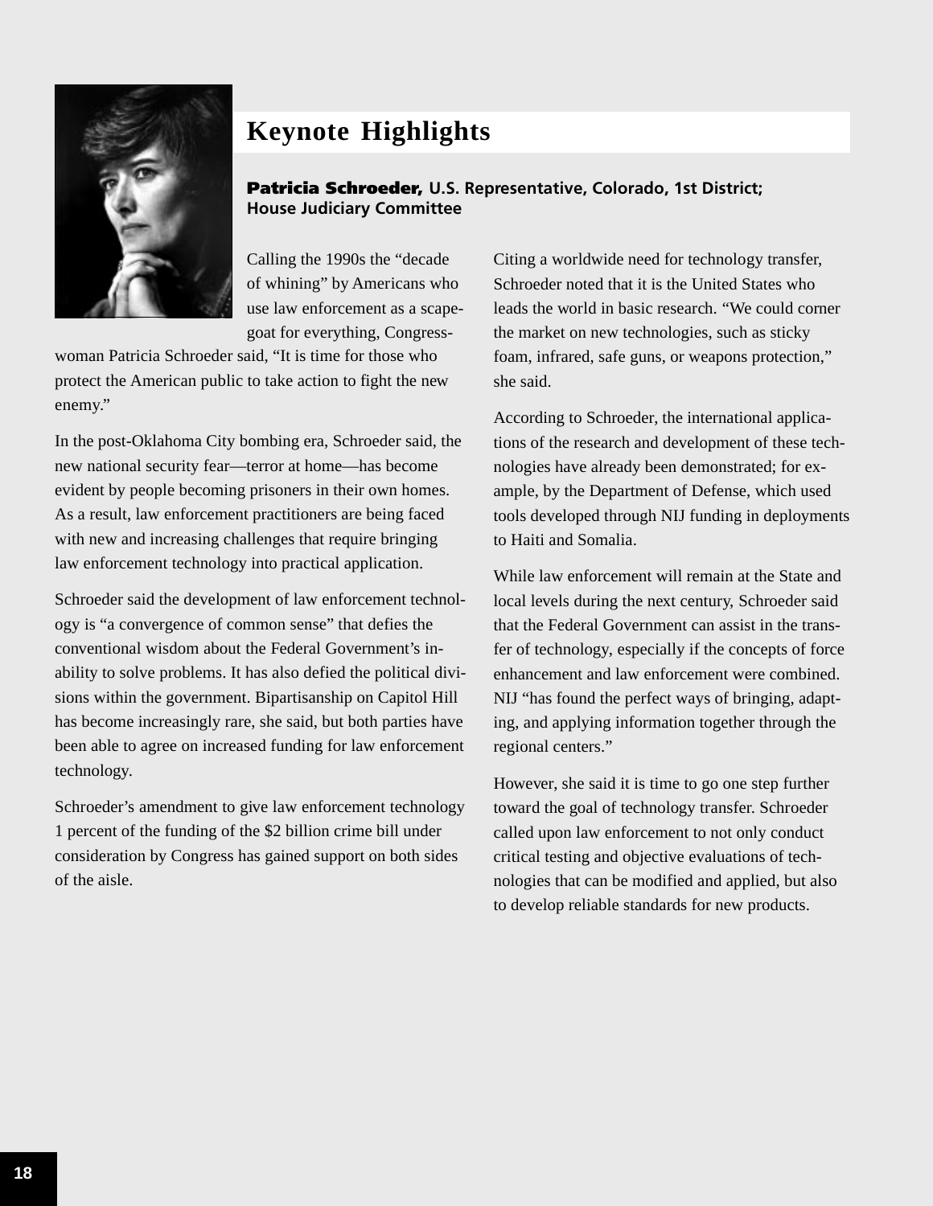# Keynote Highlights

**Patricia Schroeder,** **U.S. Representative, Colorado, 1st District; House Judiciary Committee**

Calling the 1990s the "decade of whining" by Americans who use law enforcement as a scapegoat for everything, Congresswoman Patricia Schroeder said, "It is time for those who protect the American public to take action to fight the new enemy."

In the post-Oklahoma City bombing era, Schroeder said, the new national security fear—terror at home—has become evident by people becoming prisoners in their own homes. As a result, law enforcement practitioners are being faced with new and increasing challenges that require bringing law enforcement technology into practical application.

Schroeder said the development of law enforcement technology is "a convergence of common sense" that defies the conventional wisdom about the Federal Government's inability to solve problems. It has also defied the political divisions within the government. Bipartisanship on Capitol Hill has become increasingly rare, she said, but both parties have been able to agree on increased funding for law enforcement technology.

Schroeder's amendment to give law enforcement technology 1 percent of the funding of the $2 billion crime bill under consideration by Congress has gained support on both sides of the aisle.

Citing a worldwide need for technology transfer, Schroeder noted that it is the United States who leads the world in basic research. "We could corner the market on new technologies, such as sticky foam, infrared, safe guns, or weapons protection," she said.

According to Schroeder, the international applications of the research and development of these technologies have already been demonstrated; for example, by the Department of Defense, which used tools developed through NIJ funding in deployments to Haiti and Somalia.

While law enforcement will remain at the State and local levels during the next century, Schroeder said that the Federal Government can assist in the transfer of technology, especially if the concepts of force enhancement and law enforcement were combined. NIJ "has found the perfect ways of bringing, adapting, and applying information together through the regional centers."

However, she said it is time to go one step further toward the goal of technology transfer. Schroeder called upon law enforcement to not only conduct critical testing and objective evaluations of technologies that can be modified and applied, but also to develop reliable standards for new products.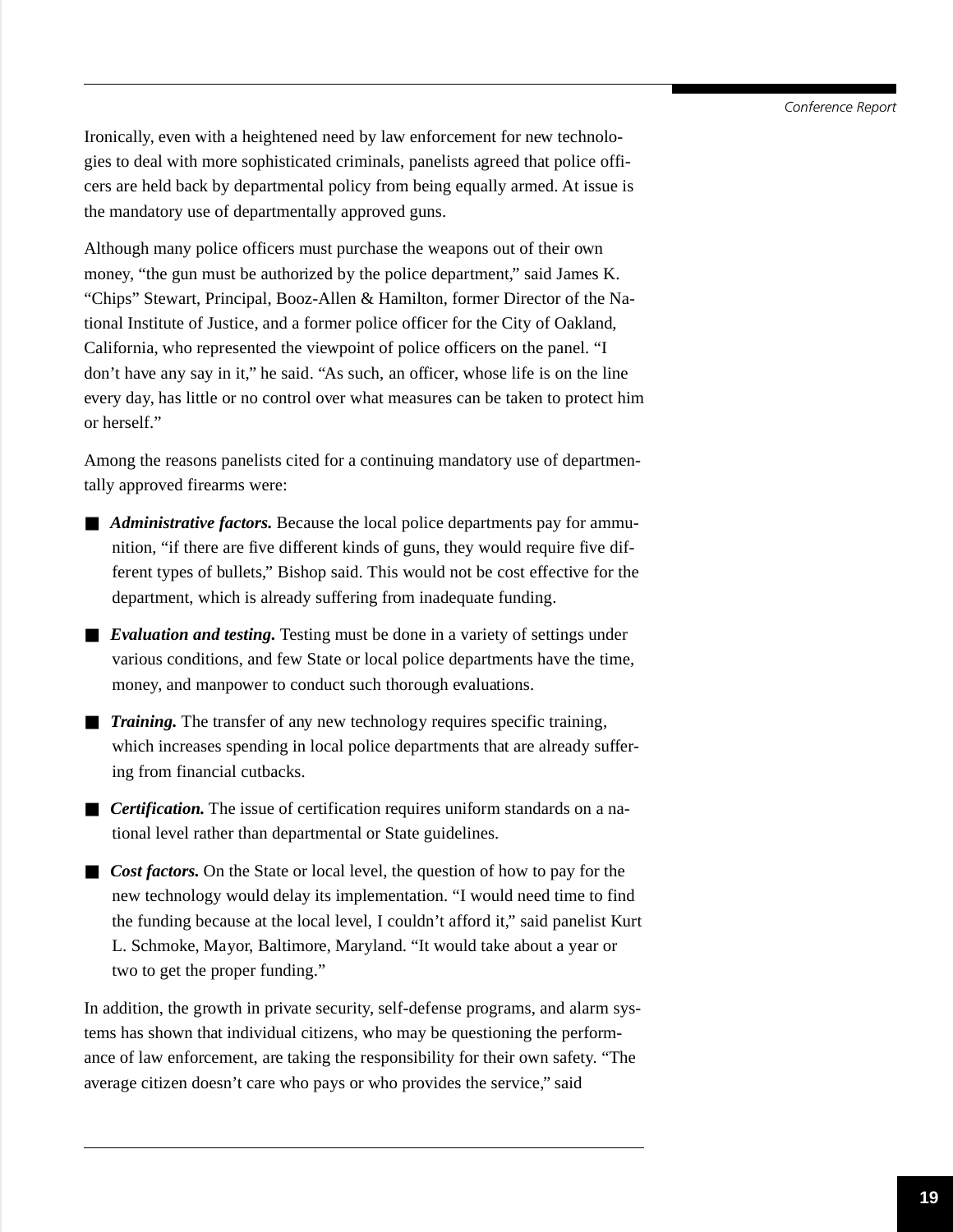Ironically, even with a heightened need by law enforcement for new technologies to deal with more sophisticated criminals, panelists agreed that police officers are held back by departmental policy from being equally armed. At issue is the mandatory use of departmentally approved guns.

Although many police officers must purchase the weapons out of their own money, "the gun must be authorized by the police department," said James K. "Chips" Stewart, Principal, Booz-Allen & Hamilton, former Director of the National Institute of Justice, and a former police officer for the City of Oakland, California, who represented the viewpoint of police officers on the panel. "I don't have any say in it," he said. "As such, an officer, whose life is on the line every day, has little or no control over what measures can be taken to protect him or herself."

Among the reasons panelists cited for a continuing mandatory use of departmentally approved firearms were:

- ***Administrative factors.*** Because the local police departments pay for ammunition, "if there are five different kinds of guns, they would require five different types of bullets," Bishop said. This would not be cost effective for the department, which is already suffering from inadequate funding.
- ***Evaluation and testing.*** Testing must be done in a variety of settings under various conditions, and few State or local police departments have the time, money, and manpower to conduct such thorough evaluations.
- ***Training.*** The transfer of any new technology requires specific training, which increases spending in local police departments that are already suffering from financial cutbacks.
- ***Certification.*** The issue of certification requires uniform standards on a national level rather than departmental or State guidelines.
- ***Cost factors.*** On the State or local level, the question of how to pay for the new technology would delay its implementation. "I would need time to find the funding because at the local level, I couldn't afford it," said panelist Kurt L. Schmoke, Mayor, Baltimore, Maryland. "It would take about a year or two to get the proper funding."

In addition, the growth in private security, self-defense programs, and alarm systems has shown that individual citizens, who may be questioning the performance of law enforcement, are taking the responsibility for their own safety. "The average citizen doesn't care who pays or who provides the service," said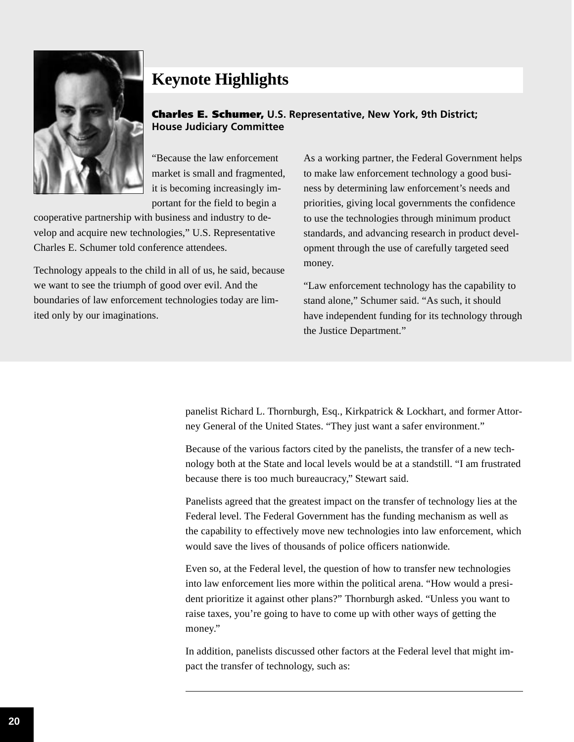## Keynote Highlights

**Charles E. Schumer, U.S. Representative, New York, 9th District; House Judiciary Committee**

"Because the law enforcement market is small and fragmented, it is becoming increasingly important for the field to begin a cooperative partnership with business and industry to develop and acquire new technologies," U.S. Representative Charles E. Schumer told conference attendees.

Technology appeals to the child in all of us, he said, because we want to see the triumph of good over evil. And the boundaries of law enforcement technologies today are limited only by our imaginations.

As a working partner, the Federal Government helps to make law enforcement technology a good business by determining law enforcement's needs and priorities, giving local governments the confidence to use the technologies through minimum product standards, and advancing research in product development through the use of carefully targeted seed money.

"Law enforcement technology has the capability to stand alone," Schumer said. "As such, it should have independent funding for its technology through the Justice Department."

---

panelist Richard L. Thornburgh, Esq., Kirkpatrick & Lockhart, and former Attorney General of the United States. "They just want a safer environment."

Because of the various factors cited by the panelists, the transfer of a new technology both at the State and local levels would be at a standstill. "I am frustrated because there is too much bureaucracy," Stewart said.

Panelists agreed that the greatest impact on the transfer of technology lies at the Federal level. The Federal Government has the funding mechanism as well as the capability to effectively move new technologies into law enforcement, which would save the lives of thousands of police officers nationwide.

Even so, at the Federal level, the question of how to transfer new technologies into law enforcement lies more within the political arena. "How would a president prioritize it against other plans?" Thornburgh asked. "Unless you want to raise taxes, you're going to have to come up with other ways of getting the money."

In addition, panelists discussed other factors at the Federal level that might impact the transfer of technology, such as: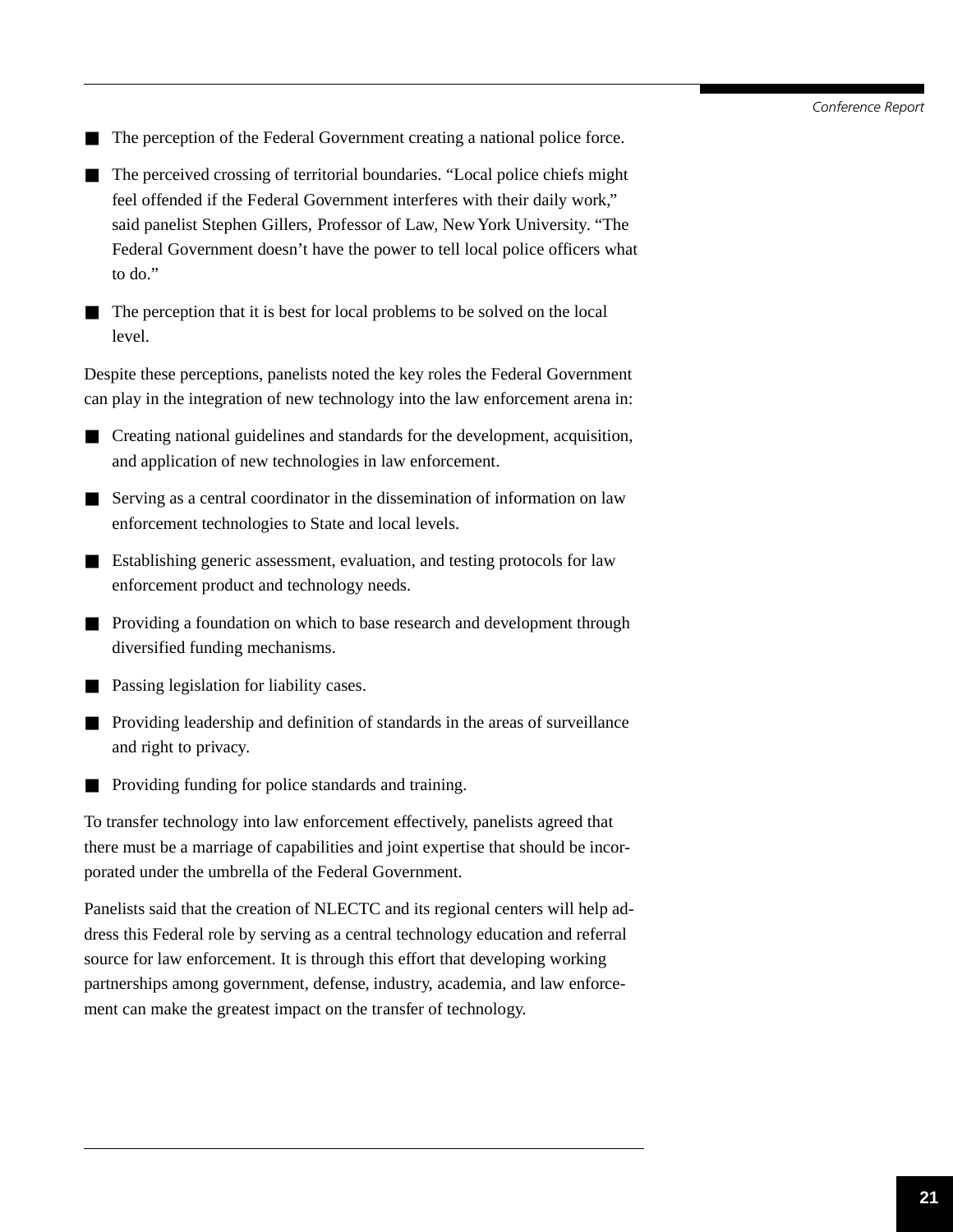- The perception of the Federal Government creating a national police force.
- The perceived crossing of territorial boundaries. "Local police chiefs might feel offended if the Federal Government interferes with their daily work," said panelist Stephen Gillers, Professor of Law, New York University. "The Federal Government doesn't have the power to tell local police officers what to do."
- The perception that it is best for local problems to be solved on the local level.

Despite these perceptions, panelists noted the key roles the Federal Government can play in the integration of new technology into the law enforcement arena in:

- Creating national guidelines and standards for the development, acquisition, and application of new technologies in law enforcement.
- Serving as a central coordinator in the dissemination of information on law enforcement technologies to State and local levels.
- Establishing generic assessment, evaluation, and testing protocols for law enforcement product and technology needs.
- Providing a foundation on which to base research and development through diversified funding mechanisms.
- Passing legislation for liability cases.
- Providing leadership and definition of standards in the areas of surveillance and right to privacy.
- Providing funding for police standards and training.

To transfer technology into law enforcement effectively, panelists agreed that there must be a marriage of capabilities and joint expertise that should be incorporated under the umbrella of the Federal Government.

Panelists said that the creation of NLECTC and its regional centers will help address this Federal role by serving as a central technology education and referral source for law enforcement. It is through this effort that developing working partnerships among government, defense, industry, academia, and law enforcement can make the greatest impact on the transfer of technology.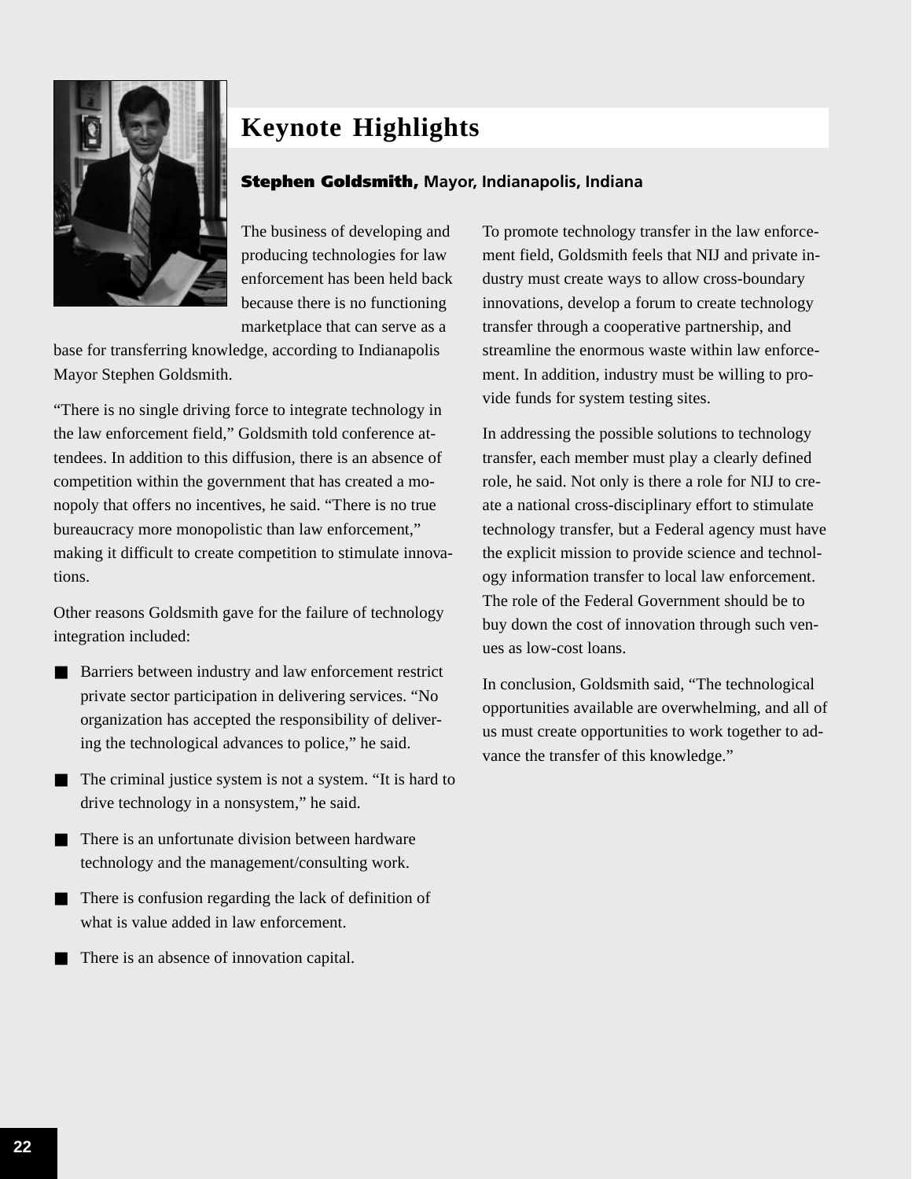# Keynote Highlights

**Stephen Goldsmith,** Mayor, Indianapolis, Indiana

The business of developing and producing technologies for law enforcement has been held back because there is no functioning marketplace that can serve as a base for transferring knowledge, according to Indianapolis Mayor Stephen Goldsmith.

"There is no single driving force to integrate technology in the law enforcement field," Goldsmith told conference attendees. In addition to this diffusion, there is an absence of competition within the government that has created a monopoly that offers no incentives, he said. "There is no true bureaucracy more monopolistic than law enforcement," making it difficult to create competition to stimulate innovations.

Other reasons Goldsmith gave for the failure of technology integration included:

- Barriers between industry and law enforcement restrict private sector participation in delivering services. "No organization has accepted the responsibility of delivering the technological advances to police," he said.
- The criminal justice system is not a system. "It is hard to drive technology in a nonsystem," he said.
- There is an unfortunate division between hardware technology and the management/consulting work.
- There is confusion regarding the lack of definition of what is value added in law enforcement.
- There is an absence of innovation capital.

To promote technology transfer in the law enforcement field, Goldsmith feels that NIJ and private industry must create ways to allow cross-boundary innovations, develop a forum to create technology transfer through a cooperative partnership, and streamline the enormous waste within law enforcement. In addition, industry must be willing to provide funds for system testing sites.

In addressing the possible solutions to technology transfer, each member must play a clearly defined role, he said. Not only is there a role for NIJ to create a national cross-disciplinary effort to stimulate technology transfer, but a Federal agency must have the explicit mission to provide science and technology information transfer to local law enforcement. The role of the Federal Government should be to buy down the cost of innovation through such venues as low-cost loans.

In conclusion, Goldsmith said, "The technological opportunities available are overwhelming, and all of us must create opportunities to work together to advance the transfer of this knowledge."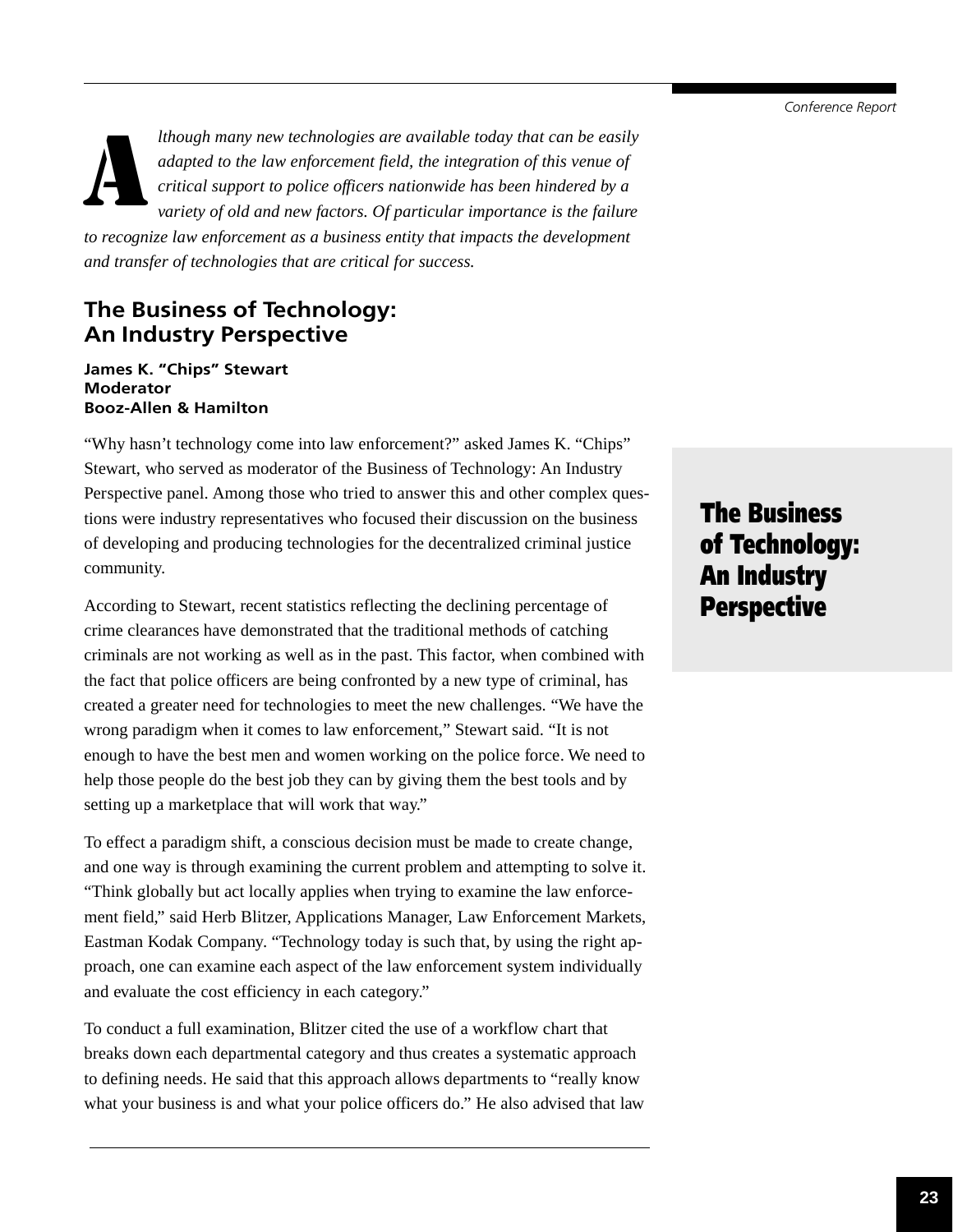*Although many new technologies are available today that can be easily adapted to the law enforcement field, the integration of this venue of critical support to police officers nationwide has been hindered by a variety of old and new factors. Of particular importance is the failure to recognize law enforcement as a business entity that impacts the development and transfer of technologies that are critical for success.*

## The Business of Technology: An Industry Perspective

**James K. "Chips" Stewart**
**Moderator**
**Booz-Allen & Hamilton**

"Why hasn't technology come into law enforcement?" asked James K. "Chips" Stewart, who served as moderator of the Business of Technology: An Industry Perspective panel. Among those who tried to answer this and other complex questions were industry representatives who focused their discussion on the business of developing and producing technologies for the decentralized criminal justice community.

According to Stewart, recent statistics reflecting the declining percentage of crime clearances have demonstrated that the traditional methods of catching criminals are not working as well as in the past. This factor, when combined with the fact that police officers are being confronted by a new type of criminal, has created a greater need for technologies to meet the new challenges. "We have the wrong paradigm when it comes to law enforcement," Stewart said. "It is not enough to have the best men and women working on the police force. We need to help those people do the best job they can by giving them the best tools and by setting up a marketplace that will work that way."

To effect a paradigm shift, a conscious decision must be made to create change, and one way is through examining the current problem and attempting to solve it. "Think globally but act locally applies when trying to examine the law enforcement field," said Herb Blitzer, Applications Manager, Law Enforcement Markets, Eastman Kodak Company. "Technology today is such that, by using the right approach, one can examine each aspect of the law enforcement system individually and evaluate the cost efficiency in each category."

To conduct a full examination, Blitzer cited the use of a workflow chart that breaks down each departmental category and thus creates a systematic approach to defining needs. He said that this approach allows departments to "really know what your business is and what your police officers do." He also advised that law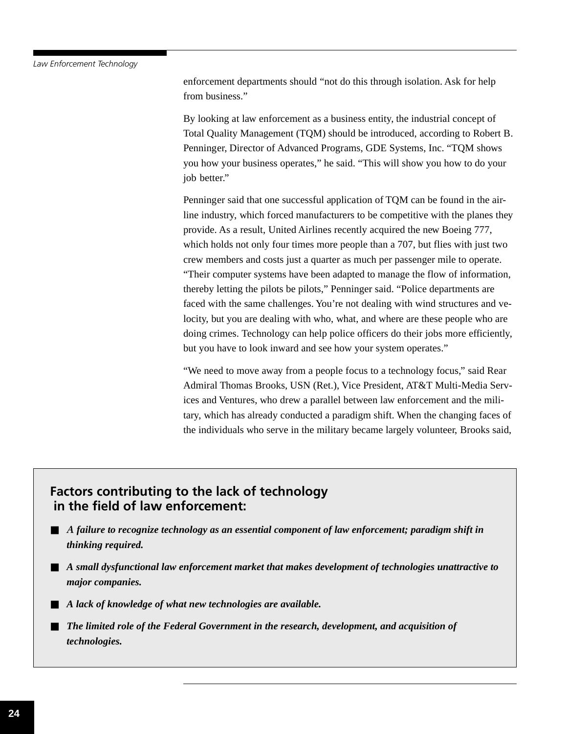enforcement departments should "not do this through isolation. Ask for help from business."

By looking at law enforcement as a business entity, the industrial concept of Total Quality Management (TQM) should be introduced, according to Robert B. Penninger, Director of Advanced Programs, GDE Systems, Inc. "TQM shows you how your business operates," he said. "This will show you how to do your job better."

Penninger said that one successful application of TQM can be found in the airline industry, which forced manufacturers to be competitive with the planes they provide. As a result, United Airlines recently acquired the new Boeing 777, which holds not only four times more people than a 707, but flies with just two crew members and costs just a quarter as much per passenger mile to operate. "Their computer systems have been adapted to manage the flow of information, thereby letting the pilots be pilots," Penninger said. "Police departments are faced with the same challenges. You're not dealing with wind structures and velocity, but you are dealing with who, what, and where are these people who are doing crimes. Technology can help police officers do their jobs more efficiently, but you have to look inward and see how your system operates."

"We need to move away from a people focus to a technology focus," said Rear Admiral Thomas Brooks, USN (Ret.), Vice President, AT&T Multi-Media Services and Ventures, who drew a parallel between law enforcement and the military, which has already conducted a paradigm shift. When the changing faces of the individuals who serve in the military became largely volunteer, Brooks said,

## Factors contributing to the lack of technology in the field of law enforcement:

- ***A failure to recognize technology as an essential component of law enforcement; paradigm shift in thinking required.***
- ***A small dysfunctional law enforcement market that makes development of technologies unattractive to major companies.***
- ***A lack of knowledge of what new technologies are available.***
- ***The limited role of the Federal Government in the research, development, and acquisition of technologies.***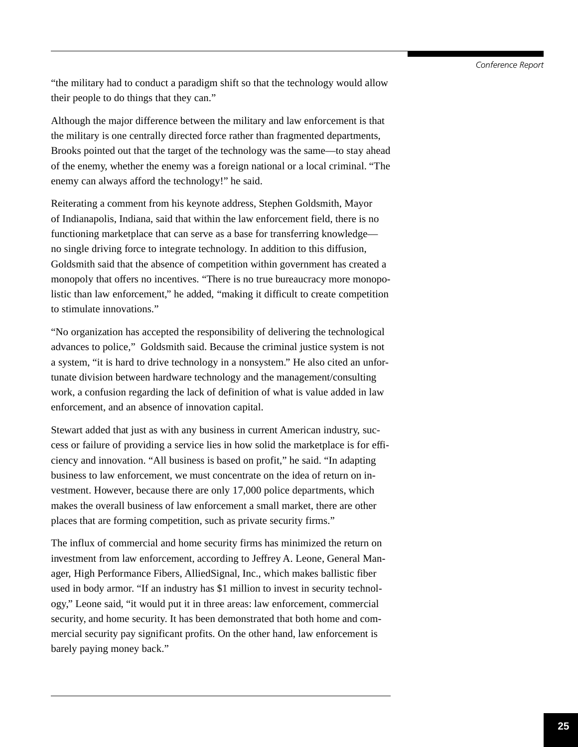"the military had to conduct a paradigm shift so that the technology would allow their people to do things that they can."

Although the major difference between the military and law enforcement is that the military is one centrally directed force rather than fragmented departments, Brooks pointed out that the target of the technology was the same—to stay ahead of the enemy, whether the enemy was a foreign national or a local criminal. "The enemy can always afford the technology!" he said.

Reiterating a comment from his keynote address, Stephen Goldsmith, Mayor of Indianapolis, Indiana, said that within the law enforcement field, there is no functioning marketplace that can serve as a base for transferring knowledge—no single driving force to integrate technology. In addition to this diffusion, Goldsmith said that the absence of competition within government has created a monopoly that offers no incentives. "There is no true bureaucracy more monopolistic than law enforcement," he added, "making it difficult to create competition to stimulate innovations."

"No organization has accepted the responsibility of delivering the technological advances to police," Goldsmith said. Because the criminal justice system is not a system, "it is hard to drive technology in a nonsystem." He also cited an unfortunate division between hardware technology and the management/consulting work, a confusion regarding the lack of definition of what is value added in law enforcement, and an absence of innovation capital.

Stewart added that just as with any business in current American industry, success or failure of providing a service lies in how solid the marketplace is for efficiency and innovation. "All business is based on profit," he said. "In adapting business to law enforcement, we must concentrate on the idea of return on investment. However, because there are only 17,000 police departments, which makes the overall business of law enforcement a small market, there are other places that are forming competition, such as private security firms."

The influx of commercial and home security firms has minimized the return on investment from law enforcement, according to Jeffrey A. Leone, General Manager, High Performance Fibers, AlliedSignal, Inc., which makes ballistic fiber used in body armor. "If an industry has $1 million to invest in security technology," Leone said, "it would put it in three areas: law enforcement, commercial security, and home security. It has been demonstrated that both home and commercial security pay significant profits. On the other hand, law enforcement is barely paying money back."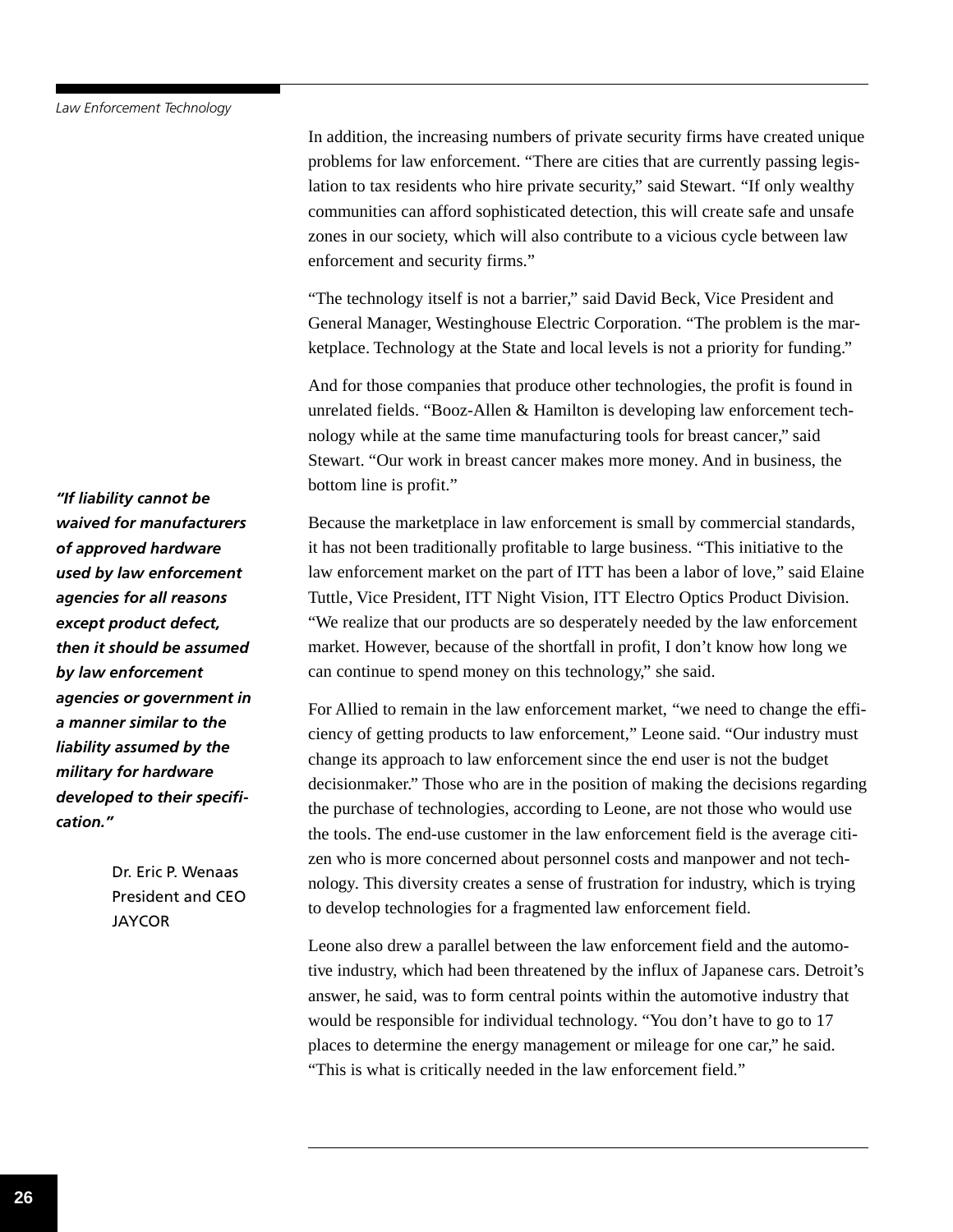In addition, the increasing numbers of private security firms have created unique problems for law enforcement. "There are cities that are currently passing legislation to tax residents who hire private security," said Stewart. "If only wealthy communities can afford sophisticated detection, this will create safe and unsafe zones in our society, which will also contribute to a vicious cycle between law enforcement and security firms."

"The technology itself is not a barrier," said David Beck, Vice President and General Manager, Westinghouse Electric Corporation. "The problem is the marketplace. Technology at the State and local levels is not a priority for funding."

And for those companies that produce other technologies, the profit is found in unrelated fields. "Booz-Allen & Hamilton is developing law enforcement technology while at the same time manufacturing tools for breast cancer," said Stewart. "Our work in breast cancer makes more money. And in business, the bottom line is profit."

***"If liability cannot be waived for manufacturers of approved hardware used by law enforcement agencies for all reasons except product defect, then it should be assumed by law enforcement agencies or government in a manner similar to the liability assumed by the military for hardware developed to their specification."***

Dr. Eric P. Wenaas
President and CEO
JAYCOR

Because the marketplace in law enforcement is small by commercial standards, it has not been traditionally profitable to large business. "This initiative to the law enforcement market on the part of ITT has been a labor of love," said Elaine Tuttle, Vice President, ITT Night Vision, ITT Electro Optics Product Division. "We realize that our products are so desperately needed by the law enforcement market. However, because of the shortfall in profit, I don't know how long we can continue to spend money on this technology," she said.

For Allied to remain in the law enforcement market, "we need to change the efficiency of getting products to law enforcement," Leone said. "Our industry must change its approach to law enforcement since the end user is not the budget decisionmaker." Those who are in the position of making the decisions regarding the purchase of technologies, according to Leone, are not those who would use the tools. The end-use customer in the law enforcement field is the average citizen who is more concerned about personnel costs and manpower and not technology. This diversity creates a sense of frustration for industry, which is trying to develop technologies for a fragmented law enforcement field.

Leone also drew a parallel between the law enforcement field and the automotive industry, which had been threatened by the influx of Japanese cars. Detroit's answer, he said, was to form central points within the automotive industry that would be responsible for individual technology. "You don't have to go to 17 places to determine the energy management or mileage for one car," he said. "This is what is critically needed in the law enforcement field."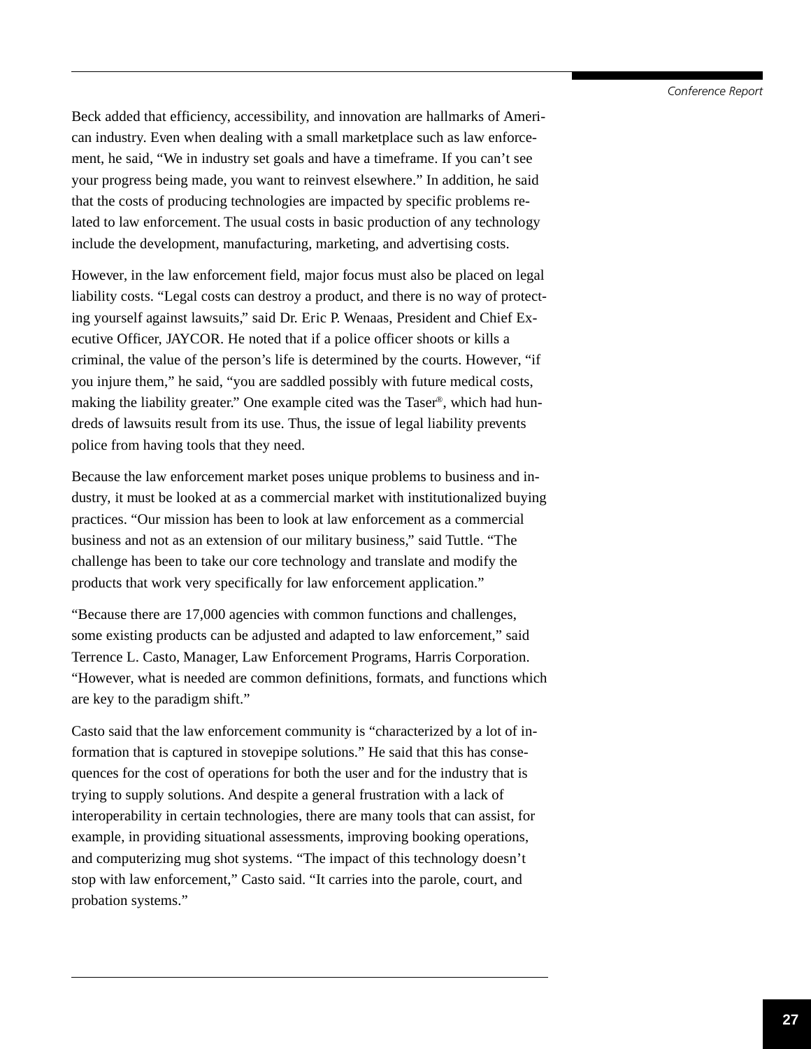Beck added that efficiency, accessibility, and innovation are hallmarks of American industry. Even when dealing with a small marketplace such as law enforcement, he said, "We in industry set goals and have a timeframe. If you can't see your progress being made, you want to reinvest elsewhere." In addition, he said that the costs of producing technologies are impacted by specific problems related to law enforcement. The usual costs in basic production of any technology include the development, manufacturing, marketing, and advertising costs.

However, in the law enforcement field, major focus must also be placed on legal liability costs. "Legal costs can destroy a product, and there is no way of protecting yourself against lawsuits," said Dr. Eric P. Wenaas, President and Chief Executive Officer, JAYCOR. He noted that if a police officer shoots or kills a criminal, the value of the person's life is determined by the courts. However, "if you injure them," he said, "you are saddled possibly with future medical costs, making the liability greater." One example cited was the Taser®, which had hundreds of lawsuits result from its use. Thus, the issue of legal liability prevents police from having tools that they need.

Because the law enforcement market poses unique problems to business and industry, it must be looked at as a commercial market with institutionalized buying practices. "Our mission has been to look at law enforcement as a commercial business and not as an extension of our military business," said Tuttle. "The challenge has been to take our core technology and translate and modify the products that work very specifically for law enforcement application."

"Because there are 17,000 agencies with common functions and challenges, some existing products can be adjusted and adapted to law enforcement," said Terrence L. Casto, Manager, Law Enforcement Programs, Harris Corporation. "However, what is needed are common definitions, formats, and functions which are key to the paradigm shift."

Casto said that the law enforcement community is "characterized by a lot of information that is captured in stovepipe solutions." He said that this has consequences for the cost of operations for both the user and for the industry that is trying to supply solutions. And despite a general frustration with a lack of interoperability in certain technologies, there are many tools that can assist, for example, in providing situational assessments, improving booking operations, and computerizing mug shot systems. "The impact of this technology doesn't stop with law enforcement," Casto said. "It carries into the parole, court, and probation systems."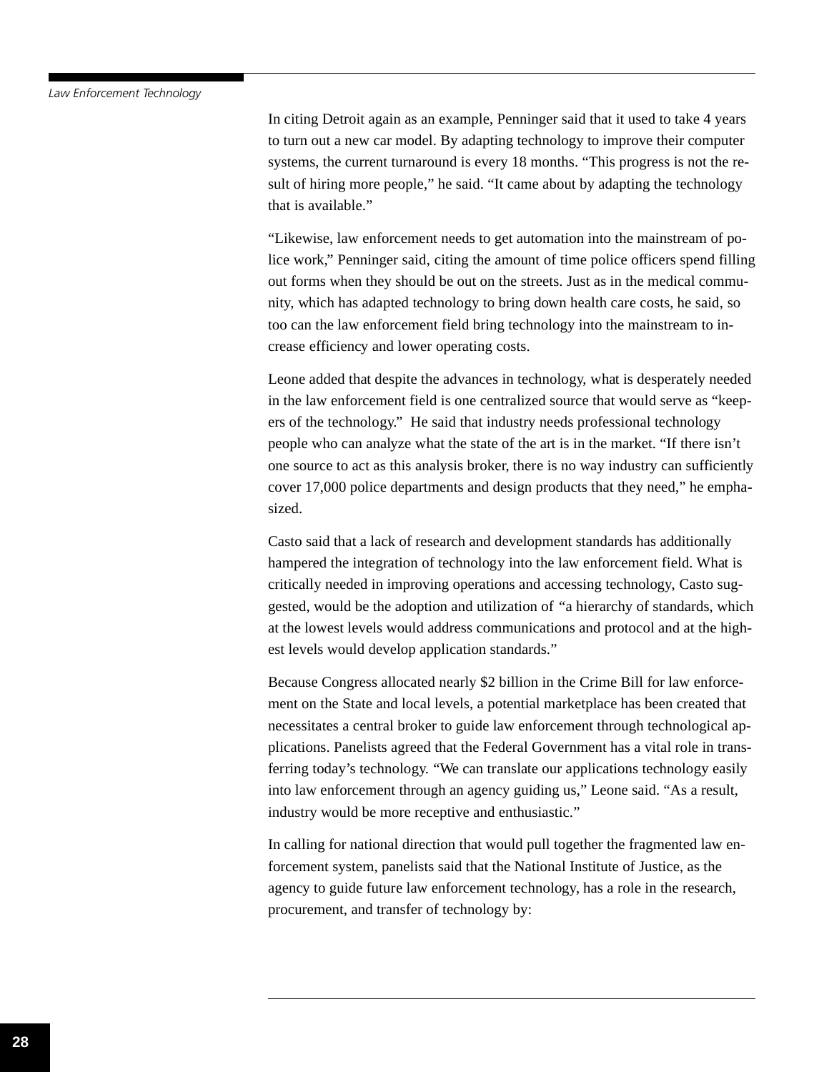In citing Detroit again as an example, Penninger said that it used to take 4 years to turn out a new car model. By adapting technology to improve their computer systems, the current turnaround is every 18 months. "This progress is not the result of hiring more people," he said. "It came about by adapting the technology that is available."

"Likewise, law enforcement needs to get automation into the mainstream of police work," Penninger said, citing the amount of time police officers spend filling out forms when they should be out on the streets. Just as in the medical community, which has adapted technology to bring down health care costs, he said, so too can the law enforcement field bring technology into the mainstream to increase efficiency and lower operating costs.

Leone added that despite the advances in technology, what is desperately needed in the law enforcement field is one centralized source that would serve as "keepers of the technology." He said that industry needs professional technology people who can analyze what the state of the art is in the market. "If there isn't one source to act as this analysis broker, there is no way industry can sufficiently cover 17,000 police departments and design products that they need," he emphasized.

Casto said that a lack of research and development standards has additionally hampered the integration of technology into the law enforcement field. What is critically needed in improving operations and accessing technology, Casto suggested, would be the adoption and utilization of "a hierarchy of standards, which at the lowest levels would address communications and protocol and at the highest levels would develop application standards."

Because Congress allocated nearly $2 billion in the Crime Bill for law enforcement on the State and local levels, a potential marketplace has been created that necessitates a central broker to guide law enforcement through technological applications. Panelists agreed that the Federal Government has a vital role in transferring today's technology. "We can translate our applications technology easily into law enforcement through an agency guiding us," Leone said. "As a result, industry would be more receptive and enthusiastic."

In calling for national direction that would pull together the fragmented law enforcement system, panelists said that the National Institute of Justice, as the agency to guide future law enforcement technology, has a role in the research, procurement, and transfer of technology by: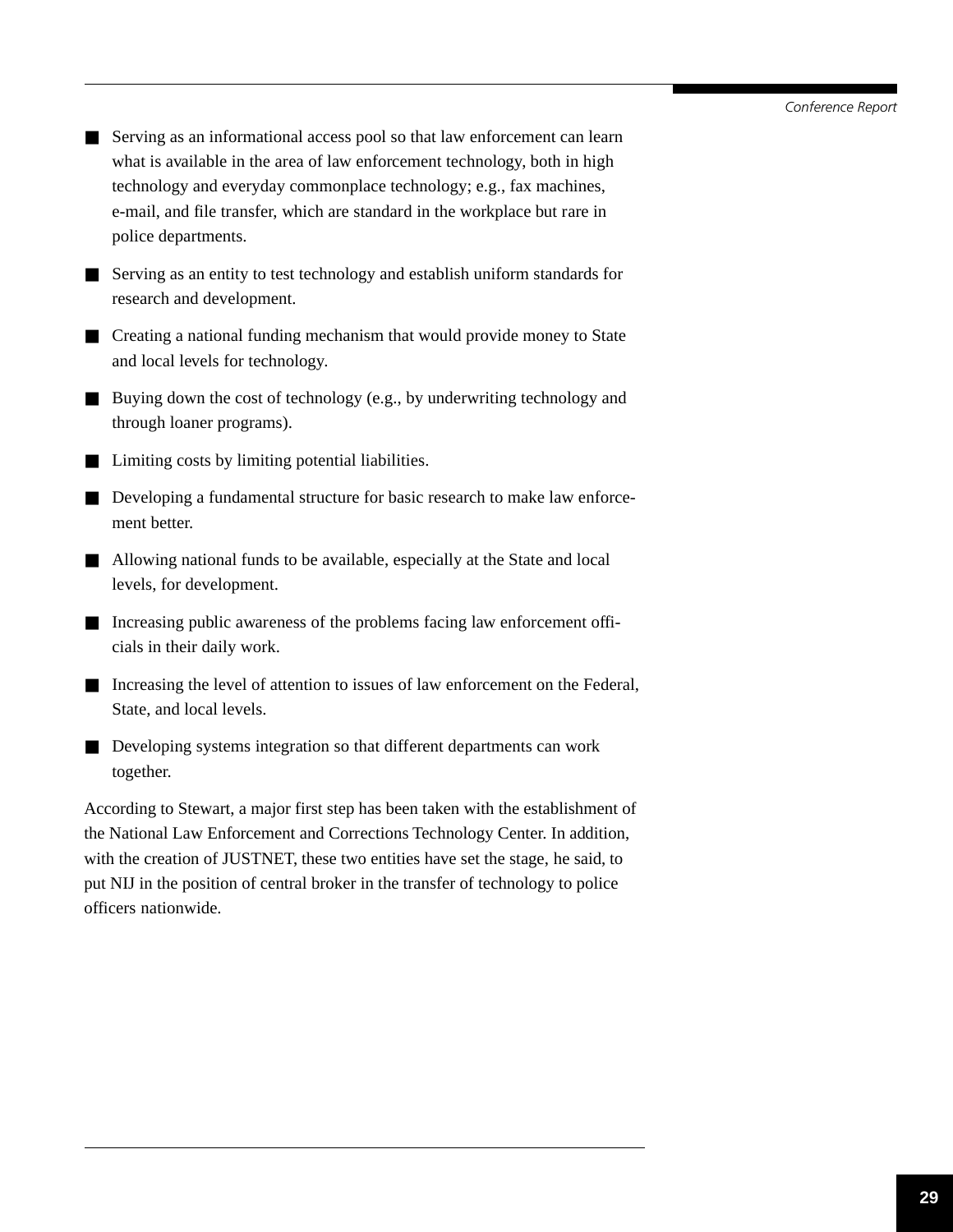- Serving as an informational access pool so that law enforcement can learn what is available in the area of law enforcement technology, both in high technology and everyday commonplace technology; e.g., fax machines, e-mail, and file transfer, which are standard in the workplace but rare in police departments.

- Serving as an entity to test technology and establish uniform standards for research and development.

- Creating a national funding mechanism that would provide money to State and local levels for technology.

- Buying down the cost of technology (e.g., by underwriting technology and through loaner programs).

- Limiting costs by limiting potential liabilities.

- Developing a fundamental structure for basic research to make law enforcement better.

- Allowing national funds to be available, especially at the State and local levels, for development.

- Increasing public awareness of the problems facing law enforcement officials in their daily work.

- Increasing the level of attention to issues of law enforcement on the Federal, State, and local levels.

- Developing systems integration so that different departments can work together.

According to Stewart, a major first step has been taken with the establishment of the National Law Enforcement and Corrections Technology Center. In addition, with the creation of JUSTNET, these two entities have set the stage, he said, to put NIJ in the position of central broker in the transfer of technology to police officers nationwide.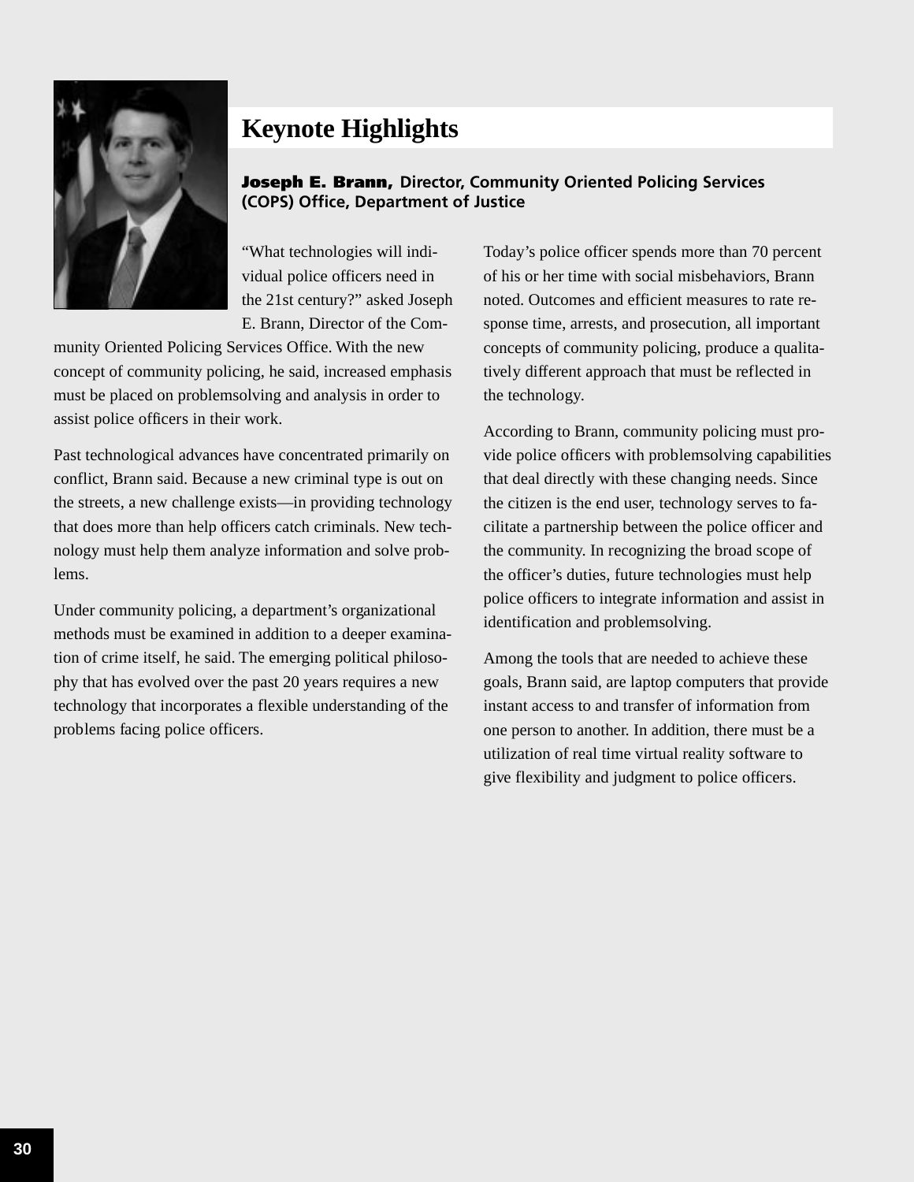# Keynote Highlights

**Joseph E. Brann, Director, Community Oriented Policing Services (COPS) Office, Department of Justice**

"What technologies will individual police officers need in the 21st century?" asked Joseph E. Brann, Director of the Community Oriented Policing Services Office. With the new concept of community policing, he said, increased emphasis must be placed on problemsolving and analysis in order to assist police officers in their work.

Past technological advances have concentrated primarily on conflict, Brann said. Because a new criminal type is out on the streets, a new challenge exists—in providing technology that does more than help officers catch criminals. New technology must help them analyze information and solve problems.

Under community policing, a department's organizational methods must be examined in addition to a deeper examination of crime itself, he said. The emerging political philosophy that has evolved over the past 20 years requires a new technology that incorporates a flexible understanding of the problems facing police officers.

Today's police officer spends more than 70 percent of his or her time with social misbehaviors, Brann noted. Outcomes and efficient measures to rate response time, arrests, and prosecution, all important concepts of community policing, produce a qualitatively different approach that must be reflected in the technology.

According to Brann, community policing must provide police officers with problemsolving capabilities that deal directly with these changing needs. Since the citizen is the end user, technology serves to facilitate a partnership between the police officer and the community. In recognizing the broad scope of the officer's duties, future technologies must help police officers to integrate information and assist in identification and problemsolving.

Among the tools that are needed to achieve these goals, Brann said, are laptop computers that provide instant access to and transfer of information from one person to another. In addition, there must be a utilization of real time virtual reality software to give flexibility and judgment to police officers.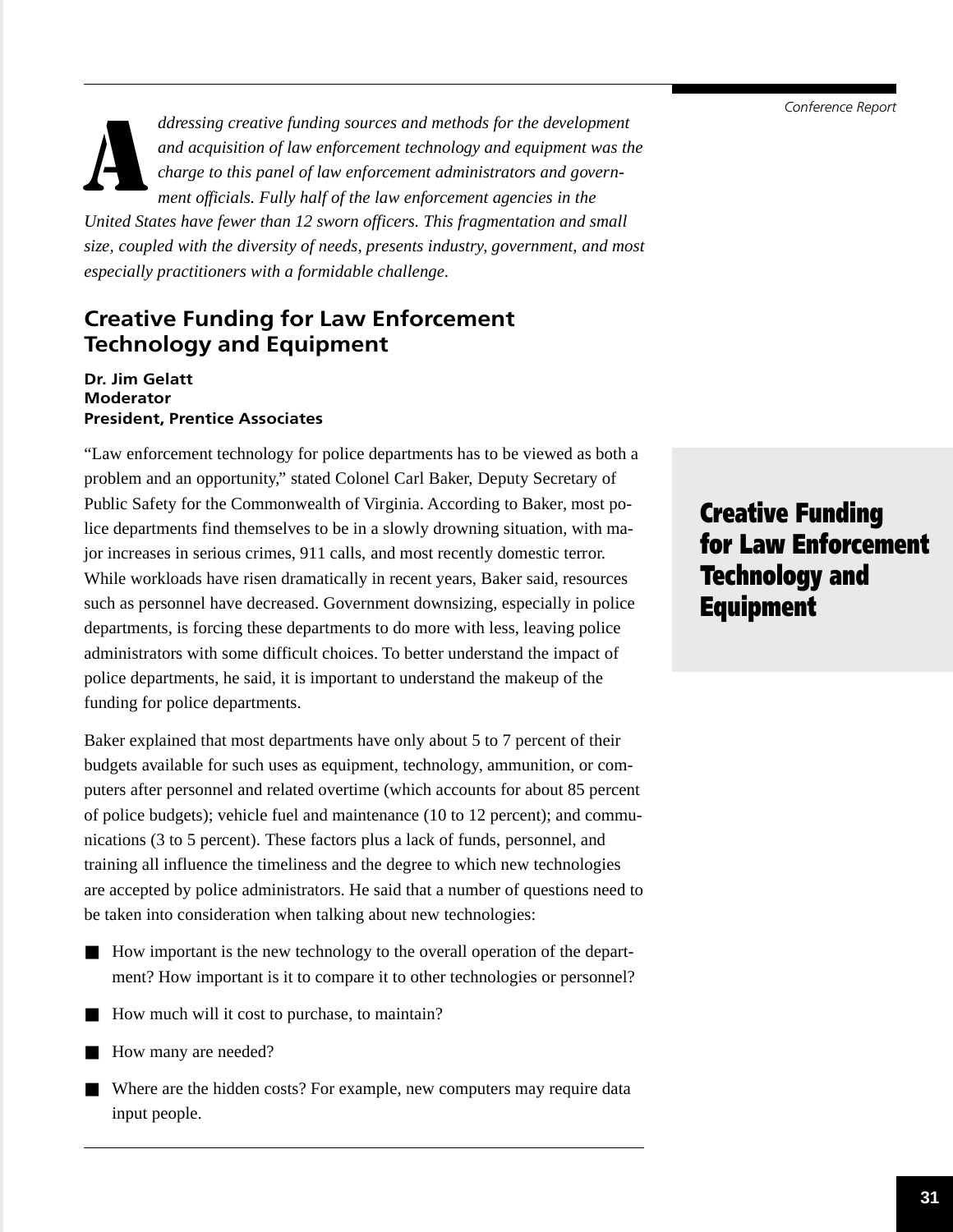*Addressing creative funding sources and methods for the development and acquisition of law enforcement technology and equipment was the charge to this panel of law enforcement administrators and government officials. Fully half of the law enforcement agencies in the United States have fewer than 12 sworn officers. This fragmentation and small size, coupled with the diversity of needs, presents industry, government, and most especially practitioners with a formidable challenge.*

## Creative Funding for Law Enforcement Technology and Equipment

**Dr. Jim Gelatt**
**Moderator**
**President, Prentice Associates**

"Law enforcement technology for police departments has to be viewed as both a problem and an opportunity," stated Colonel Carl Baker, Deputy Secretary of Public Safety for the Commonwealth of Virginia. According to Baker, most police departments find themselves to be in a slowly drowning situation, with major increases in serious crimes, 911 calls, and most recently domestic terror. While workloads have risen dramatically in recent years, Baker said, resources such as personnel have decreased. Government downsizing, especially in police departments, is forcing these departments to do more with less, leaving police administrators with some difficult choices. To better understand the impact of police departments, he said, it is important to understand the makeup of the funding for police departments.

Baker explained that most departments have only about 5 to 7 percent of their budgets available for such uses as equipment, technology, ammunition, or computers after personnel and related overtime (which accounts for about 85 percent of police budgets); vehicle fuel and maintenance (10 to 12 percent); and communications (3 to 5 percent). These factors plus a lack of funds, personnel, and training all influence the timeliness and the degree to which new technologies are accepted by police administrators. He said that a number of questions need to be taken into consideration when talking about new technologies:

- How important is the new technology to the overall operation of the department? How important is it to compare it to other technologies or personnel?
- How much will it cost to purchase, to maintain?
- How many are needed?
- Where are the hidden costs? For example, new computers may require data input people.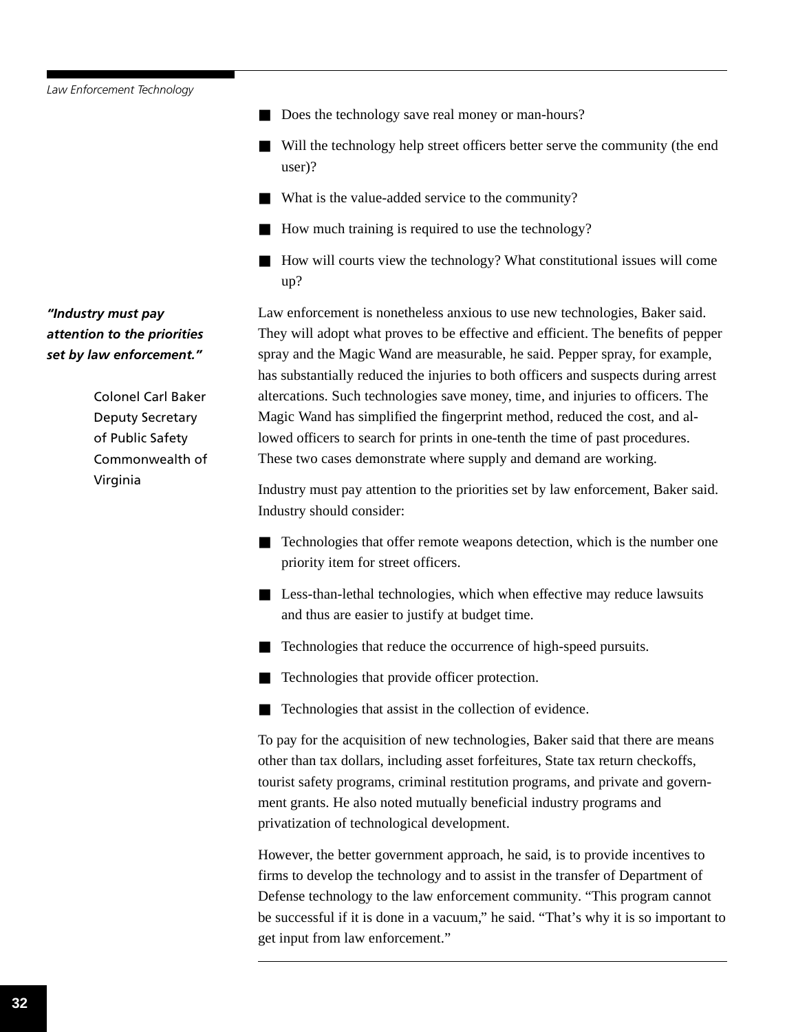- Does the technology save real money or man-hours?
- Will the technology help street officers better serve the community (the end user)?
- What is the value-added service to the community?
- How much training is required to use the technology?
- How will courts view the technology? What constitutional issues will come up?

***"Industry must pay attention to the priorities set by law enforcement."***

Colonel Carl Baker
Deputy Secretary of Public Safety
Commonwealth of Virginia

Law enforcement is nonetheless anxious to use new technologies, Baker said. They will adopt what proves to be effective and efficient. The benefits of pepper spray and the Magic Wand are measurable, he said. Pepper spray, for example, has substantially reduced the injuries to both officers and suspects during arrest altercations. Such technologies save money, time, and injuries to officers. The Magic Wand has simplified the fingerprint method, reduced the cost, and allowed officers to search for prints in one-tenth the time of past procedures. These two cases demonstrate where supply and demand are working.

Industry must pay attention to the priorities set by law enforcement, Baker said. Industry should consider:

- Technologies that offer remote weapons detection, which is the number one priority item for street officers.
- Less-than-lethal technologies, which when effective may reduce lawsuits and thus are easier to justify at budget time.
- Technologies that reduce the occurrence of high-speed pursuits.
- Technologies that provide officer protection.
- Technologies that assist in the collection of evidence.

To pay for the acquisition of new technologies, Baker said that there are means other than tax dollars, including asset forfeitures, State tax return checkoffs, tourist safety programs, criminal restitution programs, and private and government grants. He also noted mutually beneficial industry programs and privatization of technological development.

However, the better government approach, he said, is to provide incentives to firms to develop the technology and to assist in the transfer of Department of Defense technology to the law enforcement community. "This program cannot be successful if it is done in a vacuum," he said. "That's why it is so important to get input from law enforcement."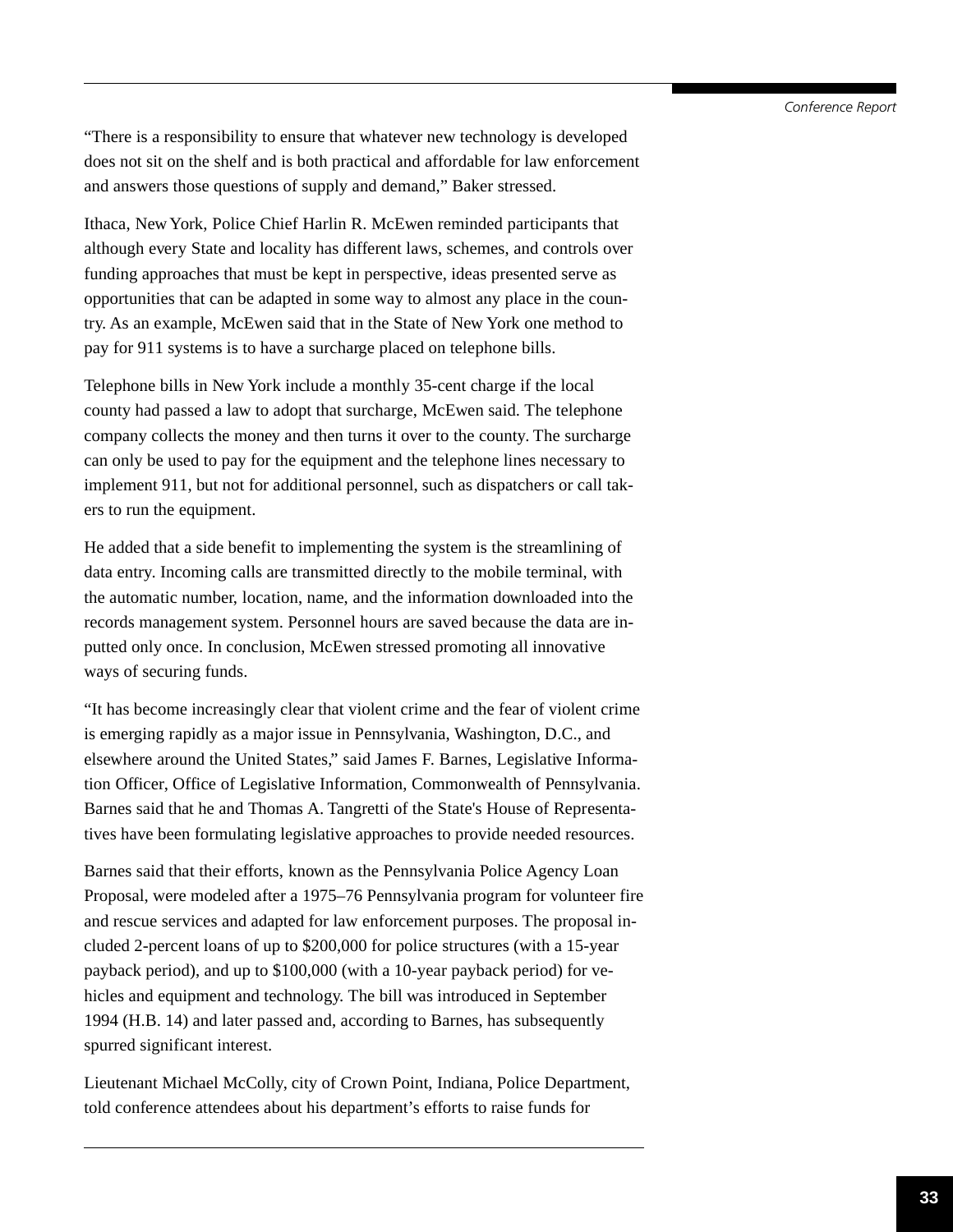"There is a responsibility to ensure that whatever new technology is developed does not sit on the shelf and is both practical and affordable for law enforcement and answers those questions of supply and demand," Baker stressed.

Ithaca, New York, Police Chief Harlin R. McEwen reminded participants that although every State and locality has different laws, schemes, and controls over funding approaches that must be kept in perspective, ideas presented serve as opportunities that can be adapted in some way to almost any place in the country. As an example, McEwen said that in the State of New York one method to pay for 911 systems is to have a surcharge placed on telephone bills.

Telephone bills in New York include a monthly 35-cent charge if the local county had passed a law to adopt that surcharge, McEwen said. The telephone company collects the money and then turns it over to the county. The surcharge can only be used to pay for the equipment and the telephone lines necessary to implement 911, but not for additional personnel, such as dispatchers or call takers to run the equipment.

He added that a side benefit to implementing the system is the streamlining of data entry. Incoming calls are transmitted directly to the mobile terminal, with the automatic number, location, name, and the information downloaded into the records management system. Personnel hours are saved because the data are inputted only once. In conclusion, McEwen stressed promoting all innovative ways of securing funds.

"It has become increasingly clear that violent crime and the fear of violent crime is emerging rapidly as a major issue in Pennsylvania, Washington, D.C., and elsewhere around the United States," said James F. Barnes, Legislative Information Officer, Office of Legislative Information, Commonwealth of Pennsylvania. Barnes said that he and Thomas A. Tangretti of the State's House of Representatives have been formulating legislative approaches to provide needed resources.

Barnes said that their efforts, known as the Pennsylvania Police Agency Loan Proposal, were modeled after a 1975–76 Pennsylvania program for volunteer fire and rescue services and adapted for law enforcement purposes. The proposal included 2-percent loans of up to $200,000 for police structures (with a 15-year payback period), and up to $100,000 (with a 10-year payback period) for vehicles and equipment and technology. The bill was introduced in September 1994 (H.B. 14) and later passed and, according to Barnes, has subsequently spurred significant interest.

Lieutenant Michael McColly, city of Crown Point, Indiana, Police Department, told conference attendees about his department's efforts to raise funds for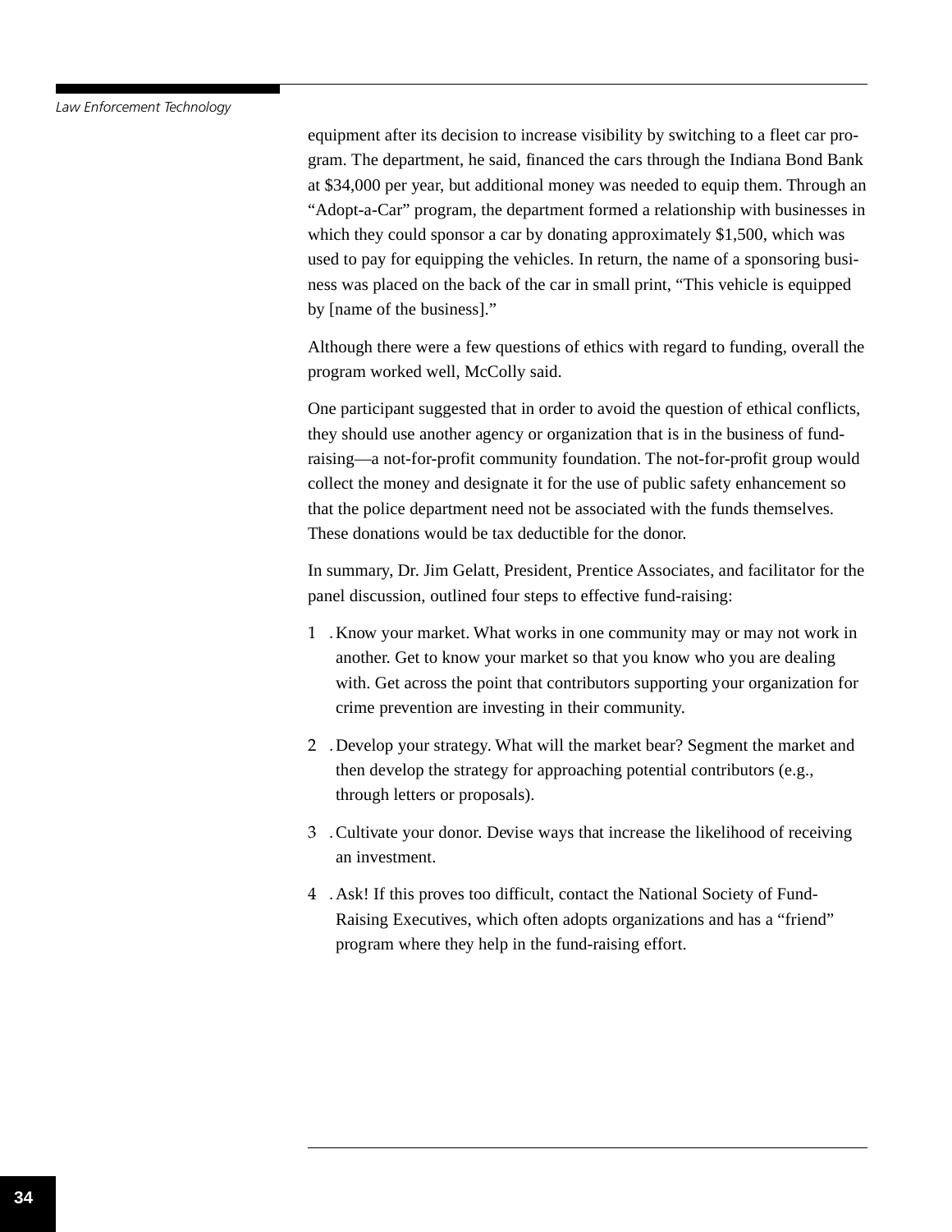equipment after its decision to increase visibility by switching to a fleet car program. The department, he said, financed the cars through the Indiana Bond Bank at $34,000 per year, but additional money was needed to equip them. Through an "Adopt-a-Car" program, the department formed a relationship with businesses in which they could sponsor a car by donating approximately $1,500, which was used to pay for equipping the vehicles. In return, the name of a sponsoring business was placed on the back of the car in small print, "This vehicle is equipped by [name of the business]."

Although there were a few questions of ethics with regard to funding, overall the program worked well, McColly said.

One participant suggested that in order to avoid the question of ethical conflicts, they should use another agency or organization that is in the business of fund-raising—a not-for-profit community foundation. The not-for-profit group would collect the money and designate it for the use of public safety enhancement so that the police department need not be associated with the funds themselves. These donations would be tax deductible for the donor.

In summary, Dr. Jim Gelatt, President, Prentice Associates, and facilitator for the panel discussion, outlined four steps to effective fund-raising:

1. Know your market. What works in one community may or may not work in another. Get to know your market so that you know who you are dealing with. Get across the point that contributors supporting your organization for crime prevention are investing in their community.

2. Develop your strategy. What will the market bear? Segment the market and then develop the strategy for approaching potential contributors (e.g., through letters or proposals).

3. Cultivate your donor. Devise ways that increase the likelihood of receiving an investment.

4. Ask! If this proves too difficult, contact the National Society of Fund-Raising Executives, which often adopts organizations and has a "friend" program where they help in the fund-raising effort.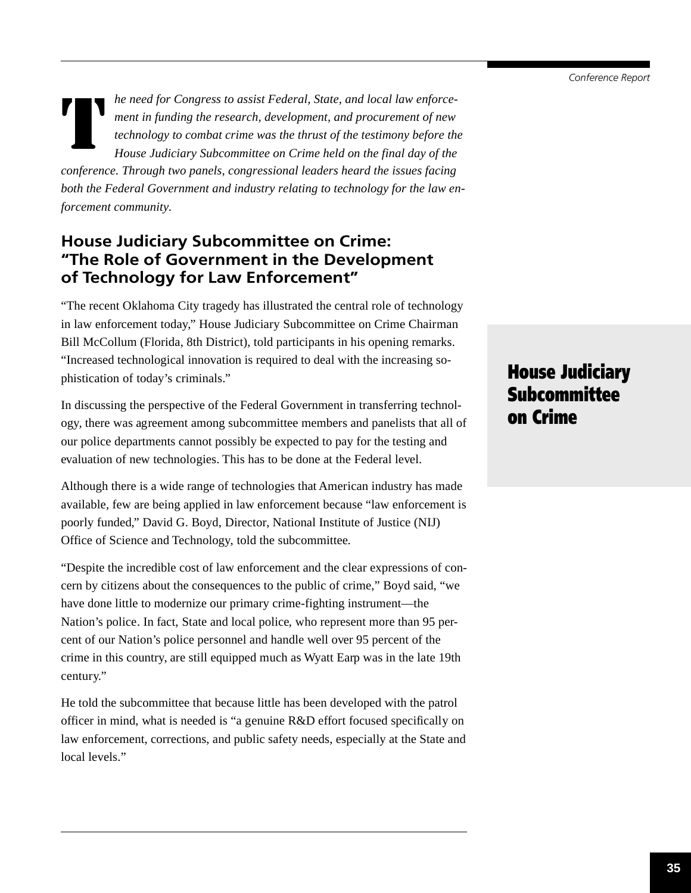*The need for Congress to assist Federal, State, and local law enforcement in funding the research, development, and procurement of new technology to combat crime was the thrust of the testimony before the House Judiciary Subcommittee on Crime held on the final day of the conference. Through two panels, congressional leaders heard the issues facing both the Federal Government and industry relating to technology for the law enforcement community.*

# House Judiciary Subcommittee on Crime

## House Judiciary Subcommittee on Crime: "The Role of Government in the Development of Technology for Law Enforcement"

"The recent Oklahoma City tragedy has illustrated the central role of technology in law enforcement today," House Judiciary Subcommittee on Crime Chairman Bill McCollum (Florida, 8th District), told participants in his opening remarks. "Increased technological innovation is required to deal with the increasing sophistication of today's criminals."

In discussing the perspective of the Federal Government in transferring technology, there was agreement among subcommittee members and panelists that all of our police departments cannot possibly be expected to pay for the testing and evaluation of new technologies. This has to be done at the Federal level.

Although there is a wide range of technologies that American industry has made available, few are being applied in law enforcement because "law enforcement is poorly funded," David G. Boyd, Director, National Institute of Justice (NIJ) Office of Science and Technology, told the subcommittee.

"Despite the incredible cost of law enforcement and the clear expressions of concern by citizens about the consequences to the public of crime," Boyd said, "we have done little to modernize our primary crime-fighting instrument—the Nation's police. In fact, State and local police, who represent more than 95 percent of our Nation's police personnel and handle well over 95 percent of the crime in this country, are still equipped much as Wyatt Earp was in the late 19th century."

He told the subcommittee that because little has been developed with the patrol officer in mind, what is needed is "a genuine R&D effort focused specifically on law enforcement, corrections, and public safety needs, especially at the State and local levels."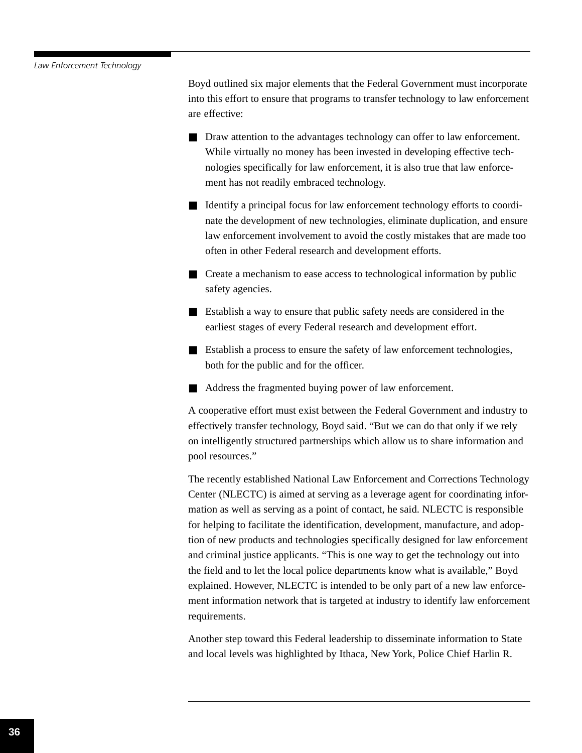Boyd outlined six major elements that the Federal Government must incorporate into this effort to ensure that programs to transfer technology to law enforcement are effective:

- Draw attention to the advantages technology can offer to law enforcement. While virtually no money has been invested in developing effective technologies specifically for law enforcement, it is also true that law enforcement has not readily embraced technology.
- Identify a principal focus for law enforcement technology efforts to coordinate the development of new technologies, eliminate duplication, and ensure law enforcement involvement to avoid the costly mistakes that are made too often in other Federal research and development efforts.
- Create a mechanism to ease access to technological information by public safety agencies.
- Establish a way to ensure that public safety needs are considered in the earliest stages of every Federal research and development effort.
- Establish a process to ensure the safety of law enforcement technologies, both for the public and for the officer.
- Address the fragmented buying power of law enforcement.

A cooperative effort must exist between the Federal Government and industry to effectively transfer technology, Boyd said. "But we can do that only if we rely on intelligently structured partnerships which allow us to share information and pool resources."

The recently established National Law Enforcement and Corrections Technology Center (NLECTC) is aimed at serving as a leverage agent for coordinating information as well as serving as a point of contact, he said. NLECTC is responsible for helping to facilitate the identification, development, manufacture, and adoption of new products and technologies specifically designed for law enforcement and criminal justice applicants. "This is one way to get the technology out into the field and to let the local police departments know what is available," Boyd explained. However, NLECTC is intended to be only part of a new law enforcement information network that is targeted at industry to identify law enforcement requirements.

Another step toward this Federal leadership to disseminate information to State and local levels was highlighted by Ithaca, New York, Police Chief Harlin R.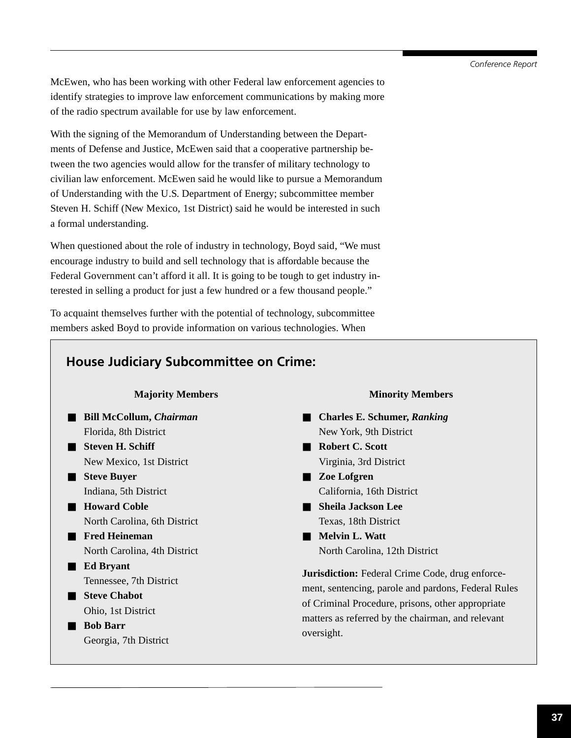McEwen, who has been working with other Federal law enforcement agencies to identify strategies to improve law enforcement communications by making more of the radio spectrum available for use by law enforcement.

With the signing of the Memorandum of Understanding between the Departments of Defense and Justice, McEwen said that a cooperative partnership between the two agencies would allow for the transfer of military technology to civilian law enforcement. McEwen said he would like to pursue a Memorandum of Understanding with the U.S. Department of Energy; subcommittee member Steven H. Schiff (New Mexico, 1st District) said he would be interested in such a formal understanding.

When questioned about the role of industry in technology, Boyd said, "We must encourage industry to build and sell technology that is affordable because the Federal Government can't afford it all. It is going to be tough to get industry interested in selling a product for just a few hundred or a few thousand people."

To acquaint themselves further with the potential of technology, subcommittee members asked Boyd to provide information on various technologies. When

## House Judiciary Subcommittee on Crime:

**Majority Members**

- **Bill McCollum, *Chairman***
  Florida, 8th District
- **Steven H. Schiff**
  New Mexico, 1st District
- **Steve Buyer**
  Indiana, 5th District
- **Howard Coble**
  North Carolina, 6th District
- **Fred Heineman**
  North Carolina, 4th District
- **Ed Bryant**
  Tennessee, 7th District
- **Steve Chabot**
  Ohio, 1st District
- **Bob Barr**
  Georgia, 7th District

**Minority Members**

- **Charles E. Schumer, *Ranking***
  New York, 9th District
- **Robert C. Scott**
  Virginia, 3rd District
- **Zoe Lofgren**
  California, 16th District
- **Sheila Jackson Lee**
  Texas, 18th District
- **Melvin L. Watt**
  North Carolina, 12th District

**Jurisdiction:** Federal Crime Code, drug enforcement, sentencing, parole and pardons, Federal Rules of Criminal Procedure, prisons, other appropriate matters as referred by the chairman, and relevant oversight.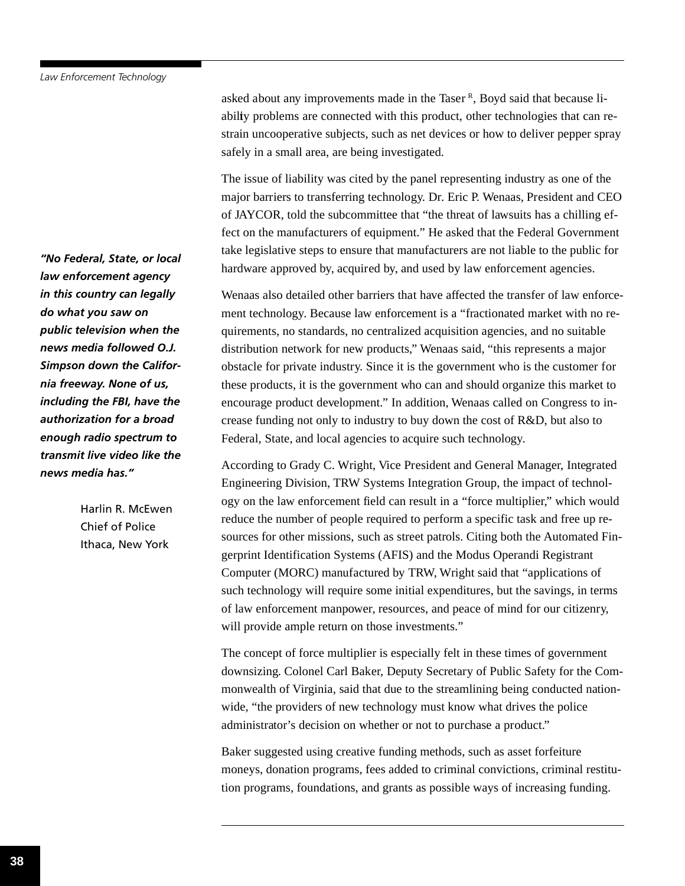asked about any improvements made in the Taser [R], Boyd said that because liability problems are connected with this product, other technologies that can restrain uncooperative subjects, such as net devices or how to deliver pepper spray safely in a small area, are being investigated.

The issue of liability was cited by the panel representing industry as one of the major barriers to transferring technology. Dr. Eric P. Wenaas, President and CEO of JAYCOR, told the subcommittee that "the threat of lawsuits has a chilling effect on the manufacturers of equipment." He asked that the Federal Government take legislative steps to ensure that manufacturers are not liable to the public for hardware approved by, acquired by, and used by law enforcement agencies.

> ***"No Federal, State, or local law enforcement agency in this country can legally do what you saw on public television when the news media followed O.J. Simpson down the California freeway. None of us, including the FBI, have the authorization for a broad enough radio spectrum to transmit live video like the news media has."***
>
> Harlin R. McEwen
> Chief of Police
> Ithaca, New York

Wenaas also detailed other barriers that have affected the transfer of law enforcement technology. Because law enforcement is a "fractionated market with no requirements, no standards, no centralized acquisition agencies, and no suitable distribution network for new products," Wenaas said, "this represents a major obstacle for private industry. Since it is the government who is the customer for these products, it is the government who can and should organize this market to encourage product development." In addition, Wenaas called on Congress to increase funding not only to industry to buy down the cost of R&D, but also to Federal, State, and local agencies to acquire such technology.

According to Grady C. Wright, Vice President and General Manager, Integrated Engineering Division, TRW Systems Integration Group, the impact of technology on the law enforcement field can result in a "force multiplier," which would reduce the number of people required to perform a specific task and free up resources for other missions, such as street patrols. Citing both the Automated Fingerprint Identification Systems (AFIS) and the Modus Operandi Registrant Computer (MORC) manufactured by TRW, Wright said that "applications of such technology will require some initial expenditures, but the savings, in terms of law enforcement manpower, resources, and peace of mind for our citizenry, will provide ample return on those investments."

The concept of force multiplier is especially felt in these times of government downsizing. Colonel Carl Baker, Deputy Secretary of Public Safety for the Commonwealth of Virginia, said that due to the streamlining being conducted nationwide, "the providers of new technology must know what drives the police administrator's decision on whether or not to purchase a product."

Baker suggested using creative funding methods, such as asset forfeiture moneys, donation programs, fees added to criminal convictions, criminal restitution programs, foundations, and grants as possible ways of increasing funding.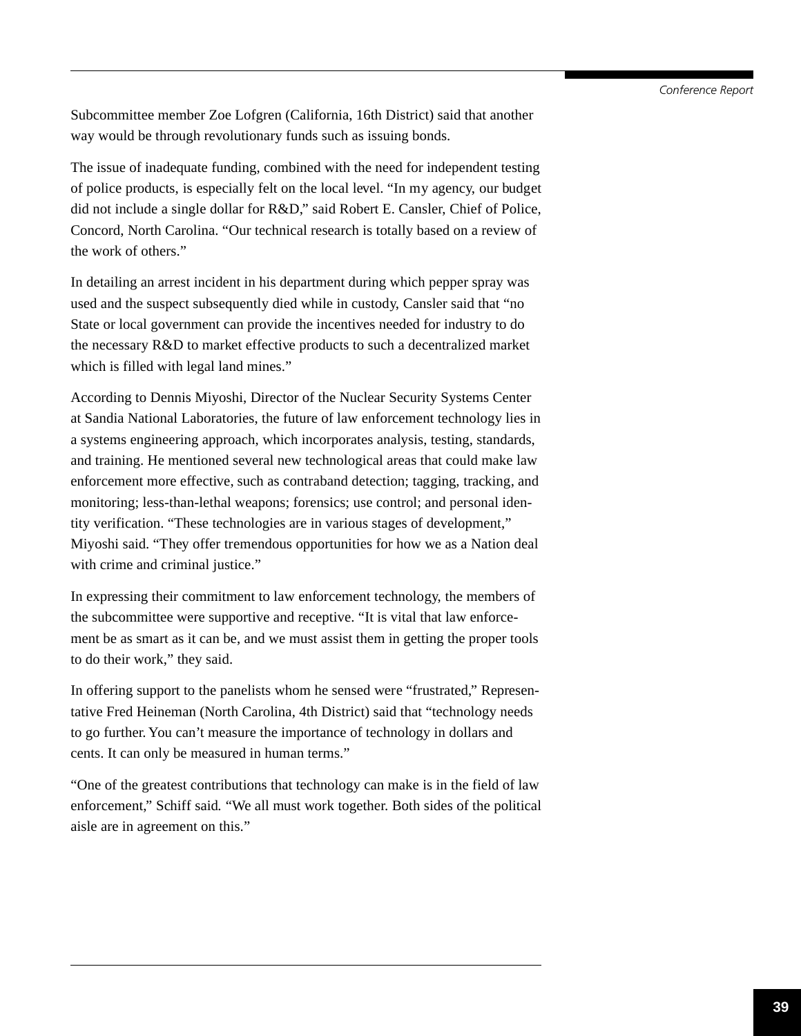Subcommittee member Zoe Lofgren (California, 16th District) said that another way would be through revolutionary funds such as issuing bonds.

The issue of inadequate funding, combined with the need for independent testing of police products, is especially felt on the local level. "In my agency, our budget did not include a single dollar for R&D," said Robert E. Cansler, Chief of Police, Concord, North Carolina. "Our technical research is totally based on a review of the work of others."

In detailing an arrest incident in his department during which pepper spray was used and the suspect subsequently died while in custody, Cansler said that "no State or local government can provide the incentives needed for industry to do the necessary R&D to market effective products to such a decentralized market which is filled with legal land mines."

According to Dennis Miyoshi, Director of the Nuclear Security Systems Center at Sandia National Laboratories, the future of law enforcement technology lies in a systems engineering approach, which incorporates analysis, testing, standards, and training. He mentioned several new technological areas that could make law enforcement more effective, such as contraband detection; tagging, tracking, and monitoring; less-than-lethal weapons; forensics; use control; and personal identity verification. "These technologies are in various stages of development," Miyoshi said. "They offer tremendous opportunities for how we as a Nation deal with crime and criminal justice."

In expressing their commitment to law enforcement technology, the members of the subcommittee were supportive and receptive. "It is vital that law enforcement be as smart as it can be, and we must assist them in getting the proper tools to do their work," they said.

In offering support to the panelists whom he sensed were "frustrated," Representative Fred Heineman (North Carolina, 4th District) said that "technology needs to go further. You can't measure the importance of technology in dollars and cents. It can only be measured in human terms."

"One of the greatest contributions that technology can make is in the field of law enforcement," Schiff said. "We all must work together. Both sides of the political aisle are in agreement on this."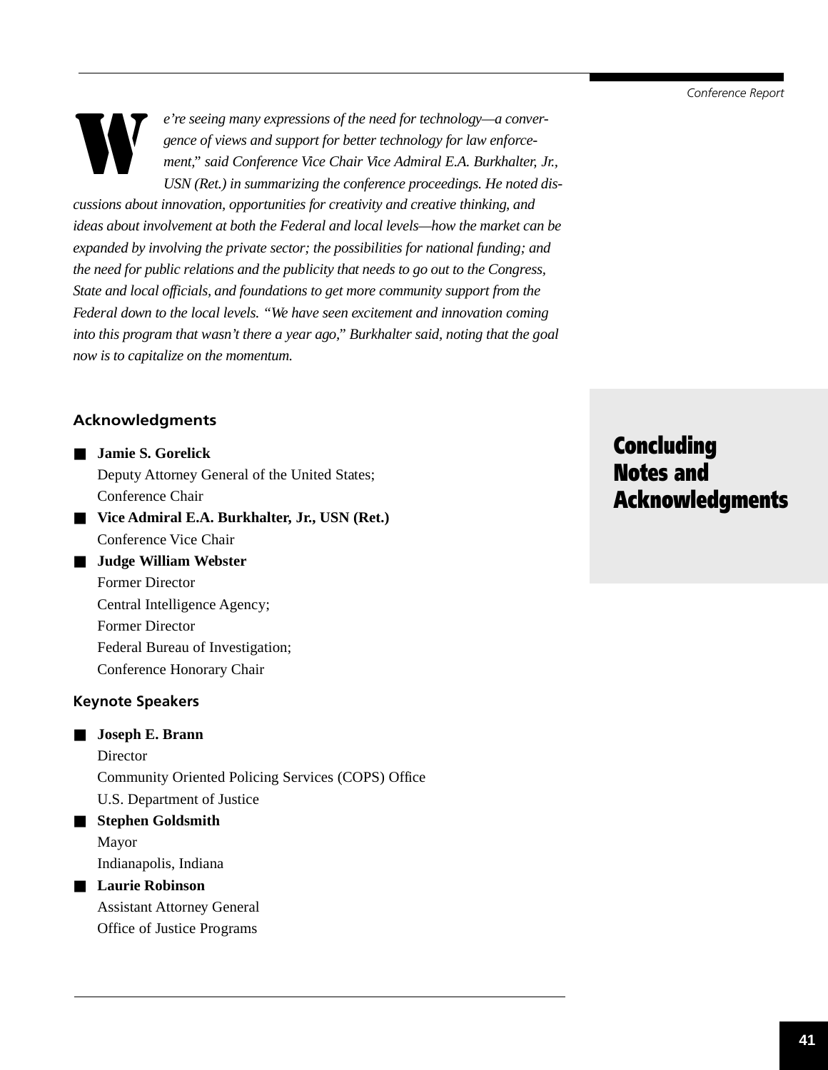# Concluding Notes and Acknowledgments

*We're seeing many expressions of the need for technology—a convergence of views and support for better technology for law enforcement," said Conference Vice Chair Vice Admiral E.A. Burkhalter, Jr., USN (Ret.) in summarizing the conference proceedings. He noted discussions about innovation, opportunities for creativity and creative thinking, and ideas about involvement at both the Federal and local levels—how the market can be expanded by involving the private sector; the possibilities for national funding; and the need for public relations and the publicity that needs to go out to the Congress, State and local officials, and foundations to get more community support from the Federal down to the local levels. "We have seen excitement and innovation coming into this program that wasn't there a year ago," Burkhalter said, noting that the goal now is to capitalize on the momentum.*

## Acknowledgments

- **Jamie S. Gorelick**
  Deputy Attorney General of the United States;
  Conference Chair
- **Vice Admiral E.A. Burkhalter, Jr., USN (Ret.)**
  Conference Vice Chair
- **Judge William Webster**
  Former Director
  Central Intelligence Agency;
  Former Director
  Federal Bureau of Investigation;
  Conference Honorary Chair

## Keynote Speakers

- **Joseph E. Brann**
  Director
  Community Oriented Policing Services (COPS) Office
  U.S. Department of Justice
- **Stephen Goldsmith**
  Mayor
  Indianapolis, Indiana
- **Laurie Robinson**
  Assistant Attorney General
  Office of Justice Programs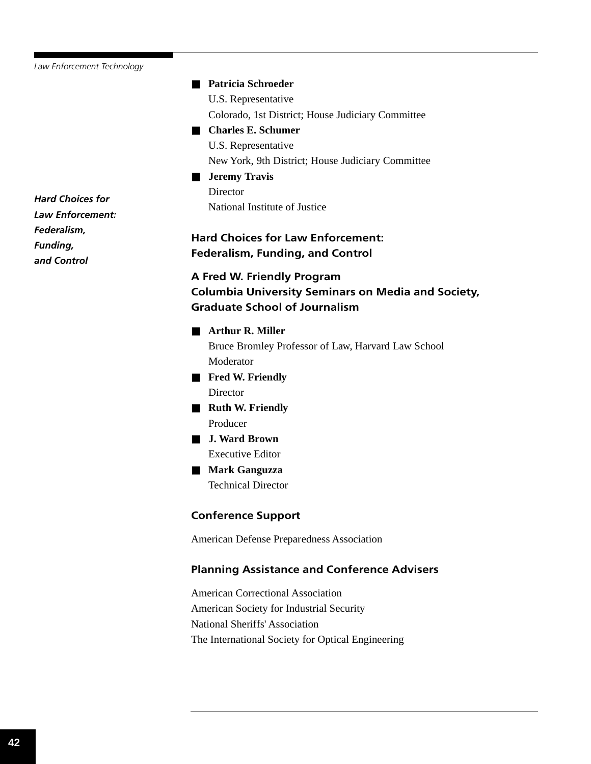- **Patricia Schroeder**
  U.S. Representative
  Colorado, 1st District; House Judiciary Committee
- **Charles E. Schumer**
  U.S. Representative
  New York, 9th District; House Judiciary Committee
- **Jeremy Travis**
  Director
  National Institute of Justice

*Hard Choices for Law Enforcement: Federalism, Funding, and Control*

## Hard Choices for Law Enforcement: Federalism, Funding, and Control

### A Fred W. Friendly Program
### Columbia University Seminars on Media and Society, Graduate School of Journalism

- **Arthur R. Miller**
  Bruce Bromley Professor of Law, Harvard Law School
  Moderator
- **Fred W. Friendly**
  Director
- **Ruth W. Friendly**
  Producer
- **J. Ward Brown**
  Executive Editor
- **Mark Ganguzza**
  Technical Director

### Conference Support

American Defense Preparedness Association

### Planning Assistance and Conference Advisers

American Correctional Association
American Society for Industrial Security
National Sheriffs' Association
The International Society for Optical Engineering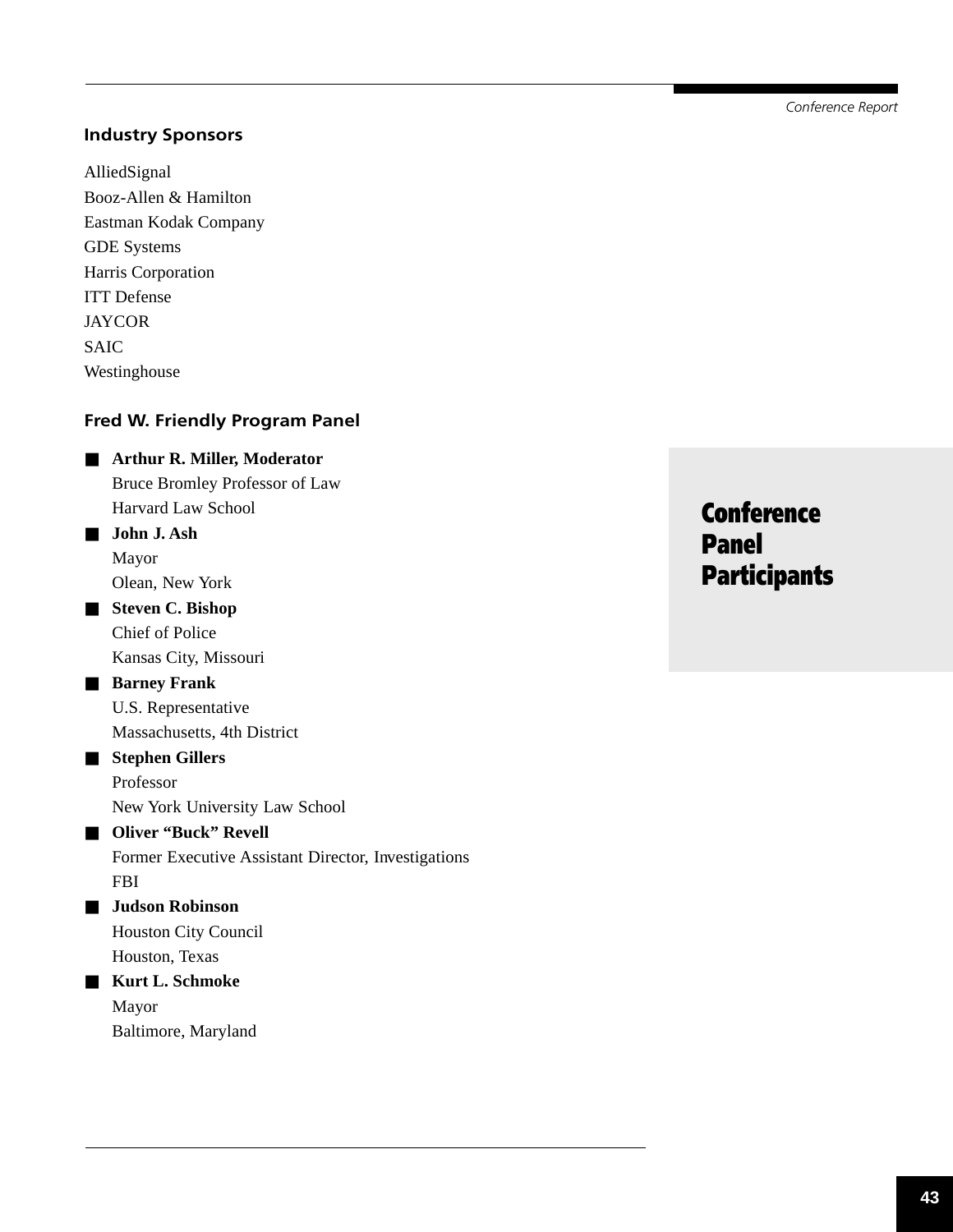## Industry Sponsors

AlliedSignal
Booz-Allen & Hamilton
Eastman Kodak Company
GDE Systems
Harris Corporation
ITT Defense
JAYCOR
SAIC
Westinghouse

## Fred W. Friendly Program Panel

- **Arthur R. Miller, Moderator**
  Bruce Bromley Professor of Law
  Harvard Law School
- **John J. Ash**
  Mayor
  Olean, New York
- **Steven C. Bishop**
  Chief of Police
  Kansas City, Missouri
- **Barney Frank**
  U.S. Representative
  Massachusetts, 4th District
- **Stephen Gillers**
  Professor
  New York University Law School
- **Oliver "Buck" Revell**
  Former Executive Assistant Director, Investigations
  FBI
- **Judson Robinson**
  Houston City Council
  Houston, Texas
- **Kurt L. Schmoke**
  Mayor
  Baltimore, Maryland

# Conference Panel Participants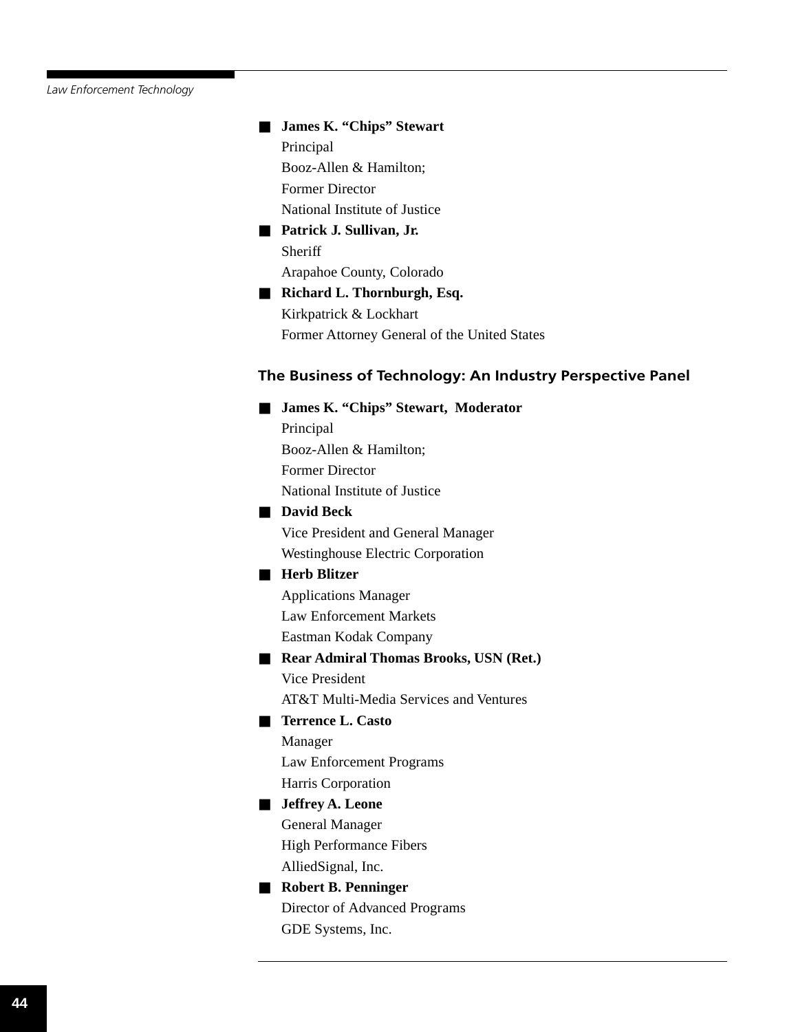- **James K. "Chips" Stewart**
  Principal
  Booz-Allen & Hamilton;
  Former Director
  National Institute of Justice
- **Patrick J. Sullivan, Jr.**
  Sheriff
  Arapahoe County, Colorado
- **Richard L. Thornburgh, Esq.**
  Kirkpatrick & Lockhart
  Former Attorney General of the United States

### The Business of Technology: An Industry Perspective Panel

- **James K. "Chips" Stewart, Moderator**
  Principal
  Booz-Allen & Hamilton;
  Former Director
  National Institute of Justice
- **David Beck**
  Vice President and General Manager
  Westinghouse Electric Corporation
- **Herb Blitzer**
  Applications Manager
  Law Enforcement Markets
  Eastman Kodak Company
- **Rear Admiral Thomas Brooks, USN (Ret.)**
  Vice President
  AT&T Multi-Media Services and Ventures
- **Terrence L. Casto**
  Manager
  Law Enforcement Programs
  Harris Corporation
- **Jeffrey A. Leone**
  General Manager
  High Performance Fibers
  AlliedSignal, Inc.
- **Robert B. Penninger**
  Director of Advanced Programs
  GDE Systems, Inc.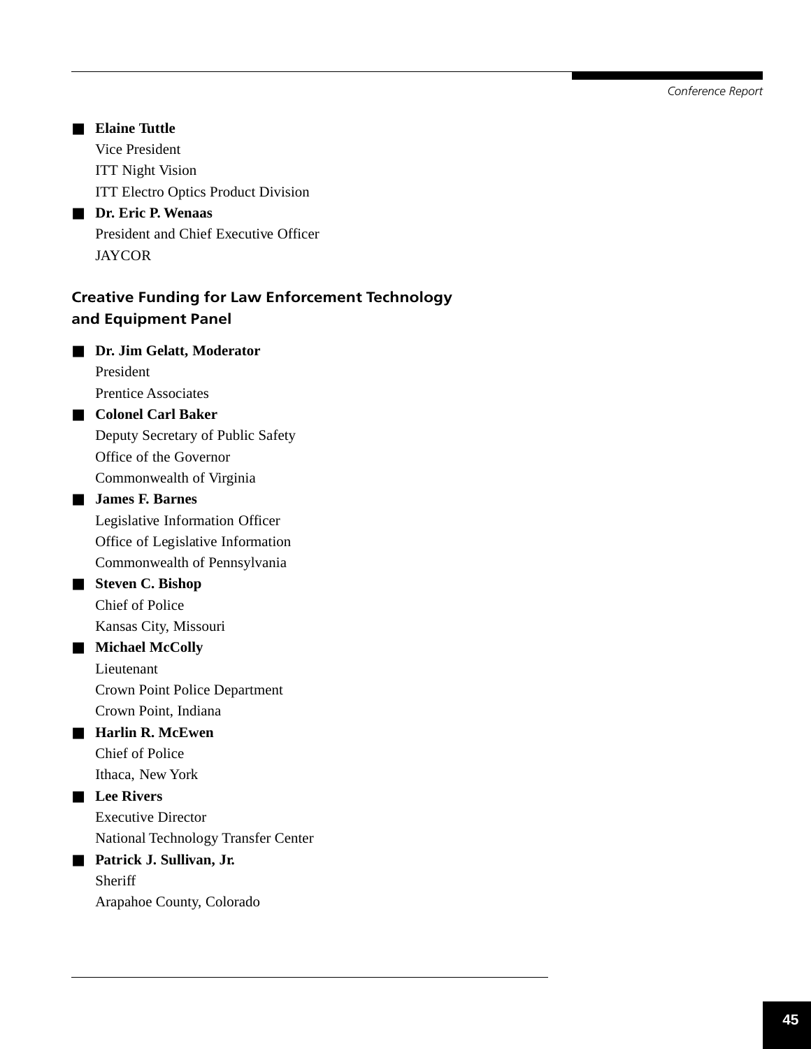- **Elaine Tuttle**  
  Vice President  
  ITT Night Vision  
  ITT Electro Optics Product Division
- **Dr. Eric P. Wenaas**  
  President and Chief Executive Officer  
  JAYCOR

## Creative Funding for Law Enforcement Technology and Equipment Panel

- **Dr. Jim Gelatt, Moderator**  
  President  
  Prentice Associates
- **Colonel Carl Baker**  
  Deputy Secretary of Public Safety  
  Office of the Governor  
  Commonwealth of Virginia
- **James F. Barnes**  
  Legislative Information Officer  
  Office of Legislative Information  
  Commonwealth of Pennsylvania
- **Steven C. Bishop**  
  Chief of Police  
  Kansas City, Missouri
- **Michael McColly**  
  Lieutenant  
  Crown Point Police Department  
  Crown Point, Indiana
- **Harlin R. McEwen**  
  Chief of Police  
  Ithaca, New York
- **Lee Rivers**  
  Executive Director  
  National Technology Transfer Center
- **Patrick J. Sullivan, Jr.**  
  Sheriff  
  Arapahoe County, Colorado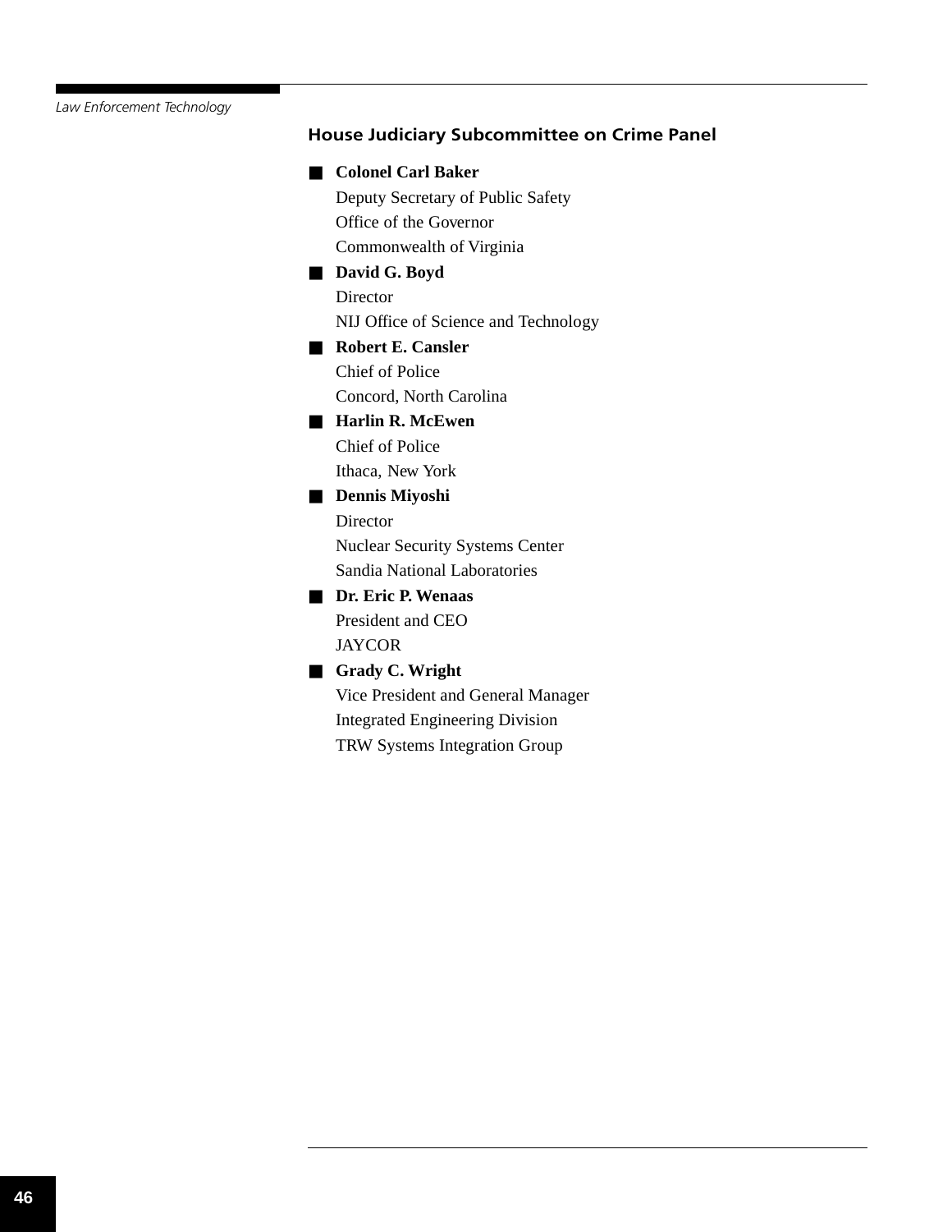### House Judiciary Subcommittee on Crime Panel

- **Colonel Carl Baker**
  Deputy Secretary of Public Safety
  Office of the Governor
  Commonwealth of Virginia
- **David G. Boyd**
  Director
  NIJ Office of Science and Technology
- **Robert E. Cansler**
  Chief of Police
  Concord, North Carolina
- **Harlin R. McEwen**
  Chief of Police
  Ithaca, New York
- **Dennis Miyoshi**
  Director
  Nuclear Security Systems Center
  Sandia National Laboratories
- **Dr. Eric P. Wenaas**
  President and CEO
  JAYCOR
- **Grady C. Wright**
  Vice President and General Manager
  Integrated Engineering Division
  TRW Systems Integration Group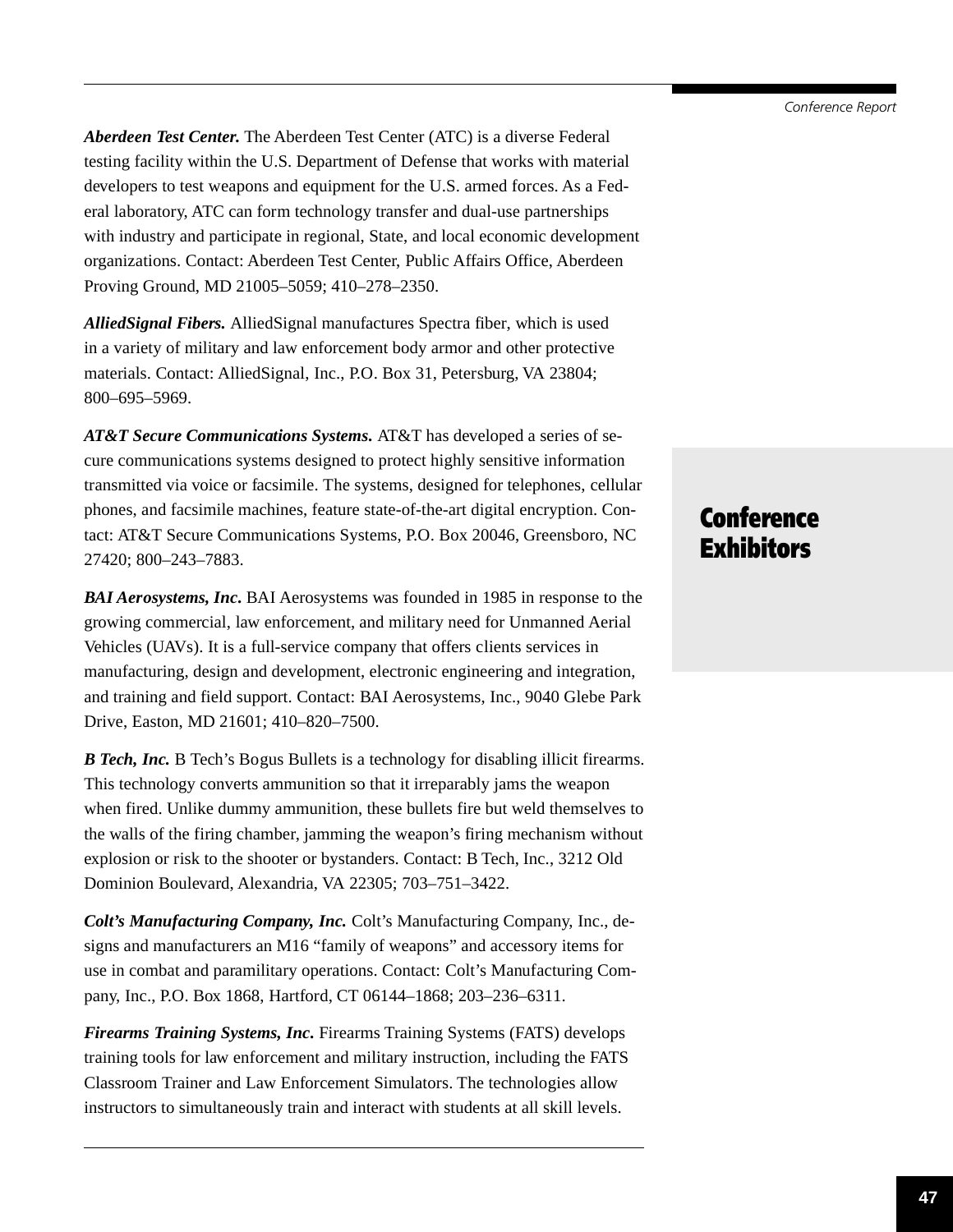## Conference Exhibitors

***Aberdeen Test Center.*** The Aberdeen Test Center (ATC) is a diverse Federal testing facility within the U.S. Department of Defense that works with material developers to test weapons and equipment for the U.S. armed forces. As a Federal laboratory, ATC can form technology transfer and dual-use partnerships with industry and participate in regional, State, and local economic development organizations. Contact: Aberdeen Test Center, Public Affairs Office, Aberdeen Proving Ground, MD 21005–5059; 410–278–2350.

***AlliedSignal Fibers.*** AlliedSignal manufactures Spectra fiber, which is used in a variety of military and law enforcement body armor and other protective materials. Contact: AlliedSignal, Inc., P.O. Box 31, Petersburg, VA 23804; 800–695–5969.

***AT&T Secure Communications Systems.*** AT&T has developed a series of secure communications systems designed to protect highly sensitive information transmitted via voice or facsimile. The systems, designed for telephones, cellular phones, and facsimile machines, feature state-of-the-art digital encryption. Contact: AT&T Secure Communications Systems, P.O. Box 20046, Greensboro, NC 27420; 800–243–7883.

***BAI Aerosystems, Inc.*** BAI Aerosystems was founded in 1985 in response to the growing commercial, law enforcement, and military need for Unmanned Aerial Vehicles (UAVs). It is a full-service company that offers clients services in manufacturing, design and development, electronic engineering and integration, and training and field support. Contact: BAI Aerosystems, Inc., 9040 Glebe Park Drive, Easton, MD 21601; 410–820–7500.

***B Tech, Inc.*** B Tech's Bogus Bullets is a technology for disabling illicit firearms. This technology converts ammunition so that it irreparably jams the weapon when fired. Unlike dummy ammunition, these bullets fire but weld themselves to the walls of the firing chamber, jamming the weapon's firing mechanism without explosion or risk to the shooter or bystanders. Contact: B Tech, Inc., 3212 Old Dominion Boulevard, Alexandria, VA 22305; 703–751–3422.

***Colt's Manufacturing Company, Inc.*** Colt's Manufacturing Company, Inc., designs and manufacturers an M16 "family of weapons" and accessory items for use in combat and paramilitary operations. Contact: Colt's Manufacturing Company, Inc., P.O. Box 1868, Hartford, CT 06144–1868; 203–236–6311.

***Firearms Training Systems, Inc.*** Firearms Training Systems (FATS) develops training tools for law enforcement and military instruction, including the FATS Classroom Trainer and Law Enforcement Simulators. The technologies allow instructors to simultaneously train and interact with students at all skill levels.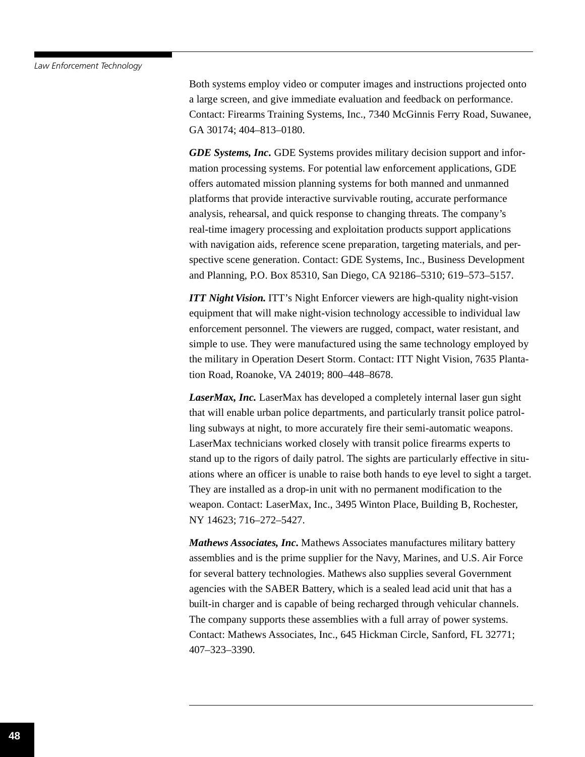Both systems employ video or computer images and instructions projected onto a large screen, and give immediate evaluation and feedback on performance. Contact: Firearms Training Systems, Inc., 7340 McGinnis Ferry Road, Suwanee, GA 30174; 404–813–0180.

***GDE Systems, Inc.*** GDE Systems provides military decision support and information processing systems. For potential law enforcement applications, GDE offers automated mission planning systems for both manned and unmanned platforms that provide interactive survivable routing, accurate performance analysis, rehearsal, and quick response to changing threats. The company's real-time imagery processing and exploitation products support applications with navigation aids, reference scene preparation, targeting materials, and perspective scene generation. Contact: GDE Systems, Inc., Business Development and Planning, P.O. Box 85310, San Diego, CA 92186–5310; 619–573–5157.

***ITT Night Vision.*** ITT's Night Enforcer viewers are high-quality night-vision equipment that will make night-vision technology accessible to individual law enforcement personnel. The viewers are rugged, compact, water resistant, and simple to use. They were manufactured using the same technology employed by the military in Operation Desert Storm. Contact: ITT Night Vision, 7635 Plantation Road, Roanoke, VA 24019; 800–448–8678.

***LaserMax, Inc.*** LaserMax has developed a completely internal laser gun sight that will enable urban police departments, and particularly transit police patrolling subways at night, to more accurately fire their semi-automatic weapons. LaserMax technicians worked closely with transit police firearms experts to stand up to the rigors of daily patrol. The sights are particularly effective in situations where an officer is unable to raise both hands to eye level to sight a target. They are installed as a drop-in unit with no permanent modification to the weapon. Contact: LaserMax, Inc., 3495 Winton Place, Building B, Rochester, NY 14623; 716–272–5427.

***Mathews Associates, Inc.*** Mathews Associates manufactures military battery assemblies and is the prime supplier for the Navy, Marines, and U.S. Air Force for several battery technologies. Mathews also supplies several Government agencies with the SABER Battery, which is a sealed lead acid unit that has a built-in charger and is capable of being recharged through vehicular channels. The company supports these assemblies with a full array of power systems. Contact: Mathews Associates, Inc., 645 Hickman Circle, Sanford, FL 32771; 407–323–3390.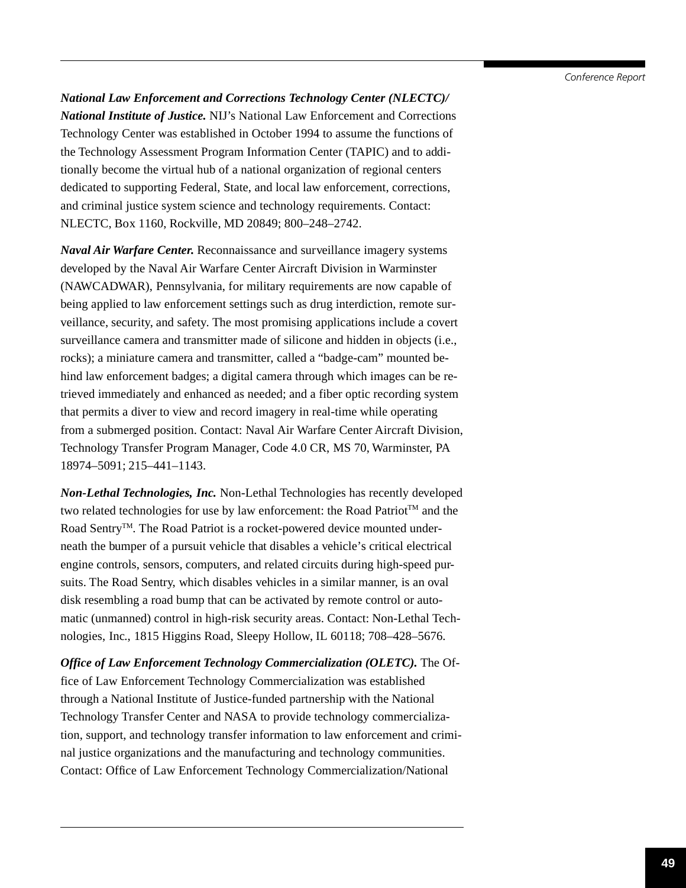***National Law Enforcement and Corrections Technology Center (NLECTC)/ National Institute of Justice.*** NIJ's National Law Enforcement and Corrections Technology Center was established in October 1994 to assume the functions of the Technology Assessment Program Information Center (TAPIC) and to additionally become the virtual hub of a national organization of regional centers dedicated to supporting Federal, State, and local law enforcement, corrections, and criminal justice system science and technology requirements. Contact: NLECTC, Box 1160, Rockville, MD 20849; 800–248–2742.

***Naval Air Warfare Center.*** Reconnaissance and surveillance imagery systems developed by the Naval Air Warfare Center Aircraft Division in Warminster (NAWCADWAR), Pennsylvania, for military requirements are now capable of being applied to law enforcement settings such as drug interdiction, remote surveillance, security, and safety. The most promising applications include a covert surveillance camera and transmitter made of silicone and hidden in objects (i.e., rocks); a miniature camera and transmitter, called a "badge-cam" mounted behind law enforcement badges; a digital camera through which images can be retrieved immediately and enhanced as needed; and a fiber optic recording system that permits a diver to view and record imagery in real-time while operating from a submerged position. Contact: Naval Air Warfare Center Aircraft Division, Technology Transfer Program Manager, Code 4.0 CR, MS 70, Warminster, PA 18974–5091; 215–441–1143.

***Non-Lethal Technologies, Inc.*** Non-Lethal Technologies has recently developed two related technologies for use by law enforcement: the Road Patriot™ and the Road Sentry™. The Road Patriot is a rocket-powered device mounted underneath the bumper of a pursuit vehicle that disables a vehicle's critical electrical engine controls, sensors, computers, and related circuits during high-speed pursuits. The Road Sentry, which disables vehicles in a similar manner, is an oval disk resembling a road bump that can be activated by remote control or automatic (unmanned) control in high-risk security areas. Contact: Non-Lethal Technologies, Inc., 1815 Higgins Road, Sleepy Hollow, IL 60118; 708–428–5676.

***Office of Law Enforcement Technology Commercialization (OLETC).*** The Office of Law Enforcement Technology Commercialization was established through a National Institute of Justice-funded partnership with the National Technology Transfer Center and NASA to provide technology commercialization, support, and technology transfer information to law enforcement and criminal justice organizations and the manufacturing and technology communities. Contact: Office of Law Enforcement Technology Commercialization/National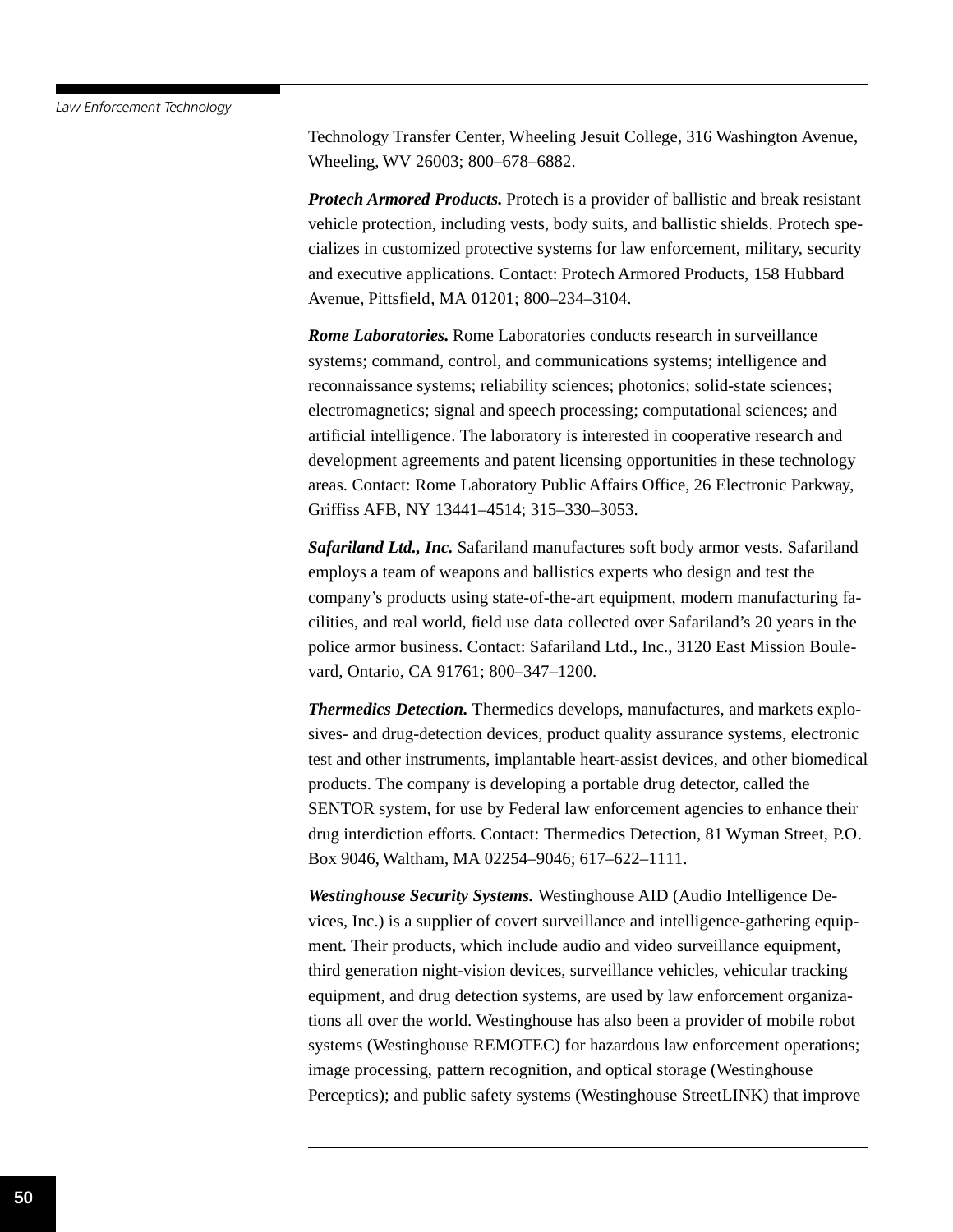Technology Transfer Center, Wheeling Jesuit College, 316 Washington Avenue, Wheeling, WV 26003; 800–678–6882.

***Protech Armored Products.*** Protech is a provider of ballistic and break resistant vehicle protection, including vests, body suits, and ballistic shields. Protech specializes in customized protective systems for law enforcement, military, security and executive applications. Contact: Protech Armored Products, 158 Hubbard Avenue, Pittsfield, MA 01201; 800–234–3104.

***Rome Laboratories.*** Rome Laboratories conducts research in surveillance systems; command, control, and communications systems; intelligence and reconnaissance systems; reliability sciences; photonics; solid-state sciences; electromagnetics; signal and speech processing; computational sciences; and artificial intelligence. The laboratory is interested in cooperative research and development agreements and patent licensing opportunities in these technology areas. Contact: Rome Laboratory Public Affairs Office, 26 Electronic Parkway, Griffiss AFB, NY 13441–4514; 315–330–3053.

***Safariland Ltd., Inc.*** Safariland manufactures soft body armor vests. Safariland employs a team of weapons and ballistics experts who design and test the company's products using state-of-the-art equipment, modern manufacturing facilities, and real world, field use data collected over Safariland's 20 years in the police armor business. Contact: Safariland Ltd., Inc., 3120 East Mission Boulevard, Ontario, CA 91761; 800–347–1200.

***Thermedics Detection.*** Thermedics develops, manufactures, and markets explosives- and drug-detection devices, product quality assurance systems, electronic test and other instruments, implantable heart-assist devices, and other biomedical products. The company is developing a portable drug detector, called the SENTOR system, for use by Federal law enforcement agencies to enhance their drug interdiction efforts. Contact: Thermedics Detection, 81 Wyman Street, P.O. Box 9046, Waltham, MA 02254–9046; 617–622–1111.

***Westinghouse Security Systems.*** Westinghouse AID (Audio Intelligence Devices, Inc.) is a supplier of covert surveillance and intelligence-gathering equipment. Their products, which include audio and video surveillance equipment, third generation night-vision devices, surveillance vehicles, vehicular tracking equipment, and drug detection systems, are used by law enforcement organizations all over the world. Westinghouse has also been a provider of mobile robot systems (Westinghouse REMOTEC) for hazardous law enforcement operations; image processing, pattern recognition, and optical storage (Westinghouse Perceptics); and public safety systems (Westinghouse StreetLINK) that improve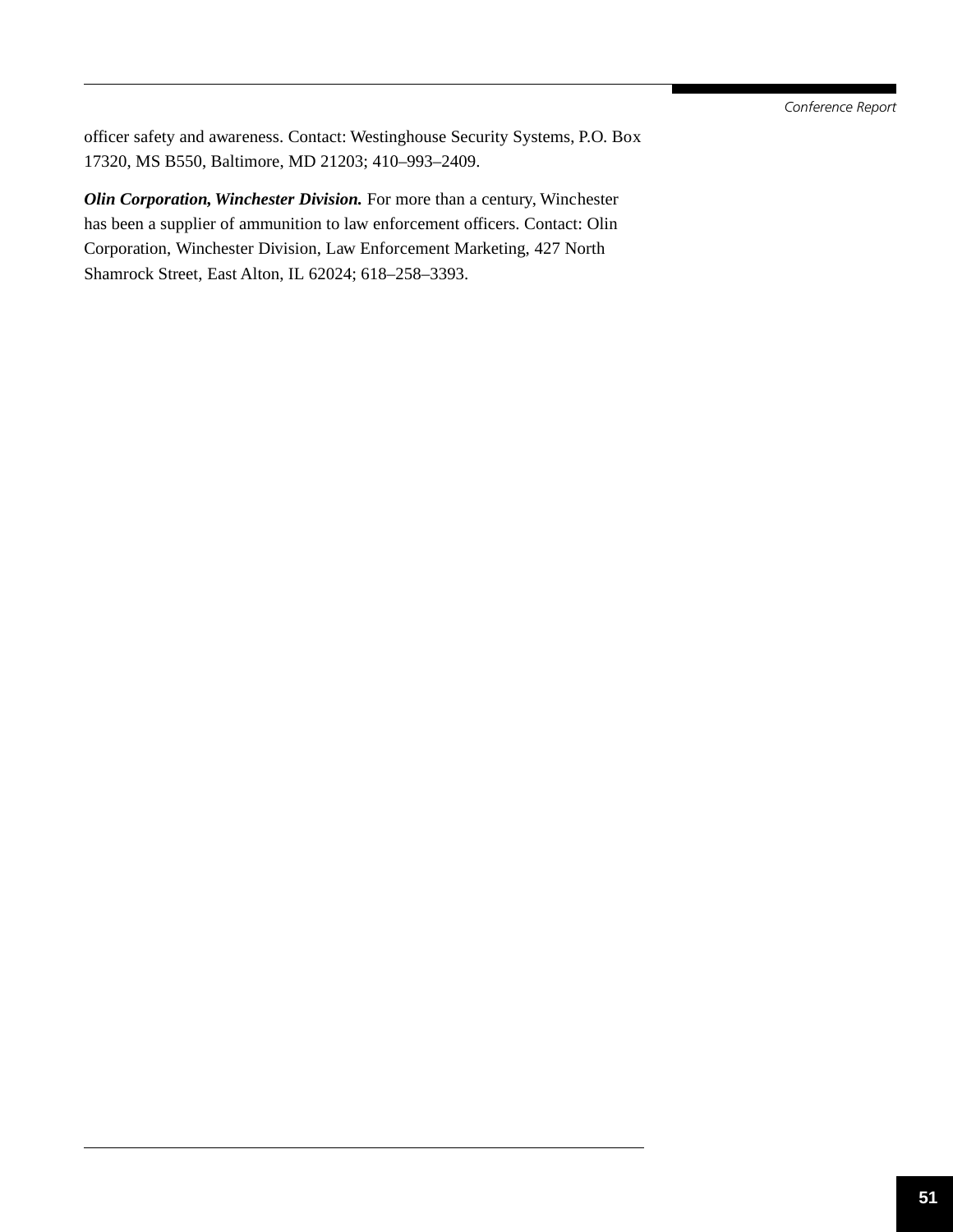officer safety and awareness. Contact: Westinghouse Security Systems, P.O. Box 17320, MS B550, Baltimore, MD 21203; 410–993–2409.

***Olin Corporation, Winchester Division.*** For more than a century, Winchester has been a supplier of ammunition to law enforcement officers. Contact: Olin Corporation, Winchester Division, Law Enforcement Marketing, 427 North Shamrock Street, East Alton, IL 62024; 618–258–3393.